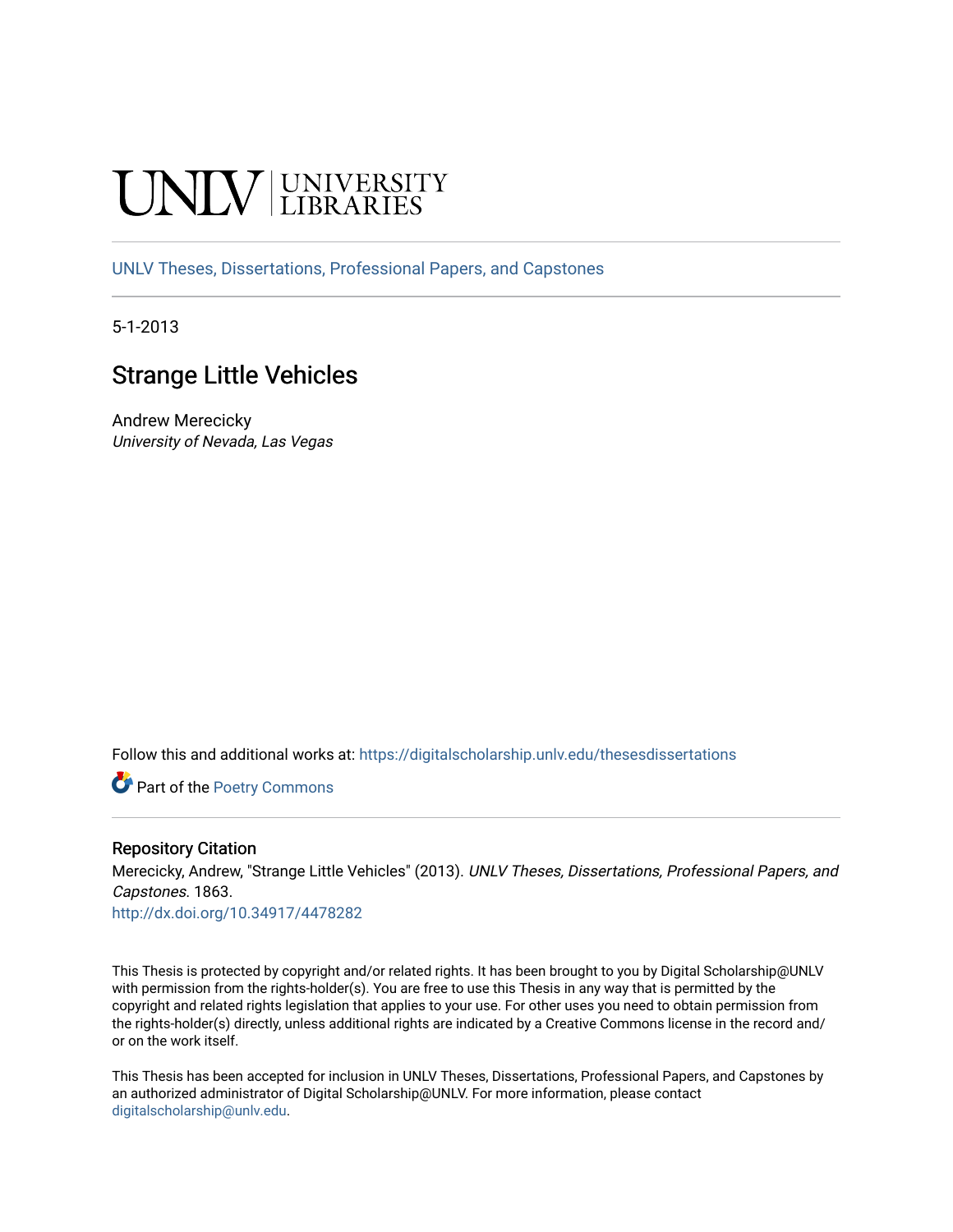UNLV | UNIVERSITY LIBRARIES

UNLV Theses, Dissertations, Professional Papers, and Capstones

5-1-2013

# Strange Little Vehicles

Andrew Merecicky
*University of Nevada, Las Vegas*

Follow this and additional works at: https://digitalscholarship.unlv.edu/thesesdissertations

Part of the Poetry Commons

## Repository Citation

Merecicky, Andrew, "Strange Little Vehicles" (2013). *UNLV Theses, Dissertations, Professional Papers, and Capstones*. 1863.
http://dx.doi.org/10.34917/4478282

This Thesis is protected by copyright and/or related rights. It has been brought to you by Digital Scholarship@UNLV with permission from the rights-holder(s). You are free to use this Thesis in any way that is permitted by the copyright and related rights legislation that applies to your use. For other uses you need to obtain permission from the rights-holder(s) directly, unless additional rights are indicated by a Creative Commons license in the record and/or on the work itself.

This Thesis has been accepted for inclusion in UNLV Theses, Dissertations, Professional Papers, and Capstones by an authorized administrator of Digital Scholarship@UNLV. For more information, please contact digitalscholarship@unlv.edu.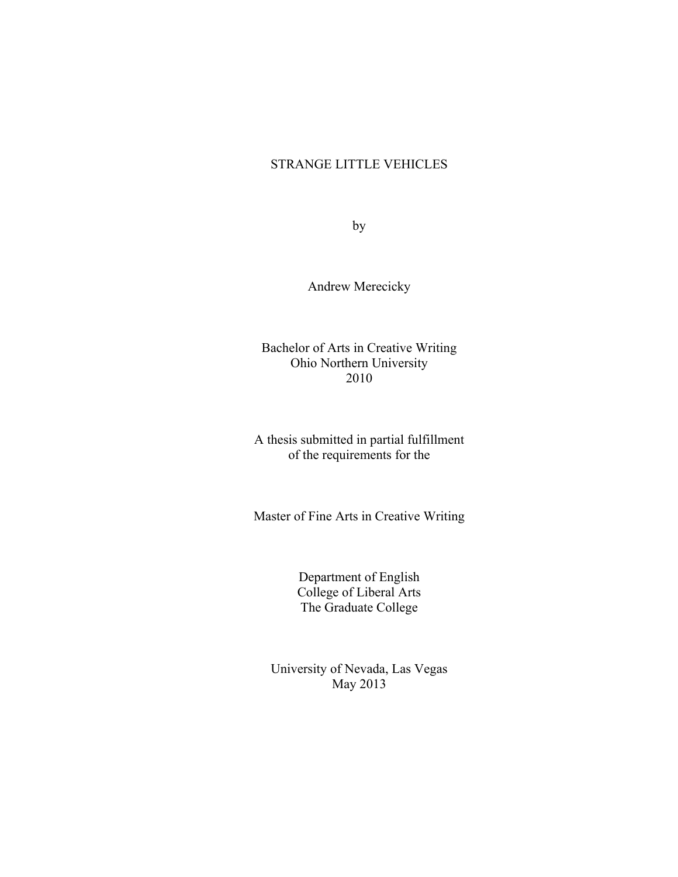# STRANGE LITTLE VEHICLES

by

Andrew Merecicky

Bachelor of Arts in Creative Writing
Ohio Northern University
2010

A thesis submitted in partial fulfillment
of the requirements for the

Master of Fine Arts in Creative Writing

Department of English
College of Liberal Arts
The Graduate College

University of Nevada, Las Vegas
May 2013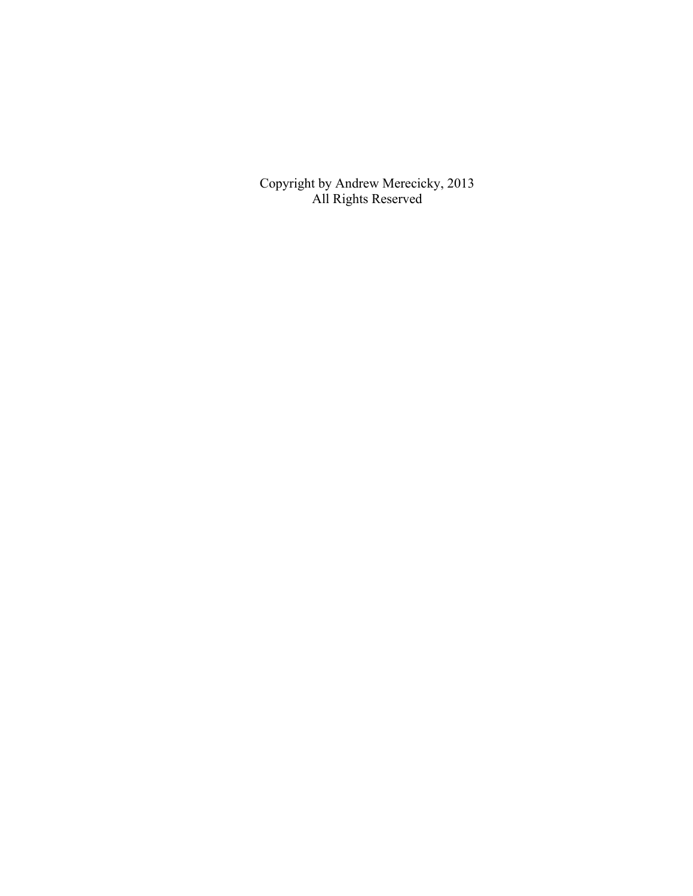Copyright by Andrew Merecicky, 2013
All Rights Reserved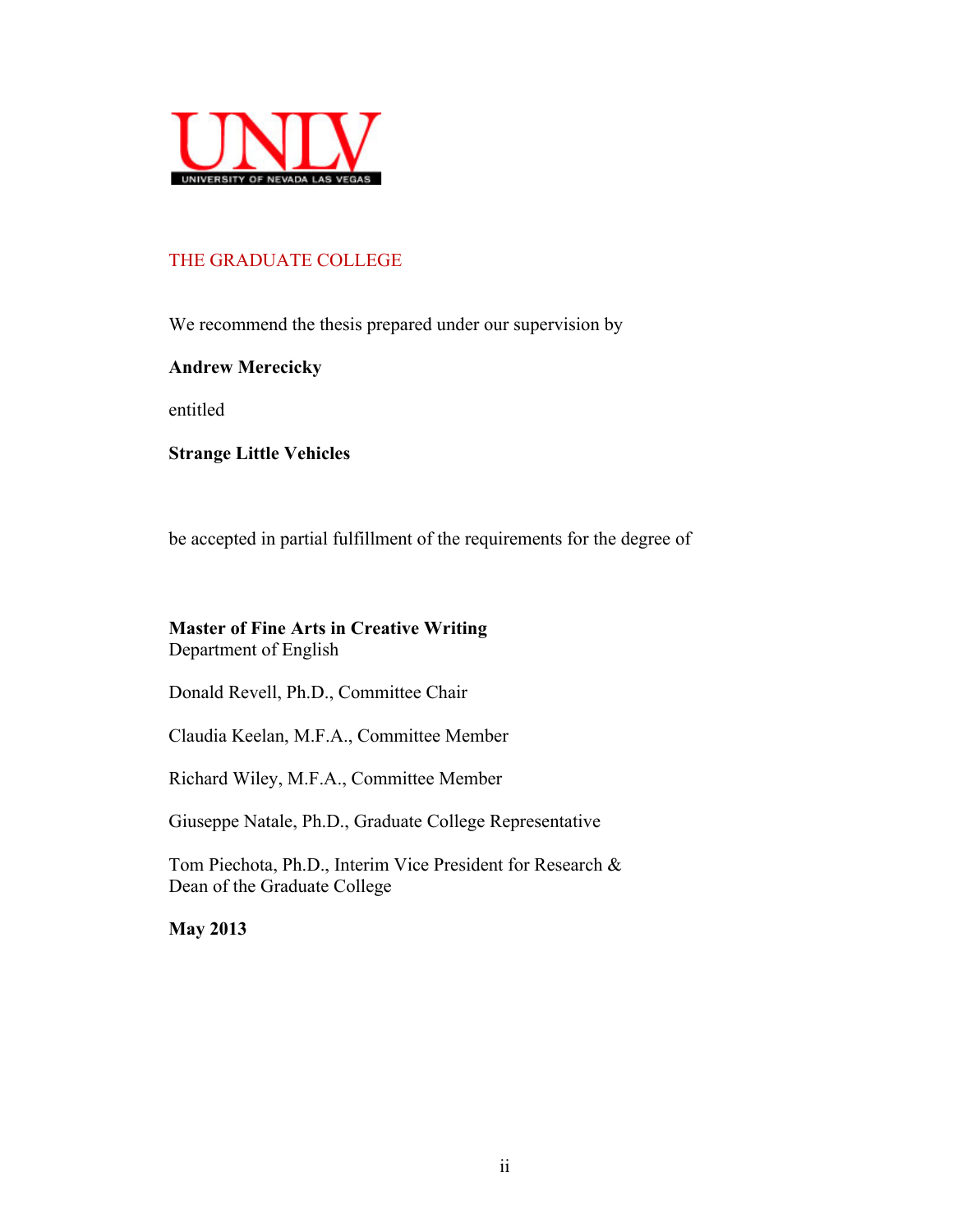UNLV

UNIVERSITY OF NEVADA LAS VEGAS

THE GRADUATE COLLEGE

We recommend the thesis prepared under our supervision by

**Andrew Merecicky**

entitled

**Strange Little Vehicles**

be accepted in partial fulfillment of the requirements for the degree of

**Master of Fine Arts in Creative Writing**
Department of English

Donald Revell, Ph.D., Committee Chair

Claudia Keelan, M.F.A., Committee Member

Richard Wiley, M.F.A., Committee Member

Giuseppe Natale, Ph.D., Graduate College Representative

Tom Piechota, Ph.D., Interim Vice President for Research &
Dean of the Graduate College

**May 2013**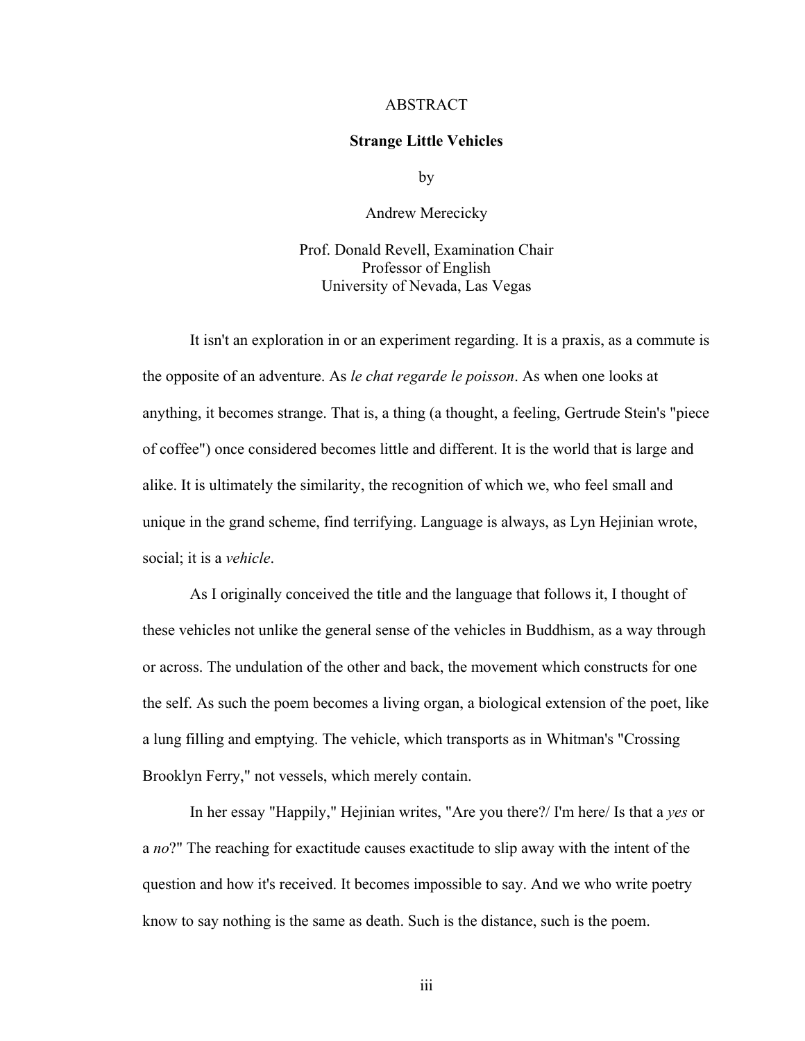# ABSTRACT

## Strange Little Vehicles

by

Andrew Merecicky

Prof. Donald Revell, Examination Chair
Professor of English
University of Nevada, Las Vegas

It isn't an exploration in or an experiment regarding. It is a praxis, as a commute is the opposite of an adventure. As *le chat regarde le poisson*. As when one looks at anything, it becomes strange. That is, a thing (a thought, a feeling, Gertrude Stein's "piece of coffee") once considered becomes little and different. It is the world that is large and alike. It is ultimately the similarity, the recognition of which we, who feel small and unique in the grand scheme, find terrifying. Language is always, as Lyn Hejinian wrote, social; it is a *vehicle*.

As I originally conceived the title and the language that follows it, I thought of these vehicles not unlike the general sense of the vehicles in Buddhism, as a way through or across. The undulation of the other and back, the movement which constructs for one the self. As such the poem becomes a living organ, a biological extension of the poet, like a lung filling and emptying. The vehicle, which transports as in Whitman's "Crossing Brooklyn Ferry," not vessels, which merely contain.

In her essay "Happily," Hejinian writes, "Are you there?/ I'm here/ Is that a *yes* or a *no*?" The reaching for exactitude causes exactitude to slip away with the intent of the question and how it's received. It becomes impossible to say. And we who write poetry know to say nothing is the same as death. Such is the distance, such is the poem.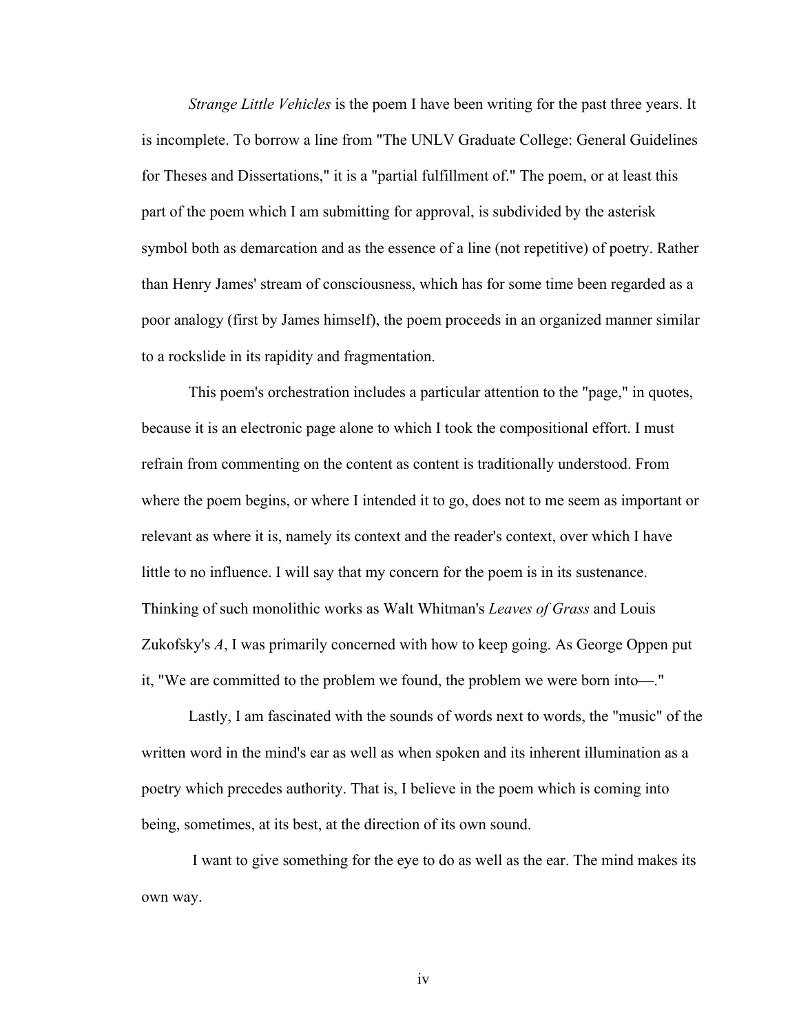*Strange Little Vehicles* is the poem I have been writing for the past three years. It is incomplete. To borrow a line from "The UNLV Graduate College: General Guidelines for Theses and Dissertations," it is a "partial fulfillment of." The poem, or at least this part of the poem which I am submitting for approval, is subdivided by the asterisk symbol both as demarcation and as the essence of a line (not repetitive) of poetry. Rather than Henry James' stream of consciousness, which has for some time been regarded as a poor analogy (first by James himself), the poem proceeds in an organized manner similar to a rockslide in its rapidity and fragmentation.

This poem's orchestration includes a particular attention to the "page," in quotes, because it is an electronic page alone to which I took the compositional effort. I must refrain from commenting on the content as content is traditionally understood. From where the poem begins, or where I intended it to go, does not to me seem as important or relevant as where it is, namely its context and the reader's context, over which I have little to no influence. I will say that my concern for the poem is in its sustenance. Thinking of such monolithic works as Walt Whitman's *Leaves of Grass* and Louis Zukofsky's *A*, I was primarily concerned with how to keep going. As George Oppen put it, "We are committed to the problem we found, the problem we were born into—."

Lastly, I am fascinated with the sounds of words next to words, the "music" of the written word in the mind's ear as well as when spoken and its inherent illumination as a poetry which precedes authority. That is, I believe in the poem which is coming into being, sometimes, at its best, at the direction of its own sound.

I want to give something for the eye to do as well as the ear. The mind makes its own way.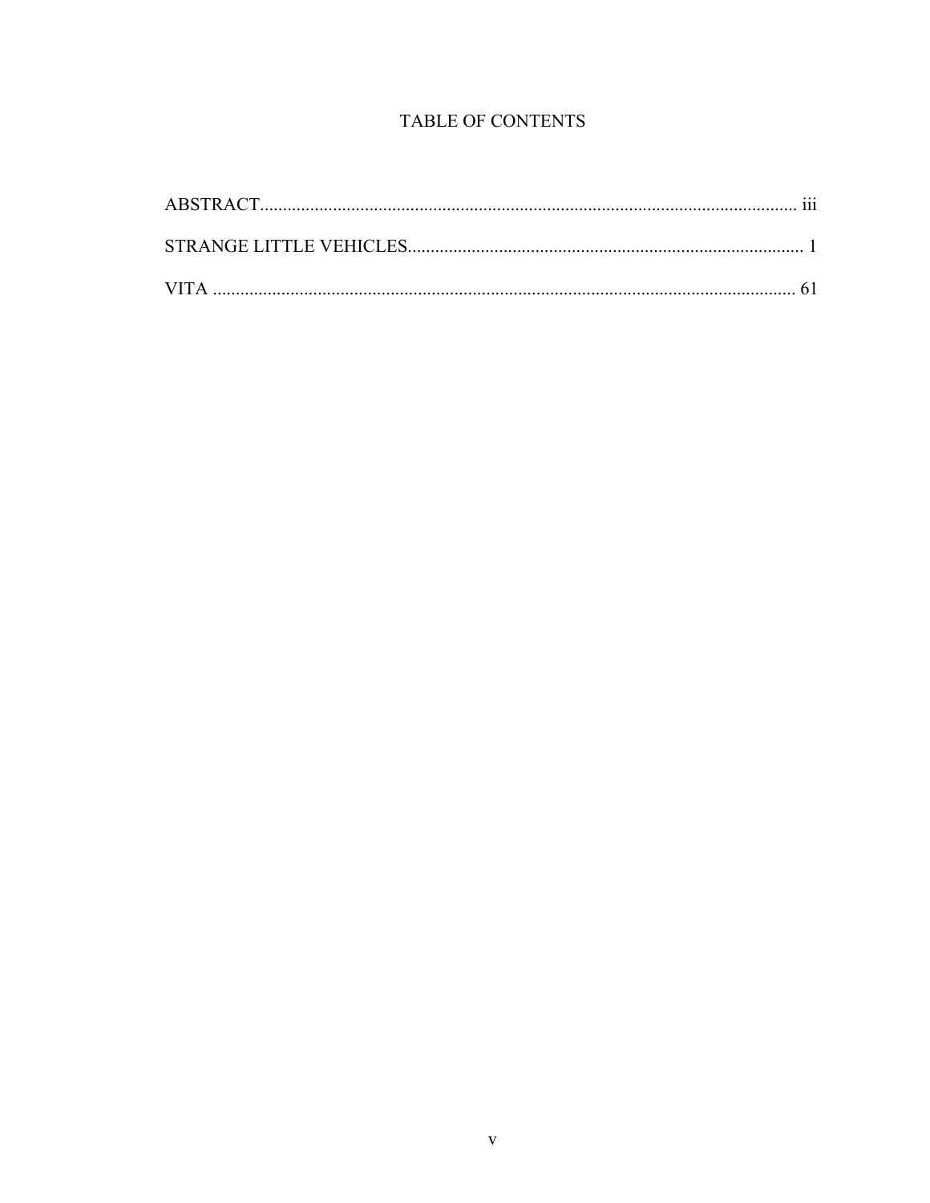# TABLE OF CONTENTS

ABSTRACT...................................................................................................................... iii

STRANGE LITTLE VEHICLES....................................................................................... 1

VITA ................................................................................................................................ 61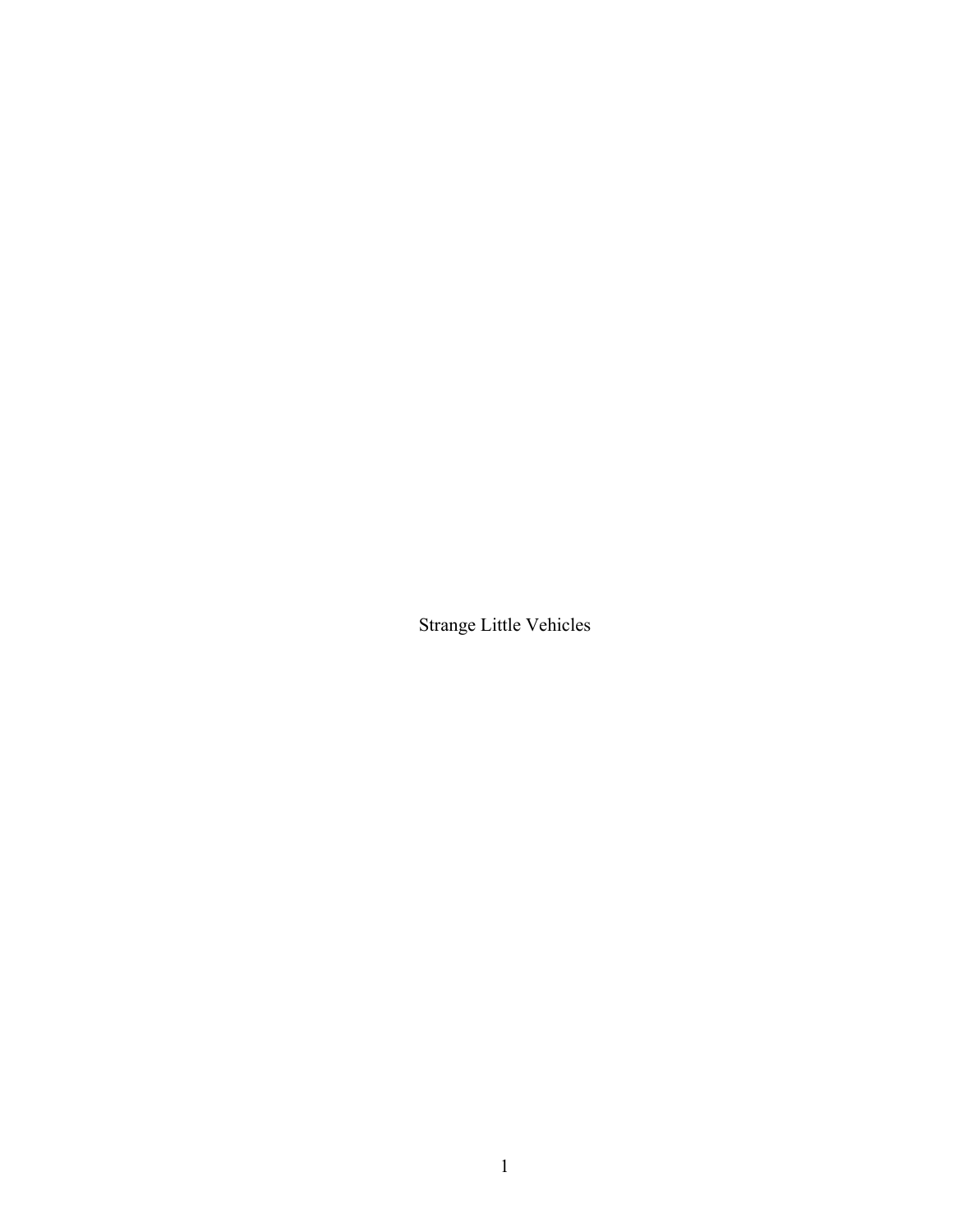Strange Little Vehicles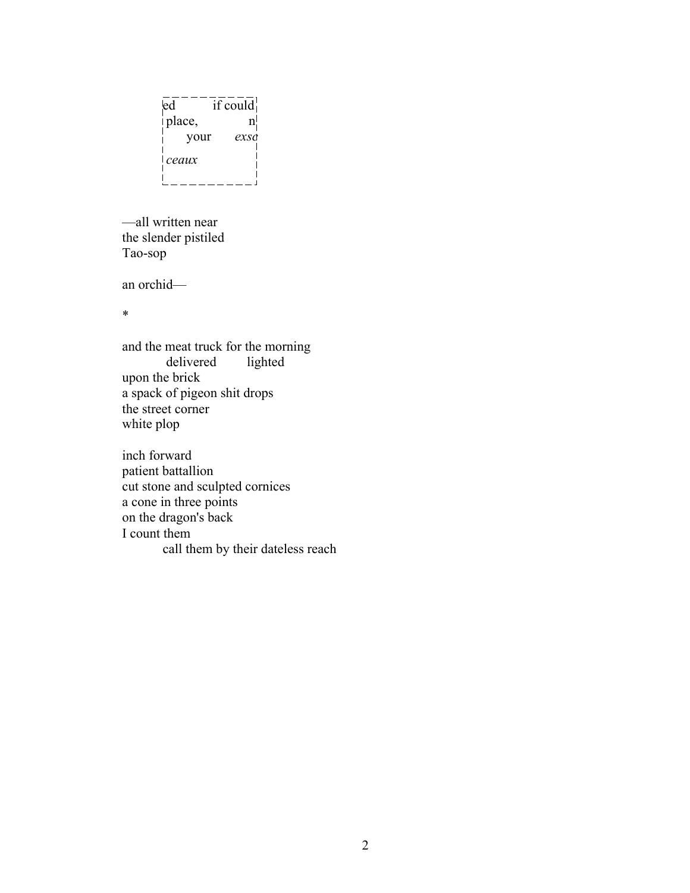ed        if could
place,            n
    your      *exso*

*ceaux*

—all written near
the slender pistiled
Tao-sop

an orchid—

*

and the meat truck for the morning
        delivered        lighted
upon the brick
a spack of pigeon shit drops
the street corner
white plop

inch forward
patient battallion
cut stone and sculpted cornices
a cone in three points
on the dragon's back
I count them
        call them by their dateless reach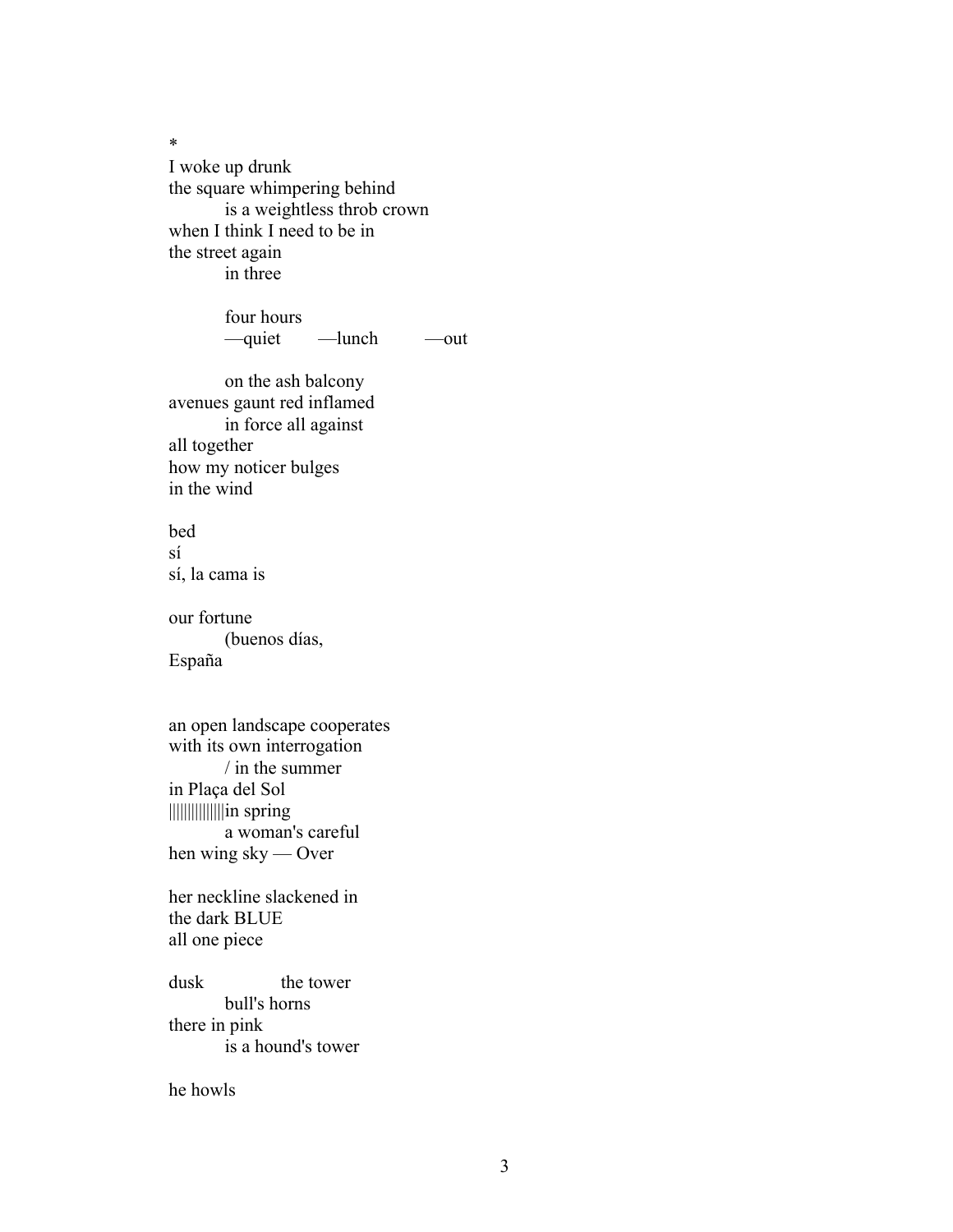*

I woke up drunk
the square whimpering behind
        is a weightless throb crown
when I think I need to be in
the street again
        in three

        four hours
        —quiet     —lunch     —out

        on the ash balcony
avenues gaunt red inflamed
        in force all against
all together
how my noticer bulges
in the wind

bed
sí
sí, la cama is

our fortune
        (buenos días,
España

an open landscape cooperates
with its own interrogation
        / in the summer
in Plaça del Sol
||||||||||||||in spring
        a woman's careful
hen wing sky — Over

her neckline slackened in
the dark BLUE
all one piece

dusk          the tower
        bull's horns
there in pink
        is a hound's tower

he howls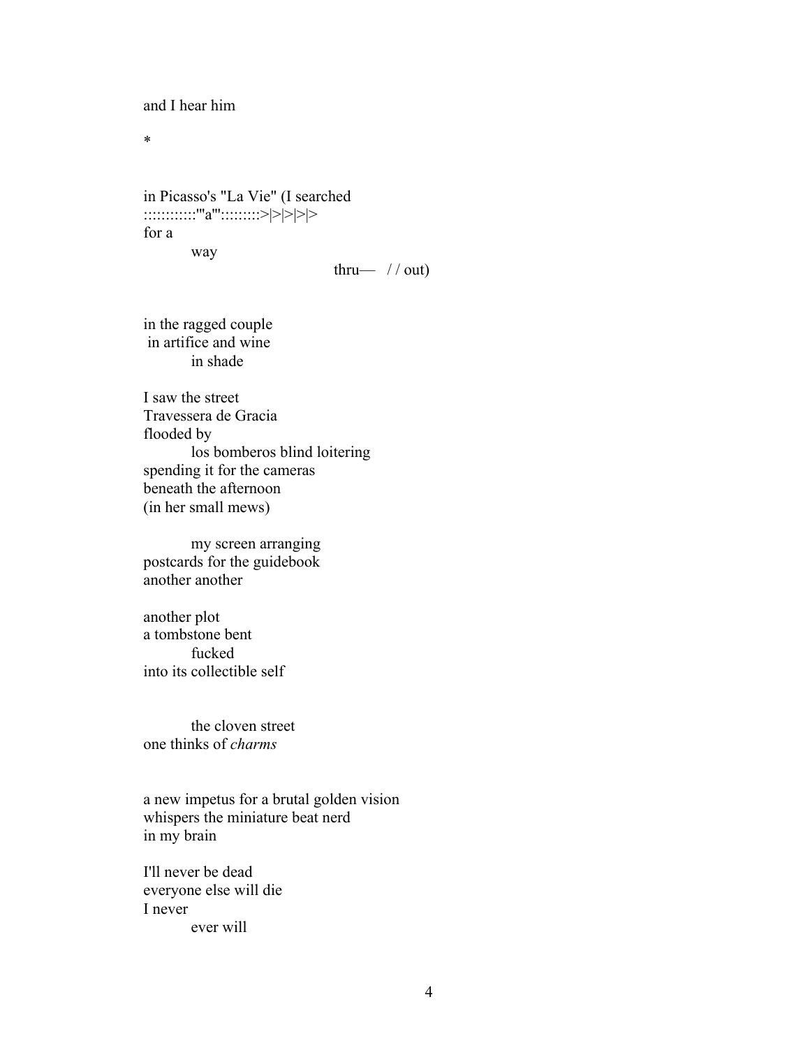and I hear him

*

in Picasso's "La Vie" (I searched
:::::::::::'"a"':::::::::>|>|>|>|>
for a
          way
                                        thru—   / / out)

in the ragged couple
 in artifice and wine
          in shade

I saw the street
Travessera de Gracia
flooded by
          los bomberos blind loitering
spending it for the cameras
beneath the afternoon
(in her small mews)

          my screen arranging
postcards for the guidebook
another another

another plot
a tombstone bent
          fucked
into its collectible self

          the cloven street
one thinks of *charms*

a new impetus for a brutal golden vision
whispers the miniature beat nerd
in my brain

I'll never be dead
everyone else will die
I never
          ever will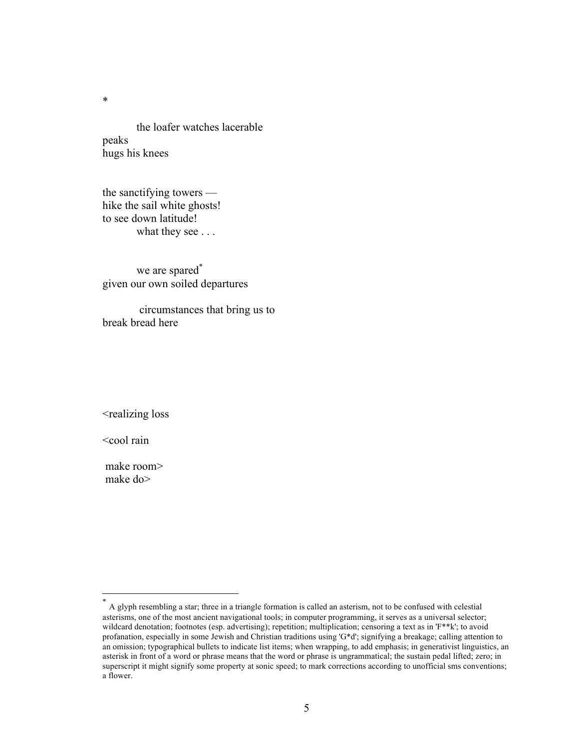*

&nbsp;&nbsp;&nbsp;&nbsp;&nbsp;&nbsp;&nbsp;&nbsp;the loafer watches lacerable  
peaks  
hugs his knees

the sanctifying towers —  
hike the sail white ghosts!  
to see down latitude!  
&nbsp;&nbsp;&nbsp;&nbsp;&nbsp;&nbsp;&nbsp;&nbsp;what they see . . .

&nbsp;&nbsp;&nbsp;&nbsp;&nbsp;&nbsp;&nbsp;&nbsp;we are spared*  
given our own soiled departures

&nbsp;&nbsp;&nbsp;&nbsp;&nbsp;&nbsp;&nbsp;&nbsp;circumstances that bring us to  
break bread here

<realizing loss

<cool rain

make room>  
make do>

---

* A glyph resembling a star; three in a triangle formation is called an asterism, not to be confused with celestial asterisms, one of the most ancient navigational tools; in computer programming, it serves as a universal selector; wildcard denotation; footnotes (esp. advertising); repetition; multiplication; censoring a text as in 'F**k'; to avoid profanation, especially in some Jewish and Christian traditions using 'G*d'; signifying a breakage; calling attention to an omission; typographical bullets to indicate list items; when wrapping, to add emphasis; in generativist linguistics, an asterisk in front of a word or phrase means that the word or phrase is ungrammatical; the sustain pedal lifted; zero; in superscript it might signify some property at sonic speed; to mark corrections according to unofficial sms conventions; a flower.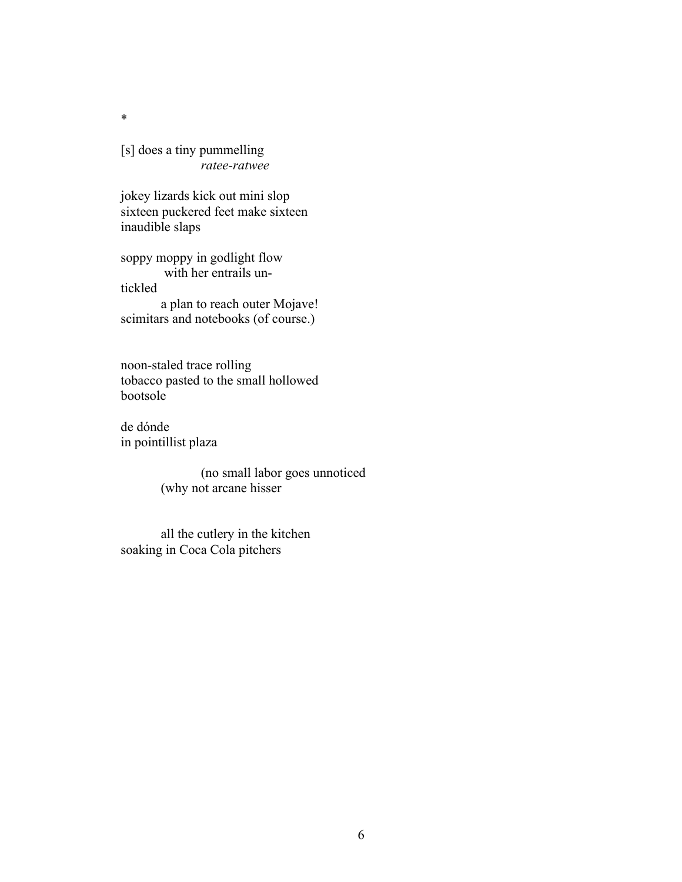*

[s] does a tiny pummelling
                    *ratee-ratwee*

jokey lizards kick out mini slop
sixteen puckered feet make sixteen
inaudible slaps

soppy moppy in godlight flow
          with her entrails un-
tickled
          a plan to reach outer Mojave!
scimitars and notebooks (of course.)

noon-staled trace rolling
tobacco pasted to the small hollowed
bootsole

de dónde
in pointillist plaza

                    (no small labor goes unnoticed
          (why not arcane hisser

          all the cutlery in the kitchen
soaking in Coca Cola pitchers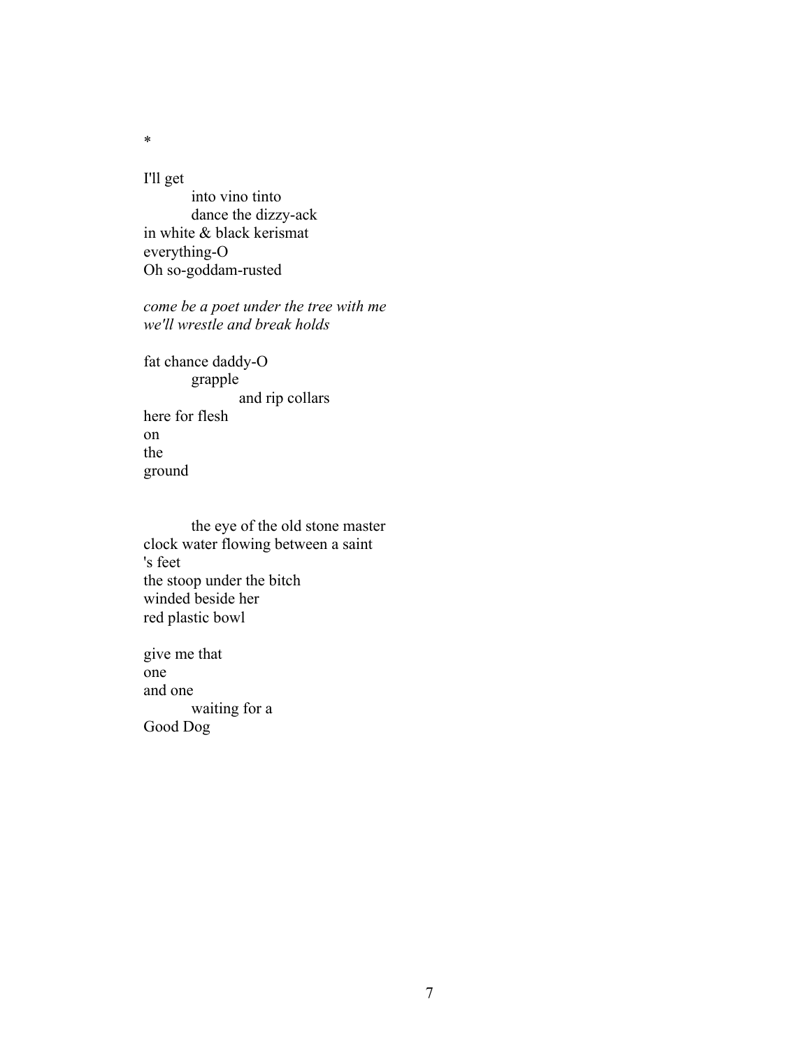*

I'll get
&nbsp;&nbsp;&nbsp;&nbsp;&nbsp;&nbsp;&nbsp;&nbsp;into vino tinto
&nbsp;&nbsp;&nbsp;&nbsp;&nbsp;&nbsp;&nbsp;&nbsp;dance the dizzy-ack
in white & black kerismat
everything-O
Oh so-goddam-rusted

*come be a poet under the tree with me*
*we'll wrestle and break holds*

fat chance daddy-O
&nbsp;&nbsp;&nbsp;&nbsp;&nbsp;&nbsp;&nbsp;&nbsp;grapple
&nbsp;&nbsp;&nbsp;&nbsp;&nbsp;&nbsp;&nbsp;&nbsp;&nbsp;&nbsp;&nbsp;&nbsp;&nbsp;&nbsp;&nbsp;&nbsp;and rip collars
here for flesh
on
the
ground

&nbsp;&nbsp;&nbsp;&nbsp;&nbsp;&nbsp;&nbsp;&nbsp;the eye of the old stone master
clock water flowing between a saint
's feet
the stoop under the bitch
winded beside her
red plastic bowl

give me that
one
and one
&nbsp;&nbsp;&nbsp;&nbsp;&nbsp;&nbsp;&nbsp;&nbsp;waiting for a
Good Dog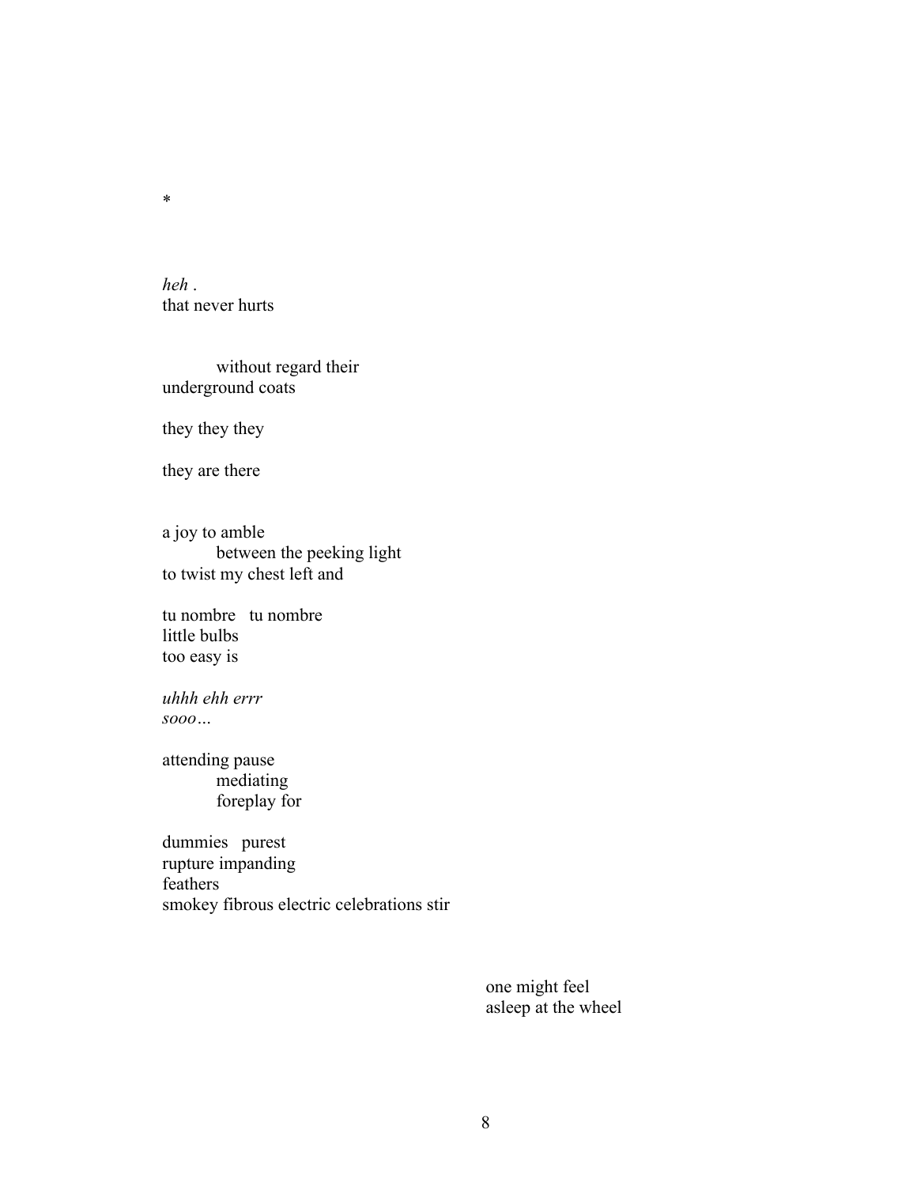*

*heh* .
that never hurts

&nbsp;&nbsp;&nbsp;&nbsp;&nbsp;&nbsp;&nbsp;&nbsp;without regard their
underground coats

they they they

they are there

a joy to amble
&nbsp;&nbsp;&nbsp;&nbsp;&nbsp;&nbsp;&nbsp;&nbsp;between the peeking light
to twist my chest left and

tu nombre&nbsp;&nbsp;&nbsp;tu nombre
little bulbs
too easy is

*uhhh ehh errr*
*sooo…*

attending pause
&nbsp;&nbsp;&nbsp;&nbsp;&nbsp;&nbsp;&nbsp;&nbsp;mediating
&nbsp;&nbsp;&nbsp;&nbsp;&nbsp;&nbsp;&nbsp;&nbsp;foreplay for

dummies&nbsp;&nbsp;&nbsp;purest
rupture impanding
feathers
smokey fibrous electric celebrations stir

&nbsp;&nbsp;&nbsp;&nbsp;&nbsp;&nbsp;&nbsp;&nbsp;&nbsp;&nbsp;&nbsp;&nbsp;&nbsp;&nbsp;&nbsp;&nbsp;&nbsp;&nbsp;&nbsp;&nbsp;&nbsp;&nbsp;&nbsp;&nbsp;&nbsp;&nbsp;&nbsp;&nbsp;&nbsp;&nbsp;&nbsp;&nbsp;&nbsp;&nbsp;&nbsp;&nbsp;&nbsp;&nbsp;&nbsp;&nbsp;&nbsp;&nbsp;&nbsp;&nbsp;&nbsp;&nbsp;&nbsp;&nbsp;&nbsp;&nbsp;&nbsp;&nbsp;&nbsp;&nbsp;&nbsp;&nbsp;&nbsp;&nbsp;&nbsp;&nbsp;one might feel
&nbsp;&nbsp;&nbsp;&nbsp;&nbsp;&nbsp;&nbsp;&nbsp;&nbsp;&nbsp;&nbsp;&nbsp;&nbsp;&nbsp;&nbsp;&nbsp;&nbsp;&nbsp;&nbsp;&nbsp;&nbsp;&nbsp;&nbsp;&nbsp;&nbsp;&nbsp;&nbsp;&nbsp;&nbsp;&nbsp;&nbsp;&nbsp;&nbsp;&nbsp;&nbsp;&nbsp;&nbsp;&nbsp;&nbsp;&nbsp;&nbsp;&nbsp;&nbsp;&nbsp;&nbsp;&nbsp;&nbsp;&nbsp;&nbsp;&nbsp;&nbsp;&nbsp;&nbsp;&nbsp;&nbsp;&nbsp;&nbsp;&nbsp;&nbsp;&nbsp;asleep at the wheel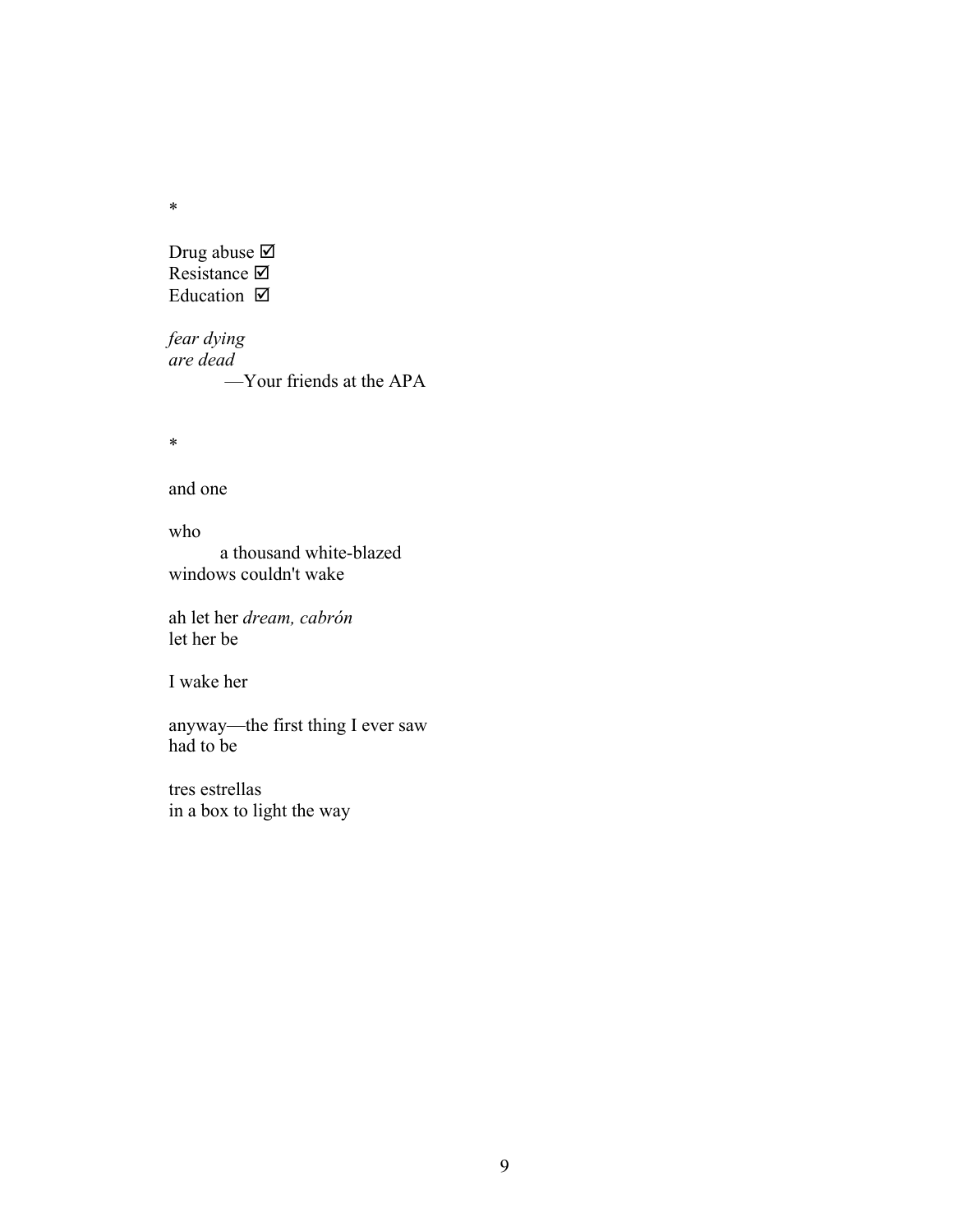*

Drug abuse ☑  
Resistance ☑  
Education ☑

*fear dying*  
*are dead*  
        —Your friends at the APA

*

and one

who  
        a thousand white-blazed  
windows couldn't wake

ah let her *dream, cabrón*  
let her be

I wake her

anyway—the first thing I ever saw  
had to be

tres estrellas  
in a box to light the way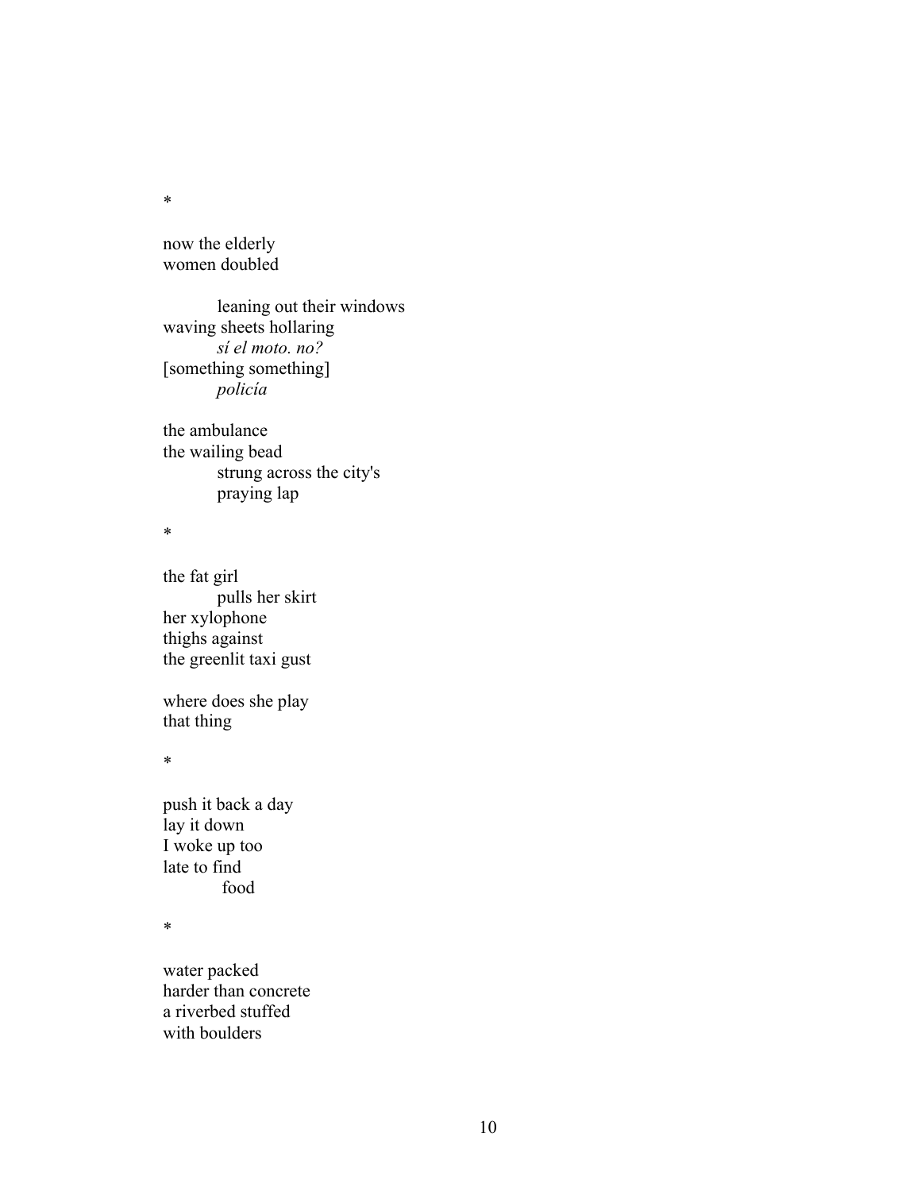*

now the elderly
women doubled

&nbsp;&nbsp;&nbsp;&nbsp;&nbsp;&nbsp;&nbsp;&nbsp;leaning out their windows
waving sheets hollaring
&nbsp;&nbsp;&nbsp;&nbsp;&nbsp;&nbsp;&nbsp;&nbsp;*sí el moto. no?*
[something something]
&nbsp;&nbsp;&nbsp;&nbsp;&nbsp;&nbsp;&nbsp;&nbsp;*policía*

the ambulance
the wailing bead
&nbsp;&nbsp;&nbsp;&nbsp;&nbsp;&nbsp;&nbsp;&nbsp;strung across the city's
&nbsp;&nbsp;&nbsp;&nbsp;&nbsp;&nbsp;&nbsp;&nbsp;praying lap

*

the fat girl
&nbsp;&nbsp;&nbsp;&nbsp;&nbsp;&nbsp;&nbsp;&nbsp;pulls her skirt
her xylophone
thighs against
the greenlit taxi gust

where does she play
that thing

*

push it back a day
lay it down
I woke up too
late to find
&nbsp;&nbsp;&nbsp;&nbsp;&nbsp;&nbsp;&nbsp;&nbsp;&nbsp;food

*

water packed
harder than concrete
a riverbed stuffed
with boulders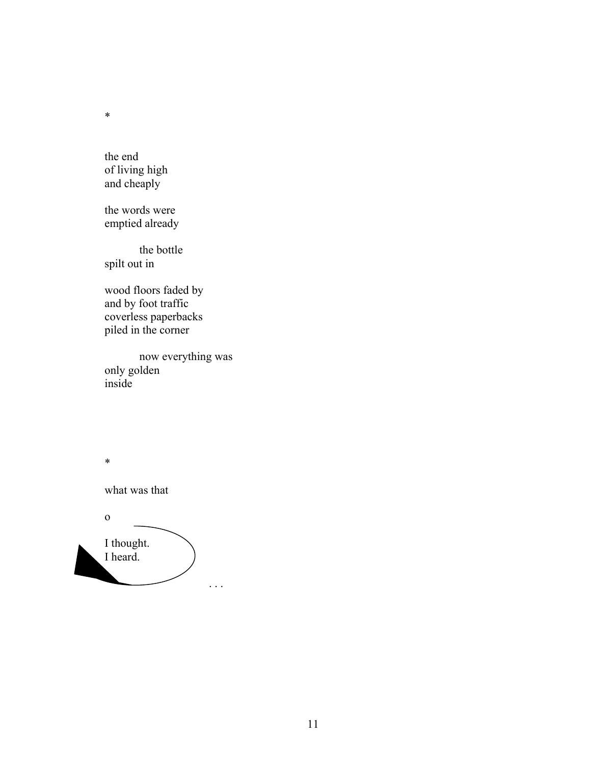*

the end  
of living high  
and cheaply

the words were  
emptied already

          the bottle  
spilt out in

wood floors faded by  
and by foot traffic  
coverless paperbacks  
piled in the corner

          now everything was  
only golden  
inside

*

what was that

o

I thought.  
I heard.

. . .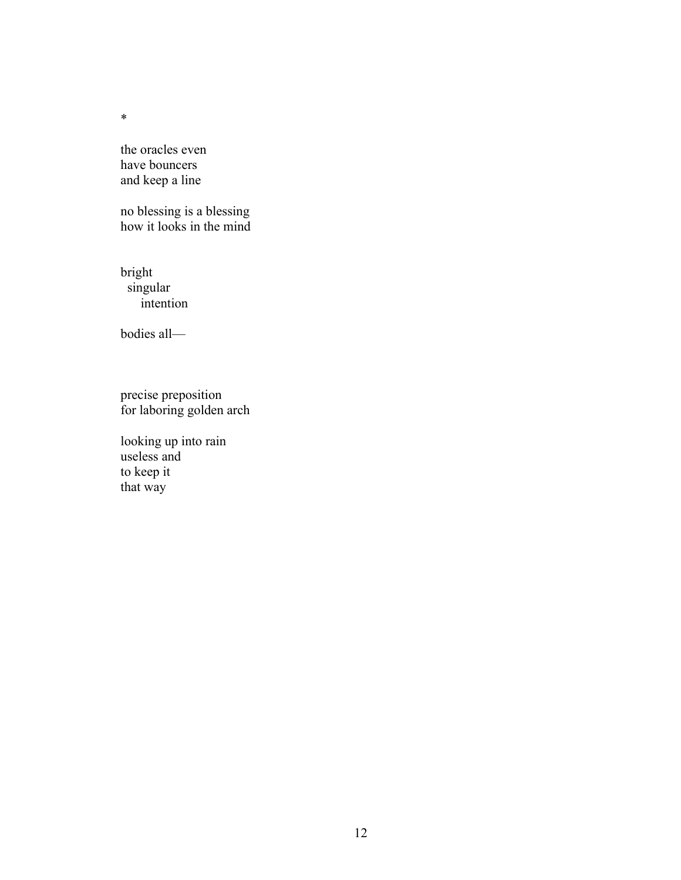*

the oracles even
have bouncers
and keep a line

no blessing is a blessing
how it looks in the mind

bright
&nbsp;&nbsp;singular
&nbsp;&nbsp;&nbsp;&nbsp;&nbsp;&nbsp;intention

bodies all—

precise preposition
for laboring golden arch

looking up into rain
useless and
to keep it
that way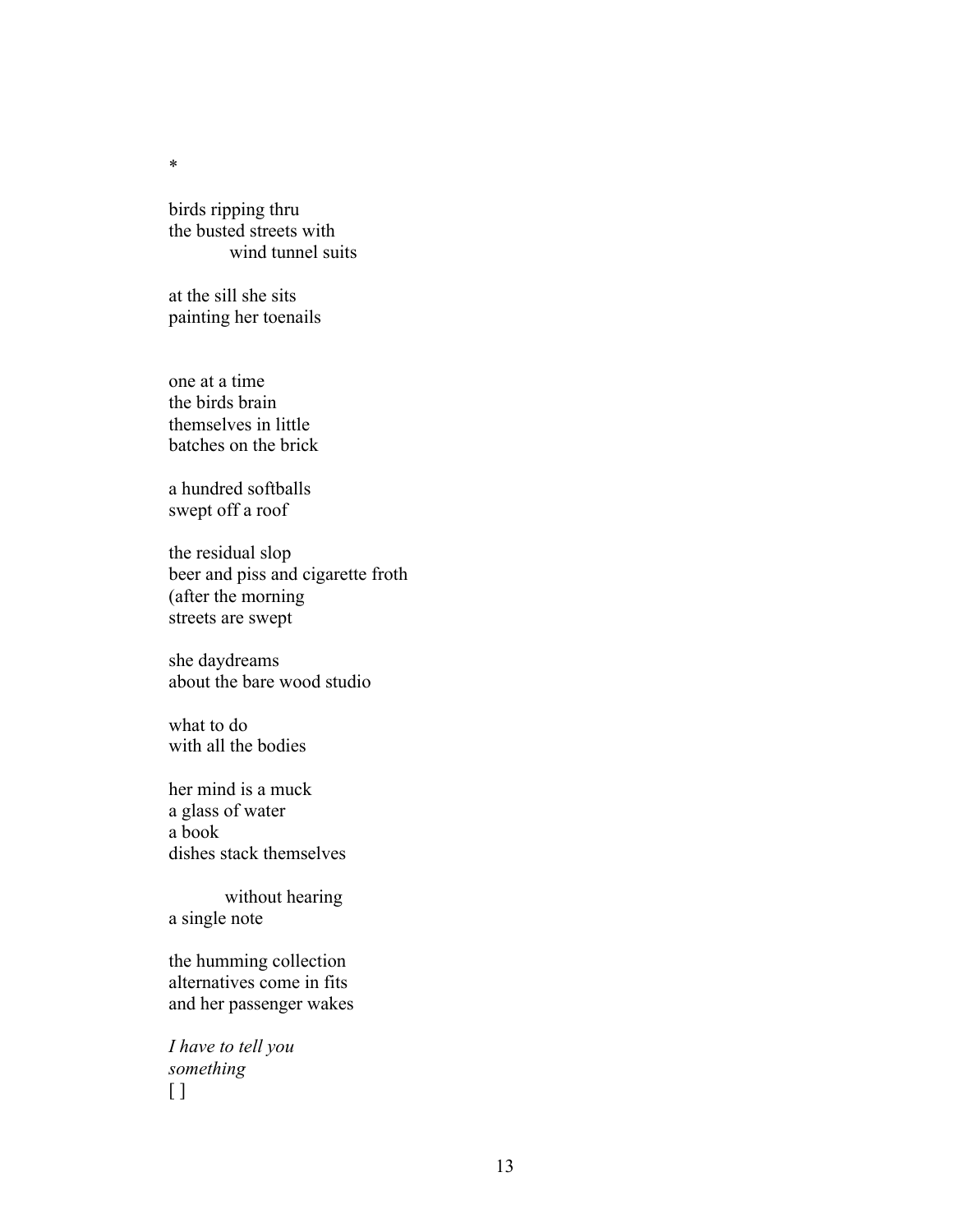*

birds ripping thru
the busted streets with
&nbsp;&nbsp;&nbsp;&nbsp;&nbsp;&nbsp;&nbsp;&nbsp;&nbsp;&nbsp;wind tunnel suits

at the sill she sits
painting her toenails

one at a time
the birds brain
themselves in little
batches on the brick

a hundred softballs
swept off a roof

the residual slop
beer and piss and cigarette froth
(after the morning
streets are swept

she daydreams
about the bare wood studio

what to do
with all the bodies

her mind is a muck
a glass of water
a book
dishes stack themselves

&nbsp;&nbsp;&nbsp;&nbsp;&nbsp;&nbsp;&nbsp;&nbsp;&nbsp;&nbsp;without hearing
a single note

the humming collection
alternatives come in fits
and her passenger wakes

*I have to tell you*
*something*
[ ]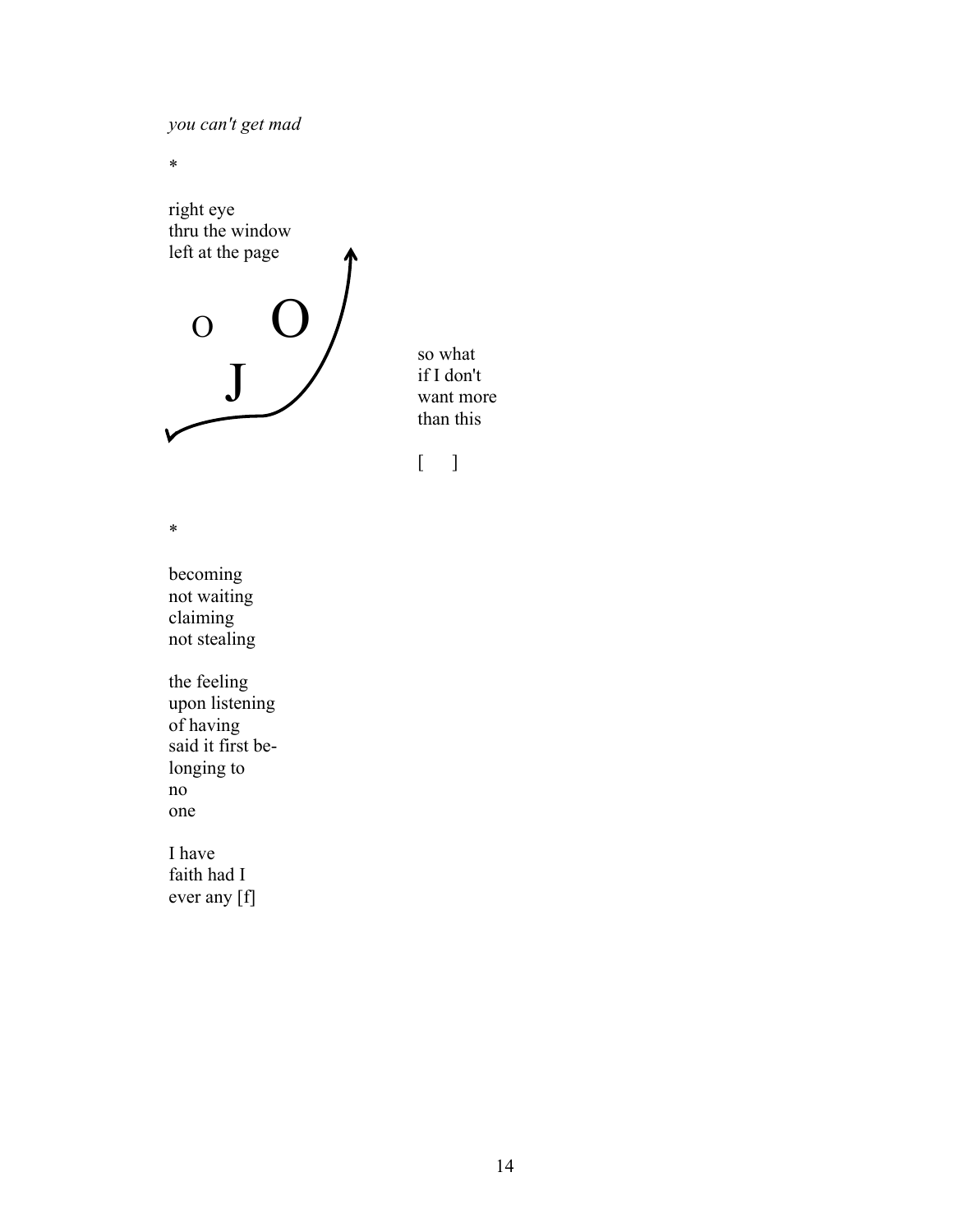*you can't get mad*

*

right eye  
thru the window  
left at the page

o O  
J

so what  
if I don't  
want more  
than this

[ ]

*

becoming  
not waiting  
claiming  
not stealing

the feeling  
upon listening  
of having  
said it first be-  
longing to  
no  
one

I have  
faith had I  
ever any [f]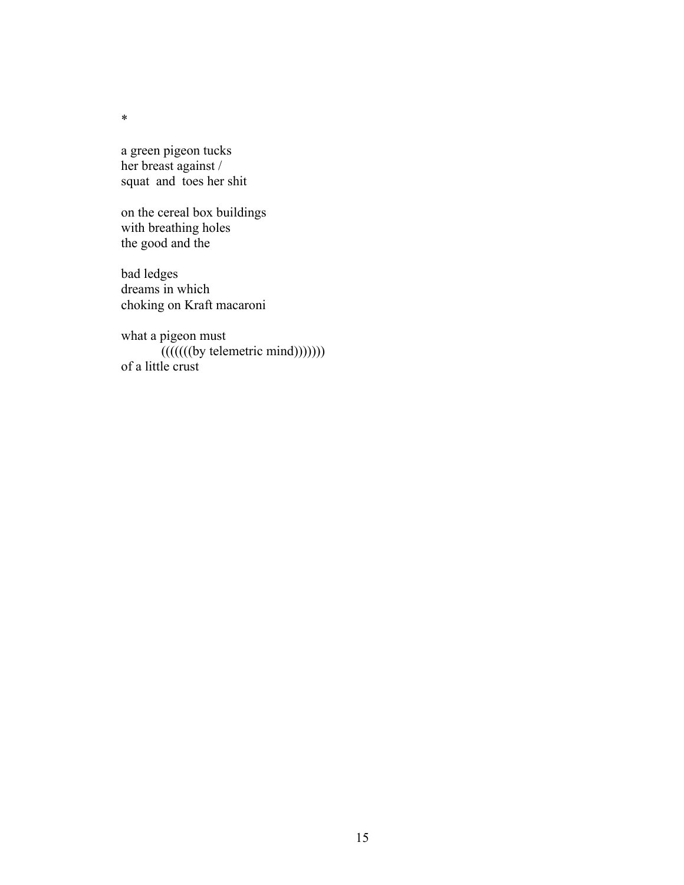*

a green pigeon tucks  
her breast against /  
squat  and  toes her shit

on the cereal box buildings  
with breathing holes  
the good and the

bad ledges  
dreams in which  
choking on Kraft macaroni

what a pigeon must  
          (((((((by telemetric mind)))))))  
of a little crust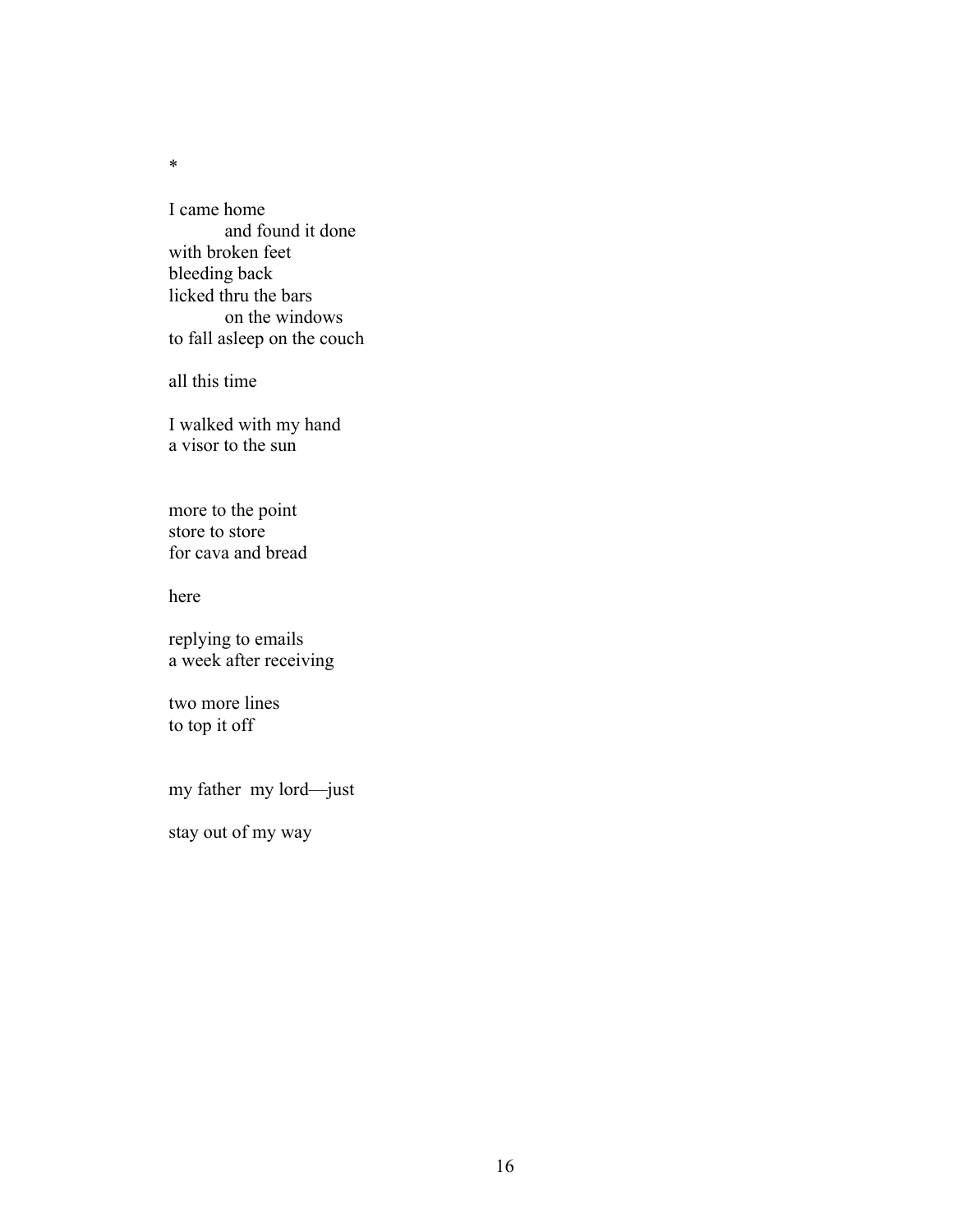*

I came home  
&nbsp;&nbsp;&nbsp;&nbsp;&nbsp;&nbsp;&nbsp;&nbsp;&nbsp;&nbsp;and found it done  
with broken feet  
bleeding back  
licked thru the bars  
&nbsp;&nbsp;&nbsp;&nbsp;&nbsp;&nbsp;&nbsp;&nbsp;&nbsp;&nbsp;on the windows  
to fall asleep on the couch

all this time

I walked with my hand  
a visor to the sun

more to the point  
store to store  
for cava and bread

here

replying to emails  
a week after receiving

two more lines  
to top it off

my father&nbsp;&nbsp;my lord—just

stay out of my way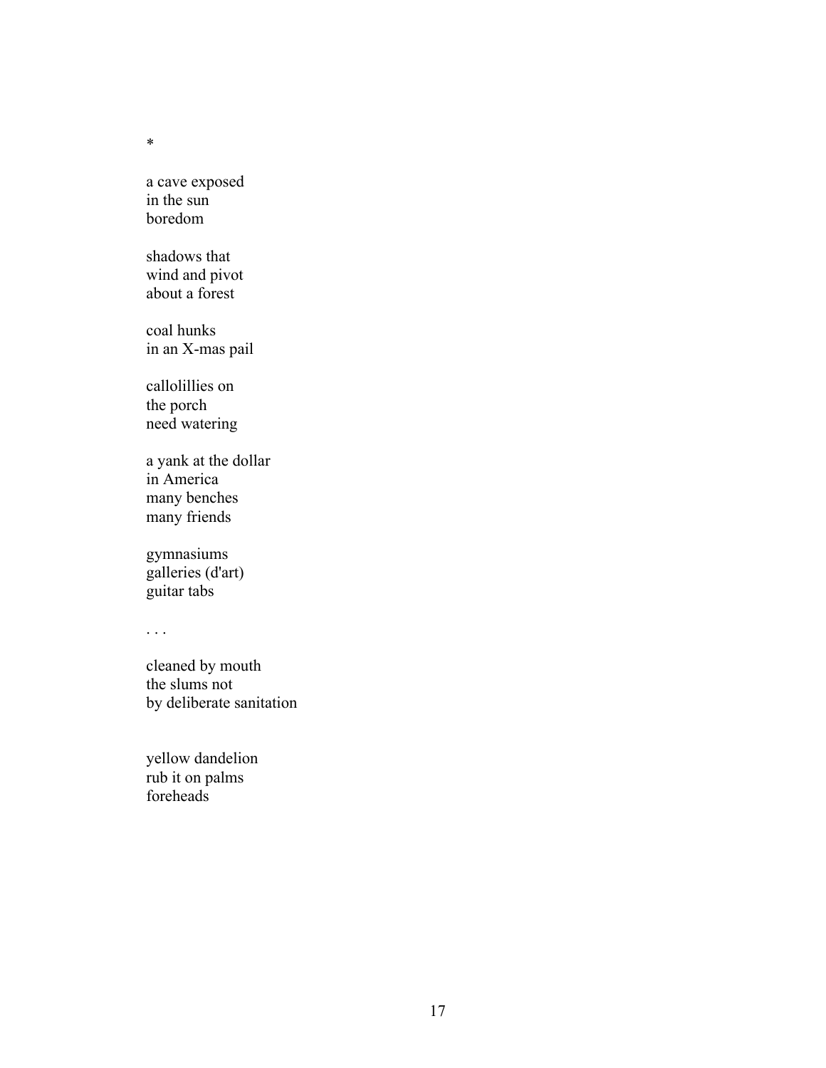*

a cave exposed  
in the sun  
boredom

shadows that  
wind and pivot  
about a forest

coal hunks  
in an X-mas pail

callolillies on  
the porch  
need watering

a yank at the dollar  
in America  
many benches  
many friends

gymnasiums  
galleries (d'art)  
guitar tabs

. . .

cleaned by mouth  
the slums not  
by deliberate sanitation

yellow dandelion  
rub it on palms  
foreheads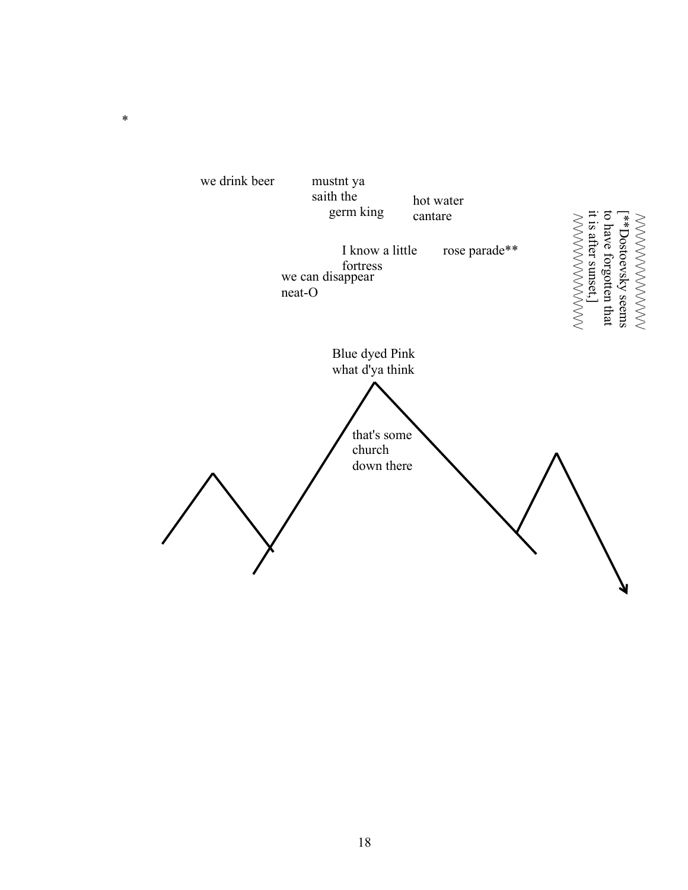*

we drink beer

mustnt ya
saith the
germ king

hot water
cantare

I know a little
fortress

rose parade**

we can disappear
neat-O

/\/\/\/\/\/\/\/\/\/\/\/\/\/\
[**Dostoevsky seems
to have forgotten that
it is after sunset,]
/\/\/\/\/\/\/\/\/\/\/\/\/\/\

Blue dyed Pink
what d'ya think

that's some
church
down there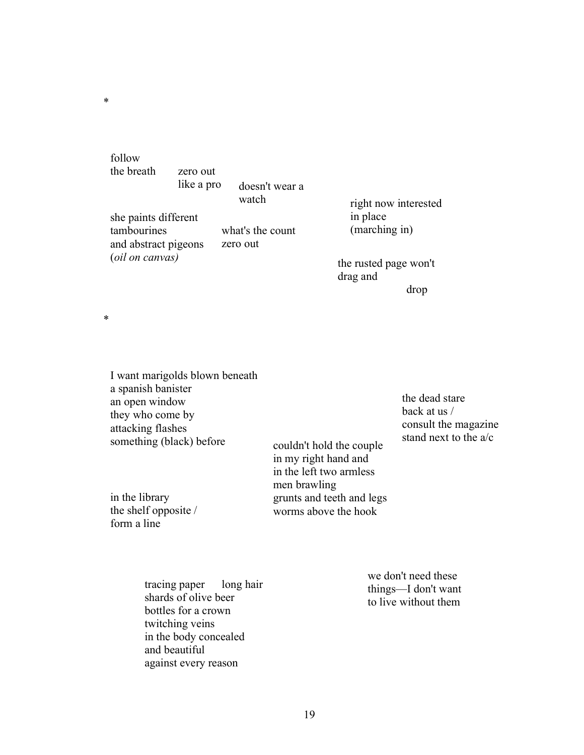*

follow
the breath

zero out
like a pro

doesn't wear a
watch

right now interested
in place
(marching in)

she paints different
tambourines
and abstract pigeons
(*oil on canvas)*

what's the count
zero out

the rusted page won't
drag and
drop

*

I want marigolds blown beneath
a spanish banister
an open window
they who come by
attacking flashes
something (black) before

the dead stare
back at us /
consult the magazine
stand next to the a/c

couldn't hold the couple
in my right hand and
in the left two armless
men brawling
grunts and teeth and legs
worms above the hook

in the library
the shelf opposite /
form a line

tracing paper long hair
shards of olive beer
bottles for a crown
twitching veins
in the body concealed
and beautiful
against every reason

we don't need these
things—I don't want
to live without them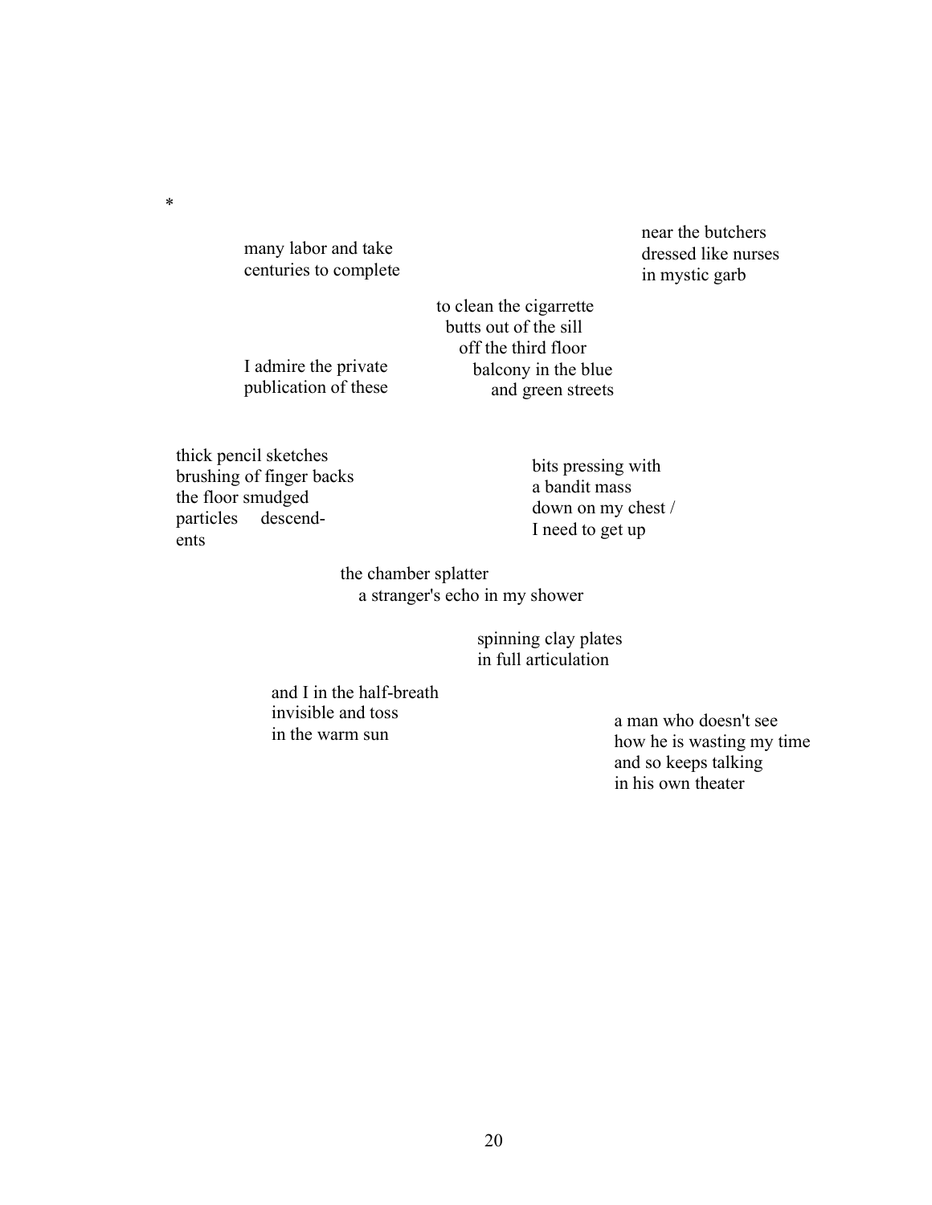*

many labor and take  
centuries to complete

near the butchers  
dressed like nurses  
in mystic garb

to clean the cigarrette  
butts out of the sill  
off the third floor  
balcony in the blue  
and green streets

I admire the private  
publication of these

thick pencil sketches  
brushing of finger backs  
the floor smudged  
particles     descend-  
ents

bits pressing with  
a bandit mass  
down on my chest /  
I need to get up

the chamber splatter  
a stranger's echo in my shower

spinning clay plates  
in full articulation

and I in the half-breath  
invisible and toss  
in the warm sun

a man who doesn't see  
how he is wasting my time  
and so keeps talking  
in his own theater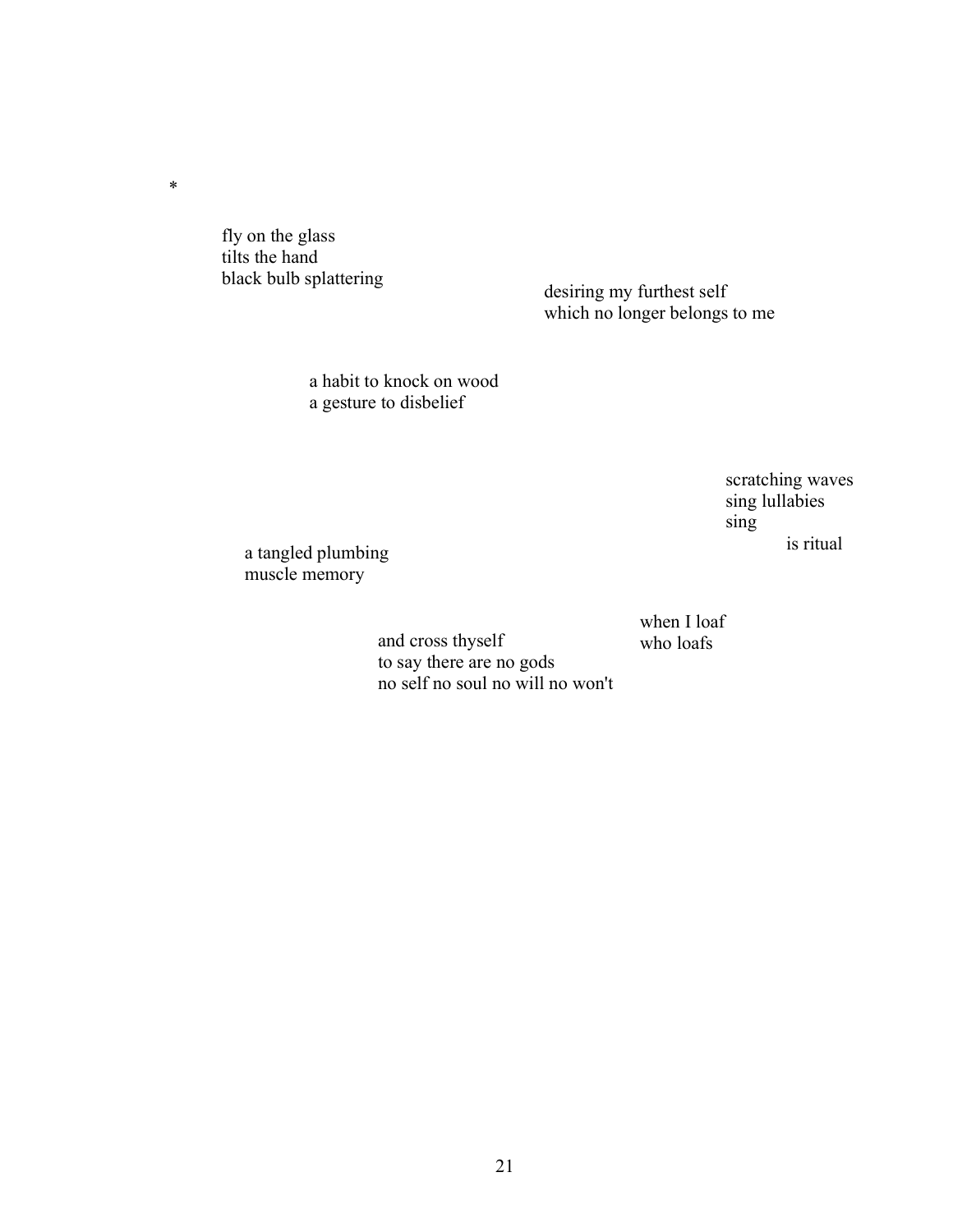*

fly on the glass
tilts the hand
black bulb splattering

desiring my furthest self
which no longer belongs to me

a habit to knock on wood
a gesture to disbelief

scratching waves
sing lullabies
sing
　　　is ritual

a tangled plumbing
muscle memory

when I loaf
who loafs

and cross thyself
to say there are no gods
no self no soul no will no won't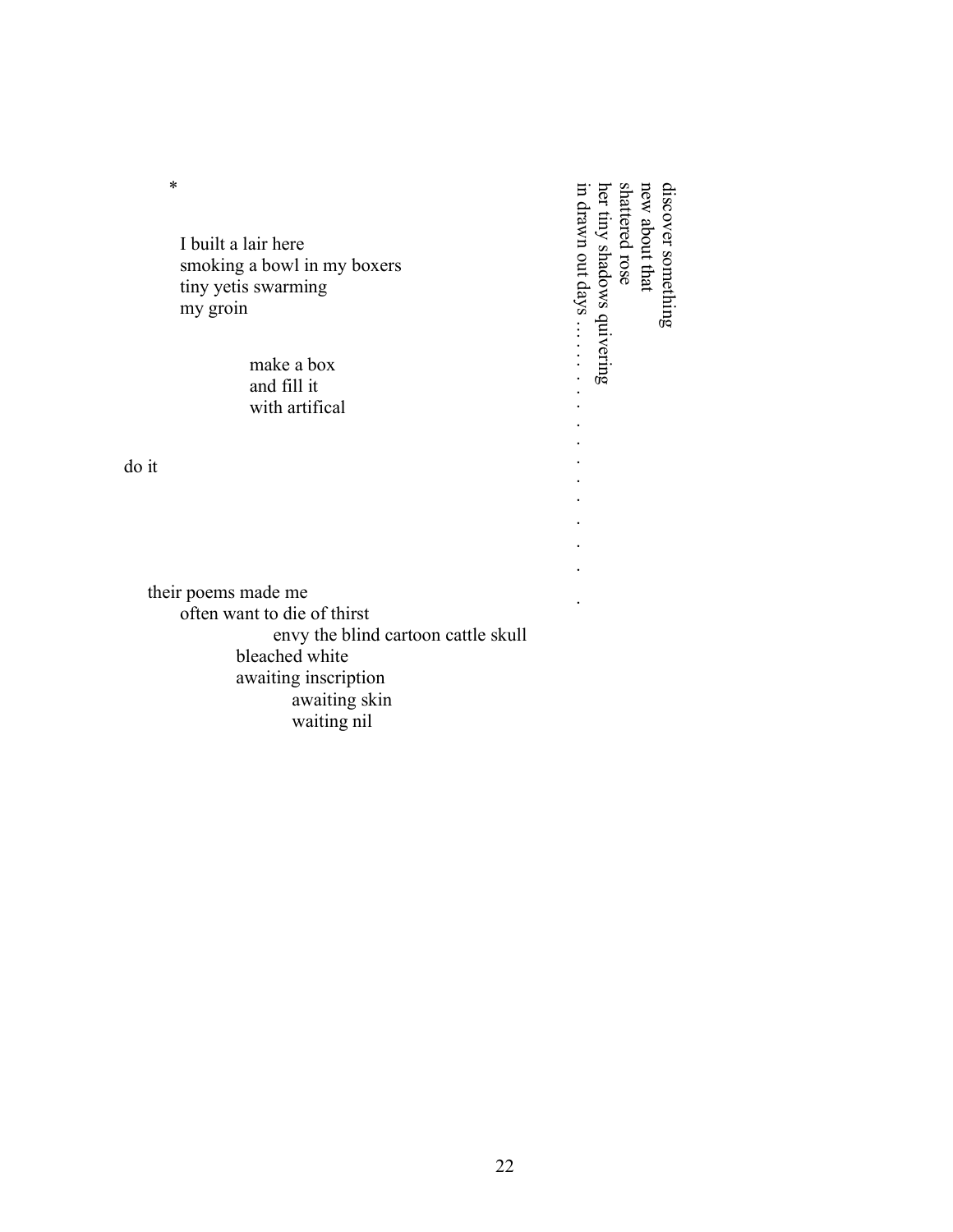*

I built a lair here
smoking a bowl in my boxers
tiny yetis swarming
my groin

make a box
and fill it
with artifical

do it

their poems made me
often want to die of thirst
envy the blind cartoon cattle skull
bleached white
awaiting inscription
awaiting skin
waiting nil

discover something
new about that
shattered rose
her tiny shadows quivering
in drawn out days . . . . . . . . . . . . . . . . .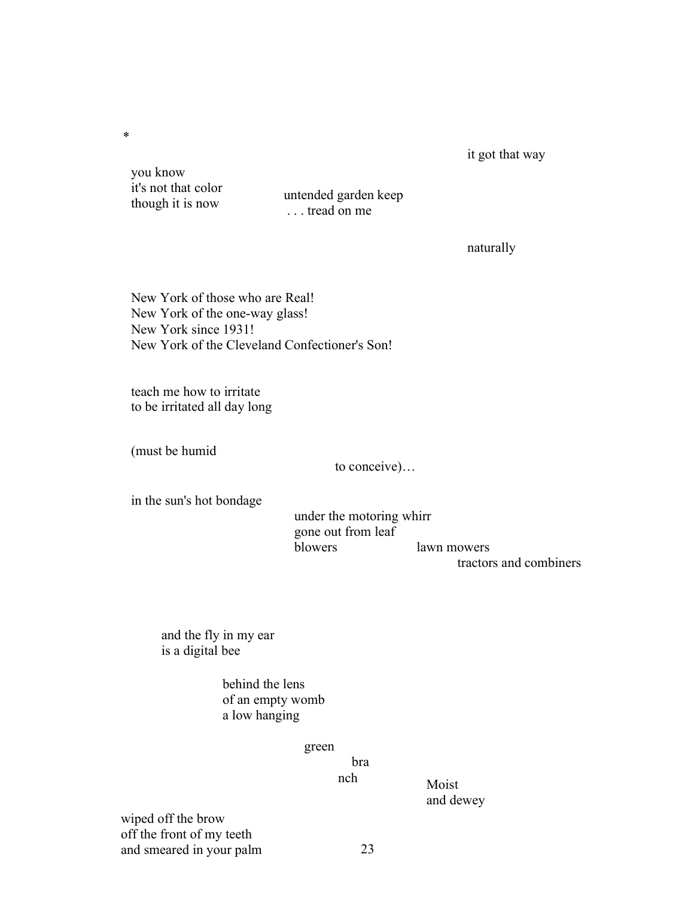*

it got that way

you know
it's not that color
though it is now

untended garden keep
. . . tread on me

naturally

New York of those who are Real!
New York of the one-way glass!
New York since 1931!
New York of the Cleveland Confectioner's Son!

teach me how to irritate
to be irritated all day long

(must be humid

to conceive)…

in the sun's hot bondage

under the motoring whirr
gone out from leaf
blowers          lawn mowers
tractors and combiners

and the fly in my ear
is a digital bee

behind the lens
of an empty womb
a low hanging

green
bra
nch

Moist
and dewey

wiped off the brow
off the front of my teeth
and smeared in your palm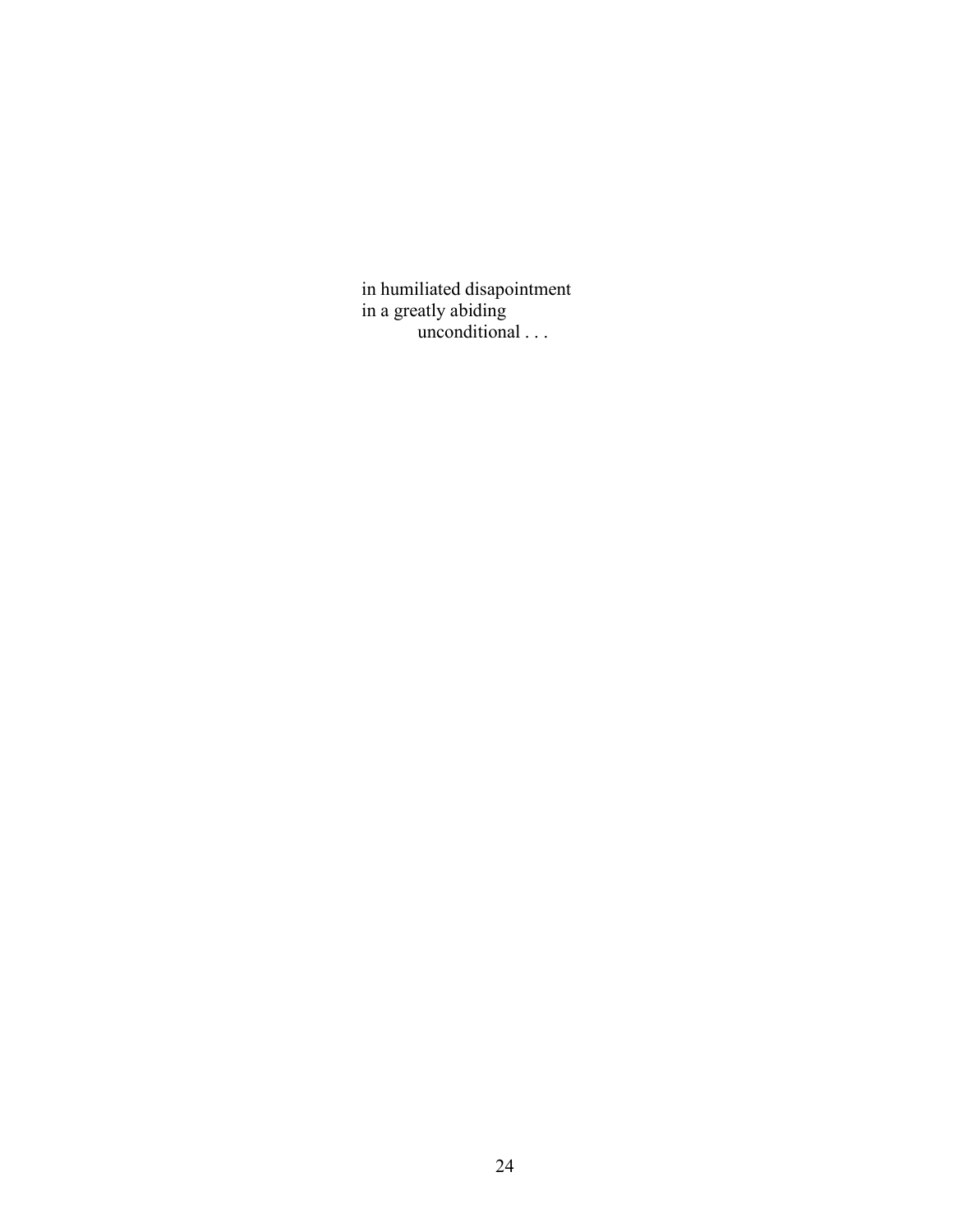in humiliated disapointment  
in a greatly abiding  
&nbsp;&nbsp;&nbsp;&nbsp;&nbsp;&nbsp;&nbsp;&nbsp;&nbsp;&nbsp;unconditional . . .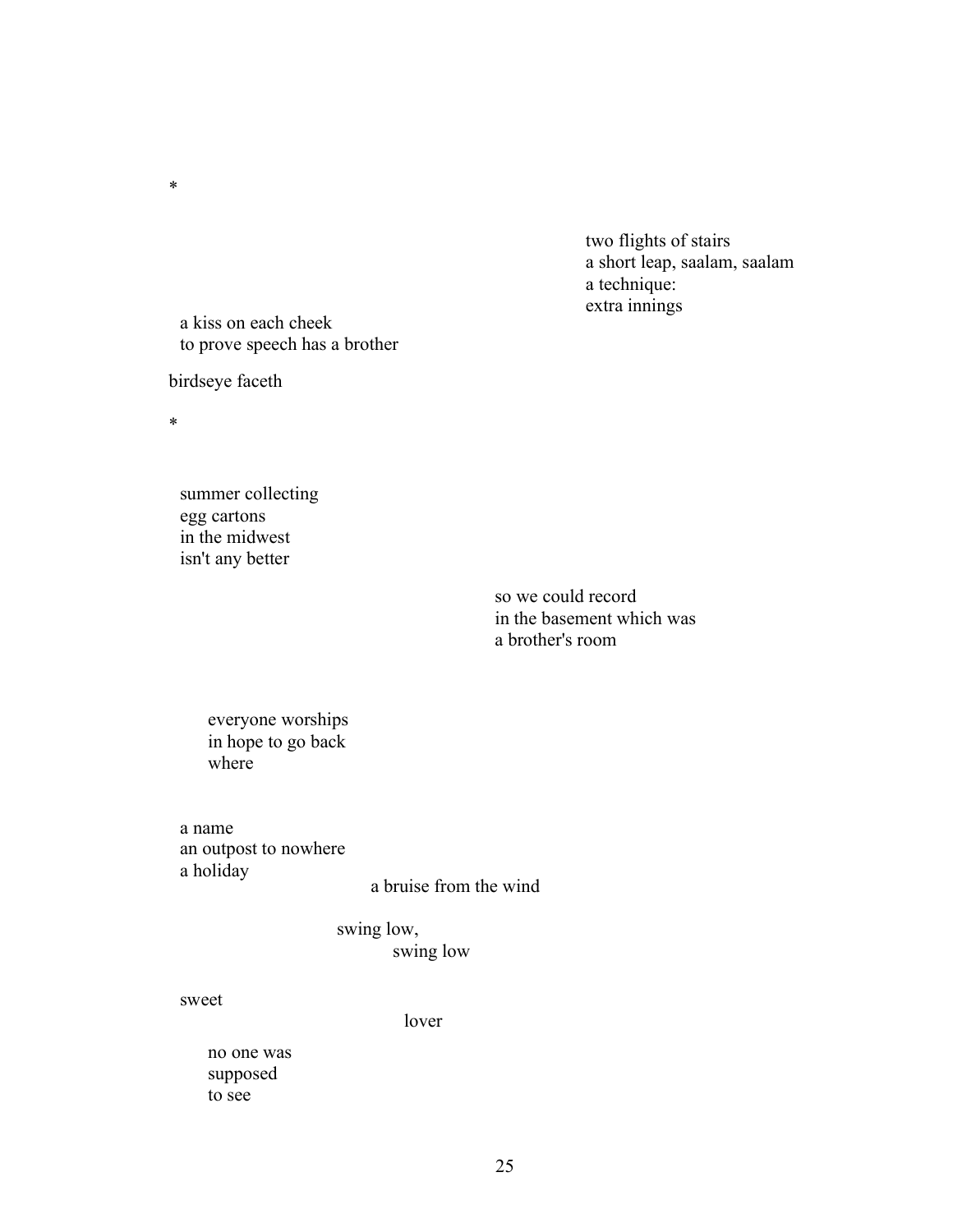*

two flights of stairs
a short leap, saalam, saalam
a technique:
extra innings

a kiss on each cheek
to prove speech has a brother

birdseye faceth

*

summer collecting
egg cartons
in the midwest
isn't any better

so we could record
in the basement which was
a brother's room

everyone worships
in hope to go back
where

a name
an outpost to nowhere
a holiday

a bruise from the wind

swing low,
swing low

sweet

lover

no one was
supposed
to see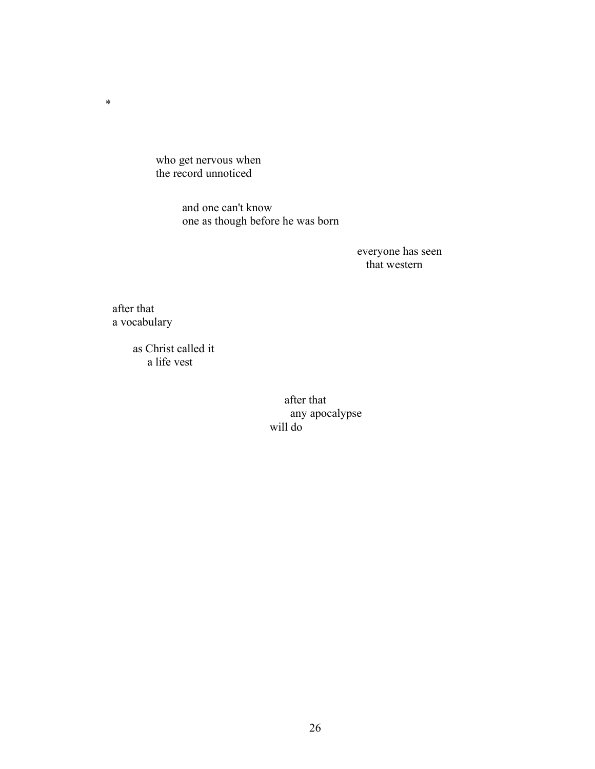*

who get nervous when
the record unnoticed

and one can't know
one as though before he was born

everyone has seen
that western

after that
a vocabulary

as Christ called it
a life vest

after that
any apocalypse
will do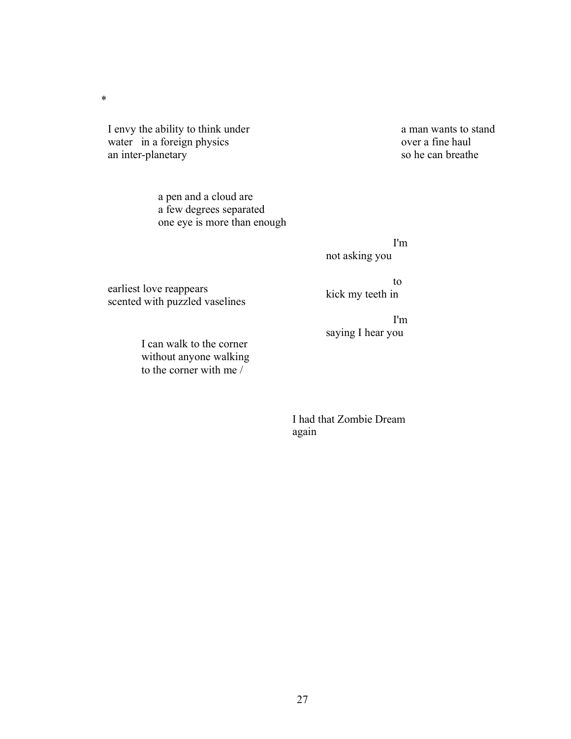*

I envy the ability to think under  
water   in a foreign physics  
an inter-planetary

a man wants to stand  
over a fine haul  
so he can breathe

a pen and a cloud are  
a few degrees separated  
one eye is more than enough

I'm  
not asking you

to  
kick my teeth in

I'm  
saying I hear you

earliest love reappears  
scented with puzzled vaselines

I can walk to the corner  
without anyone walking  
to the corner with me /

I had that Zombie Dream  
again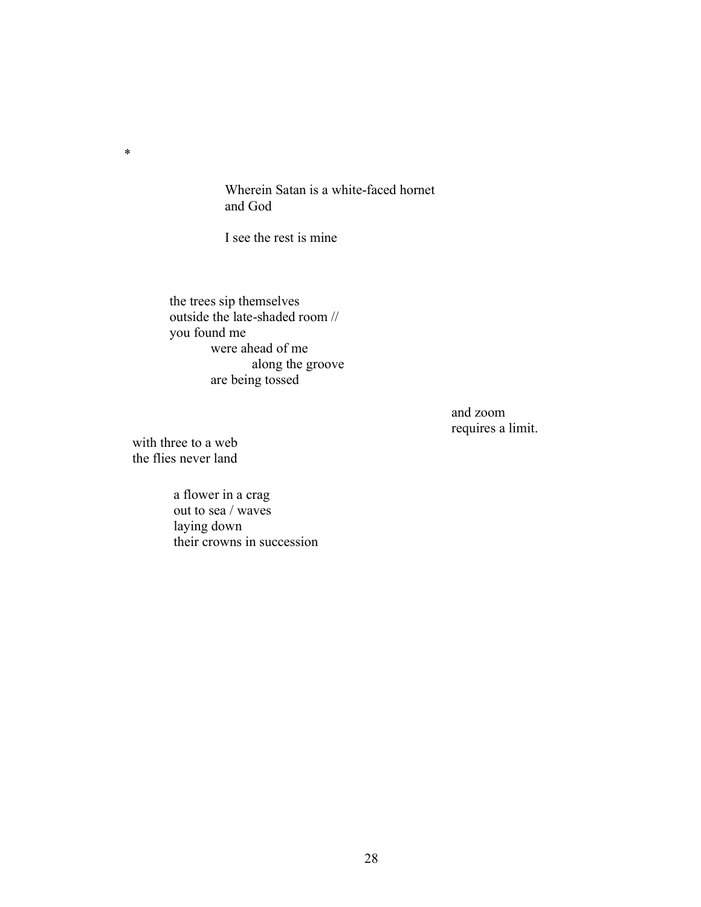*

Wherein Satan is a white-faced hornet
and God

I see the rest is mine

the trees sip themselves
outside the late-shaded room //
you found me
&nbsp;&nbsp;&nbsp;&nbsp;&nbsp;&nbsp;&nbsp;&nbsp;were ahead of me
&nbsp;&nbsp;&nbsp;&nbsp;&nbsp;&nbsp;&nbsp;&nbsp;&nbsp;&nbsp;&nbsp;&nbsp;&nbsp;&nbsp;&nbsp;&nbsp;along the groove
&nbsp;&nbsp;&nbsp;&nbsp;&nbsp;&nbsp;&nbsp;&nbsp;are being tossed

and zoom
requires a limit.

with three to a web
the flies never land

a flower in a crag
out to sea / waves
laying down
their crowns in succession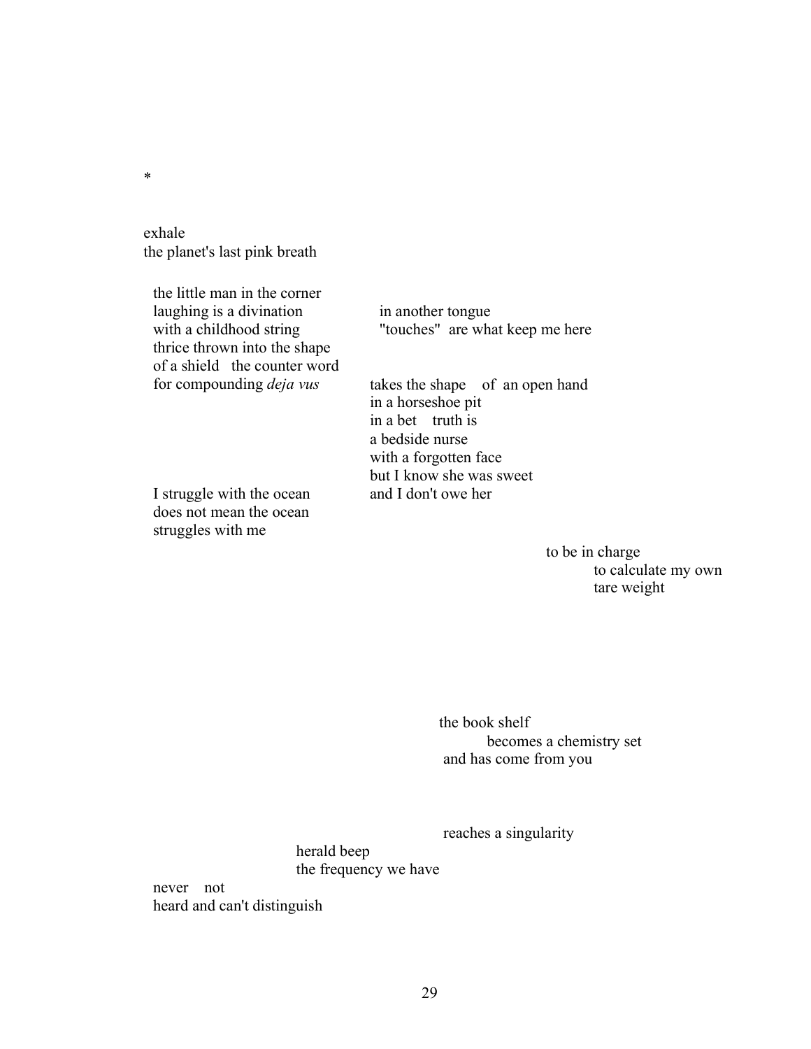*

exhale
the planet's last pink breath

the little man in the corner
laughing is a divination
with a childhood string
thrice thrown into the shape
of a shield   the counter word
for compounding *deja vus*

in another tongue
"touches"  are what keep me here

takes the shape    of  an open hand
in a horseshoe pit
in a bet    truth is
a bedside nurse
with a forgotten face
but I know she was sweet
and I don't owe her

I struggle with the ocean
does not mean the ocean
struggles with me

to be in charge
to calculate my own
tare weight

the book shelf
becomes a chemistry set
and has come from you

reaches a singularity

herald beep
the frequency we have

never    not
heard and can't distinguish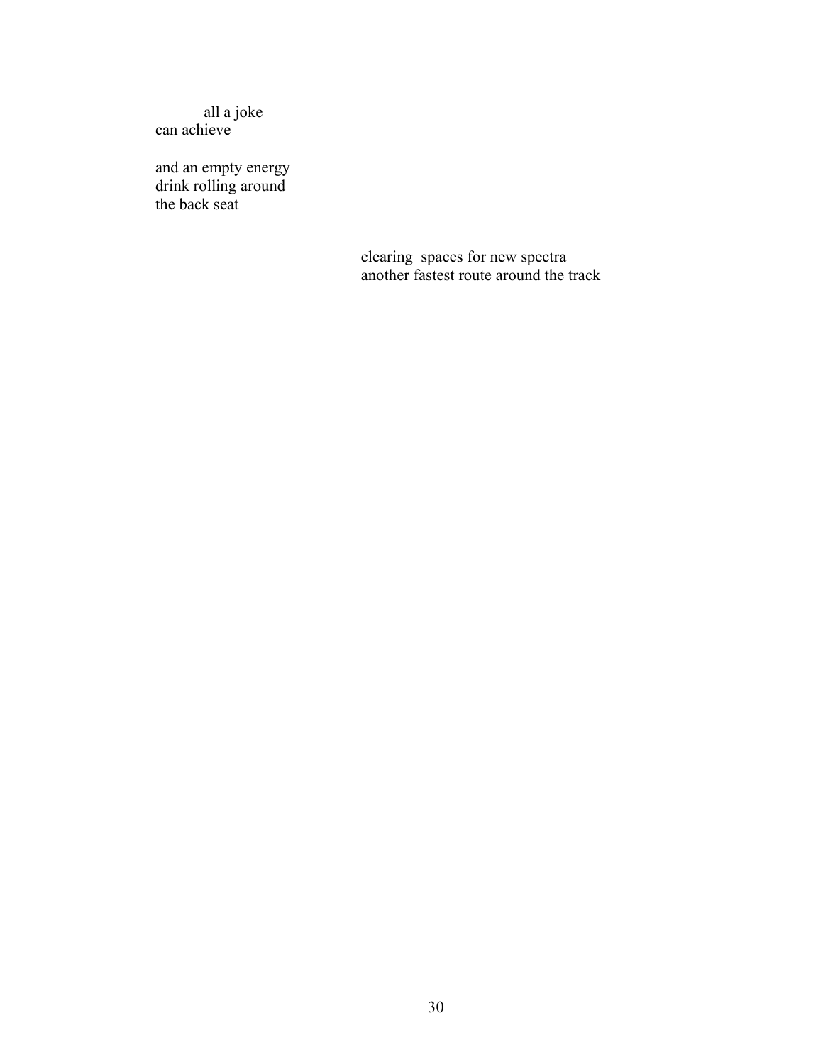all a joke
can achieve

and an empty energy
drink rolling around
the back seat

clearing  spaces for new spectra
another fastest route around the track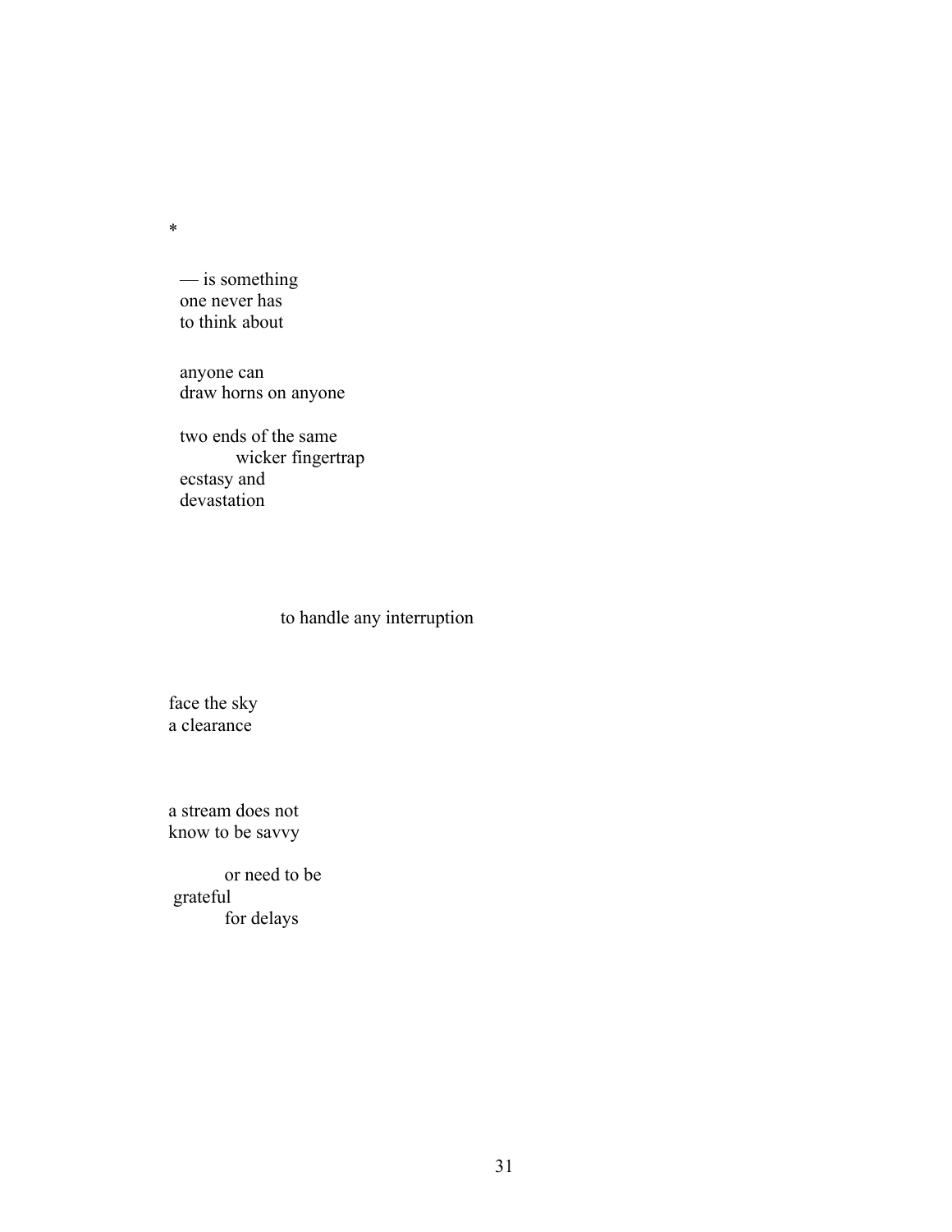*

— is something
one never has
to think about

anyone can
draw horns on anyone

two ends of the same
&nbsp;&nbsp;&nbsp;&nbsp;&nbsp;&nbsp;&nbsp;&nbsp;&nbsp;&nbsp;wicker fingertrap
ecstasy and
devastation

&nbsp;&nbsp;&nbsp;&nbsp;&nbsp;&nbsp;&nbsp;&nbsp;&nbsp;&nbsp;&nbsp;&nbsp;&nbsp;&nbsp;&nbsp;&nbsp;&nbsp;&nbsp;&nbsp;&nbsp;to handle any interruption

face the sky
a clearance

a stream does not
know to be savvy

&nbsp;&nbsp;&nbsp;&nbsp;&nbsp;&nbsp;&nbsp;&nbsp;&nbsp;&nbsp;or need to be
grateful
&nbsp;&nbsp;&nbsp;&nbsp;&nbsp;&nbsp;&nbsp;&nbsp;&nbsp;&nbsp;for delays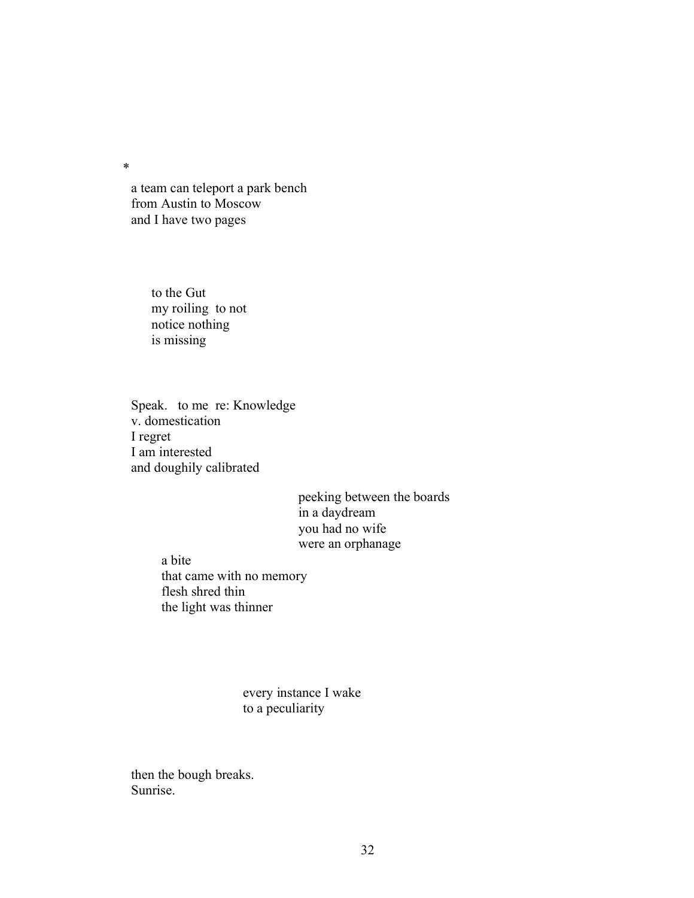*

a team can teleport a park bench
from Austin to Moscow
and I have two pages

to the Gut
my roiling  to not
notice nothing
is missing

Speak.   to me  re: Knowledge
v. domestication
I regret
I am interested
and doughily calibrated

peeking between the boards
in a daydream
you had no wife
were an orphanage

a bite
that came with no memory
flesh shred thin
the light was thinner

every instance I wake
to a peculiarity

then the bough breaks.
Sunrise.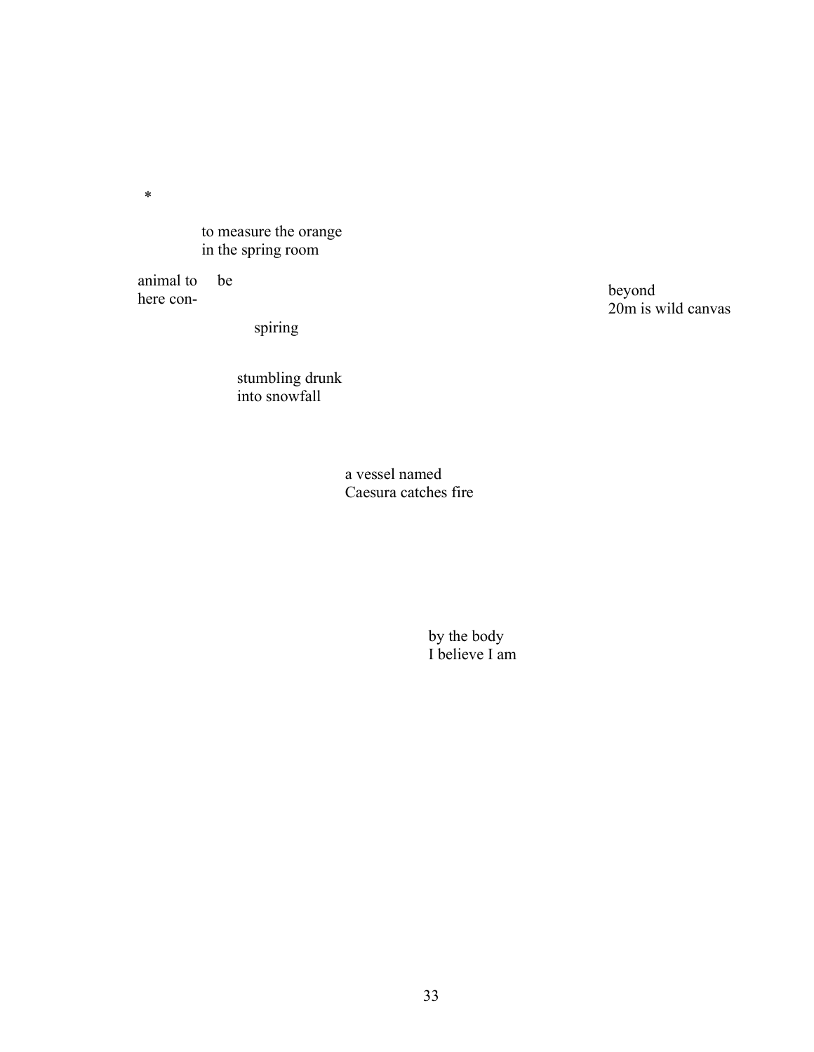*

to measure the orange
in the spring room

animal to    be
here con-

beyond
20m is wild canvas

spiring

stumbling drunk
into snowfall

a vessel named
Caesura catches fire

by the body
I believe I am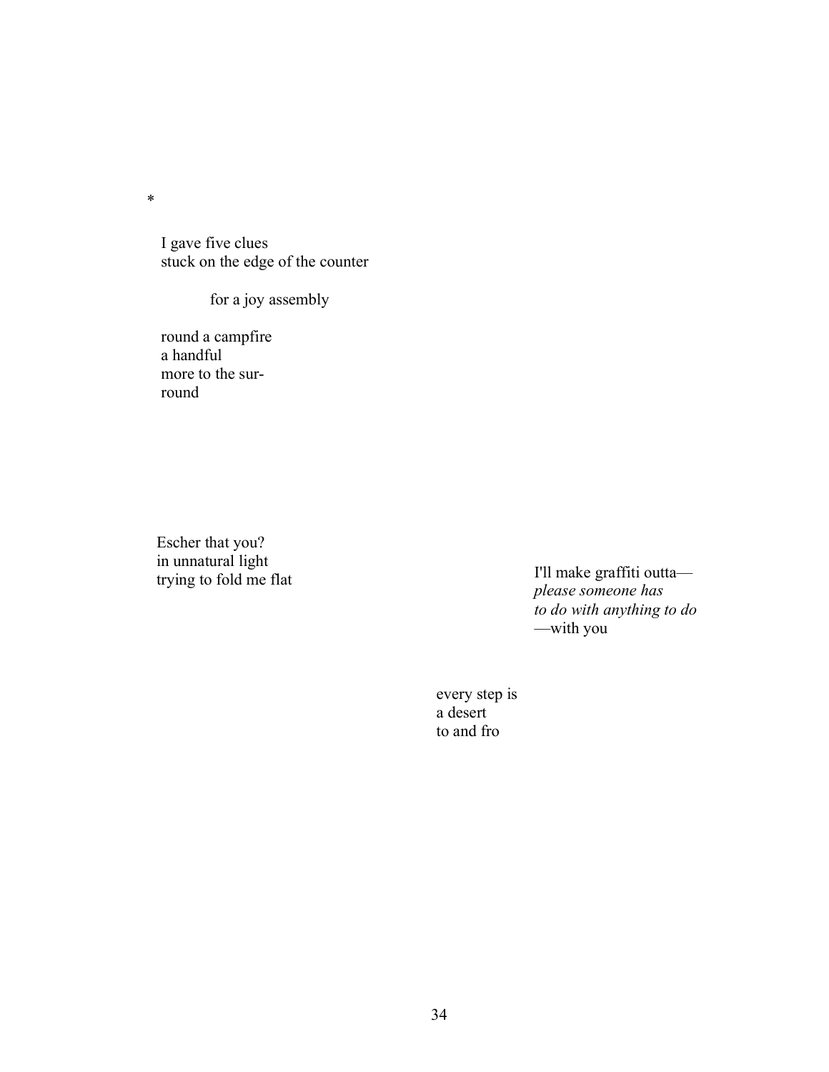*

I gave five clues  
stuck on the edge of the counter

&nbsp;&nbsp;&nbsp;&nbsp;&nbsp;&nbsp;&nbsp;&nbsp;&nbsp;&nbsp;for a joy assembly

round a campfire  
a handful  
more to the sur-  
round

Escher that you?  
in unnatural light  
trying to fold me flat

I'll make graffiti outta—  
*please someone has*  
*to do with anything to do*  
—with you

every step is  
a desert  
to and fro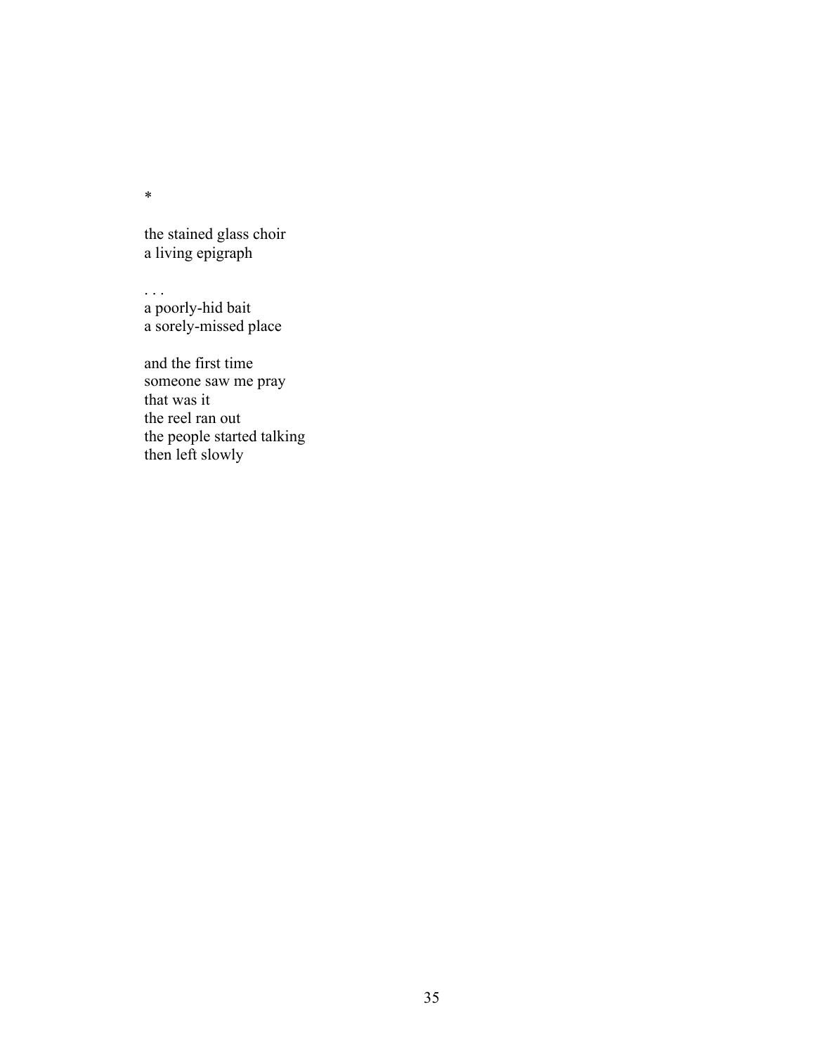*

the stained glass choir  
a living epigraph

. . .  
a poorly-hid bait  
a sorely-missed place

and the first time  
someone saw me pray  
that was it  
the reel ran out  
the people started talking  
then left slowly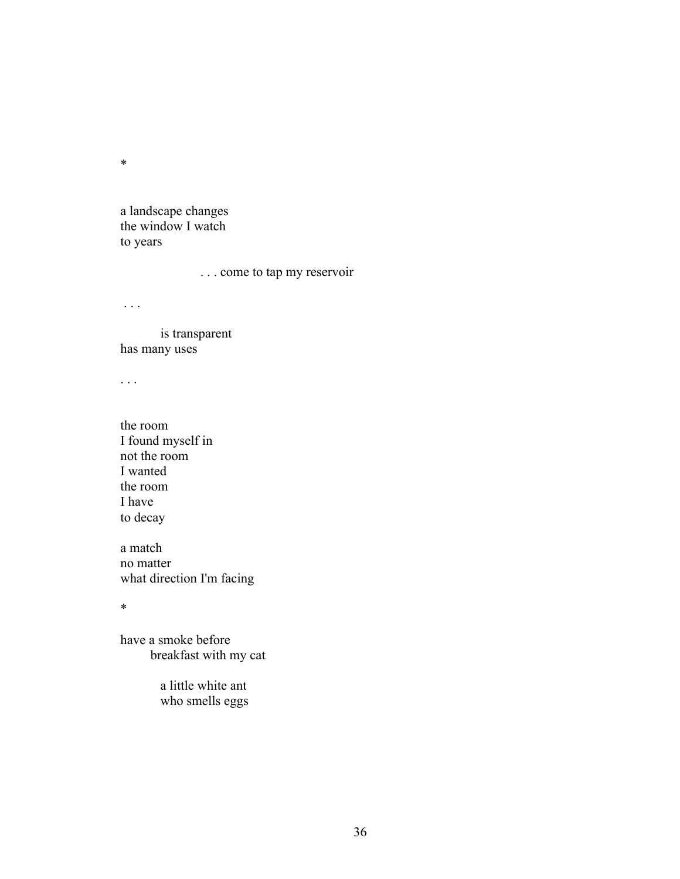*

a landscape changes
the window I watch
to years

. . . come to tap my reservoir

. . .

is transparent
has many uses

. . .

the room
I found myself in
not the room
I wanted
the room
I have
to decay

a match
no matter
what direction I'm facing

*

have a smoke before
breakfast with my cat

a little white ant
who smells eggs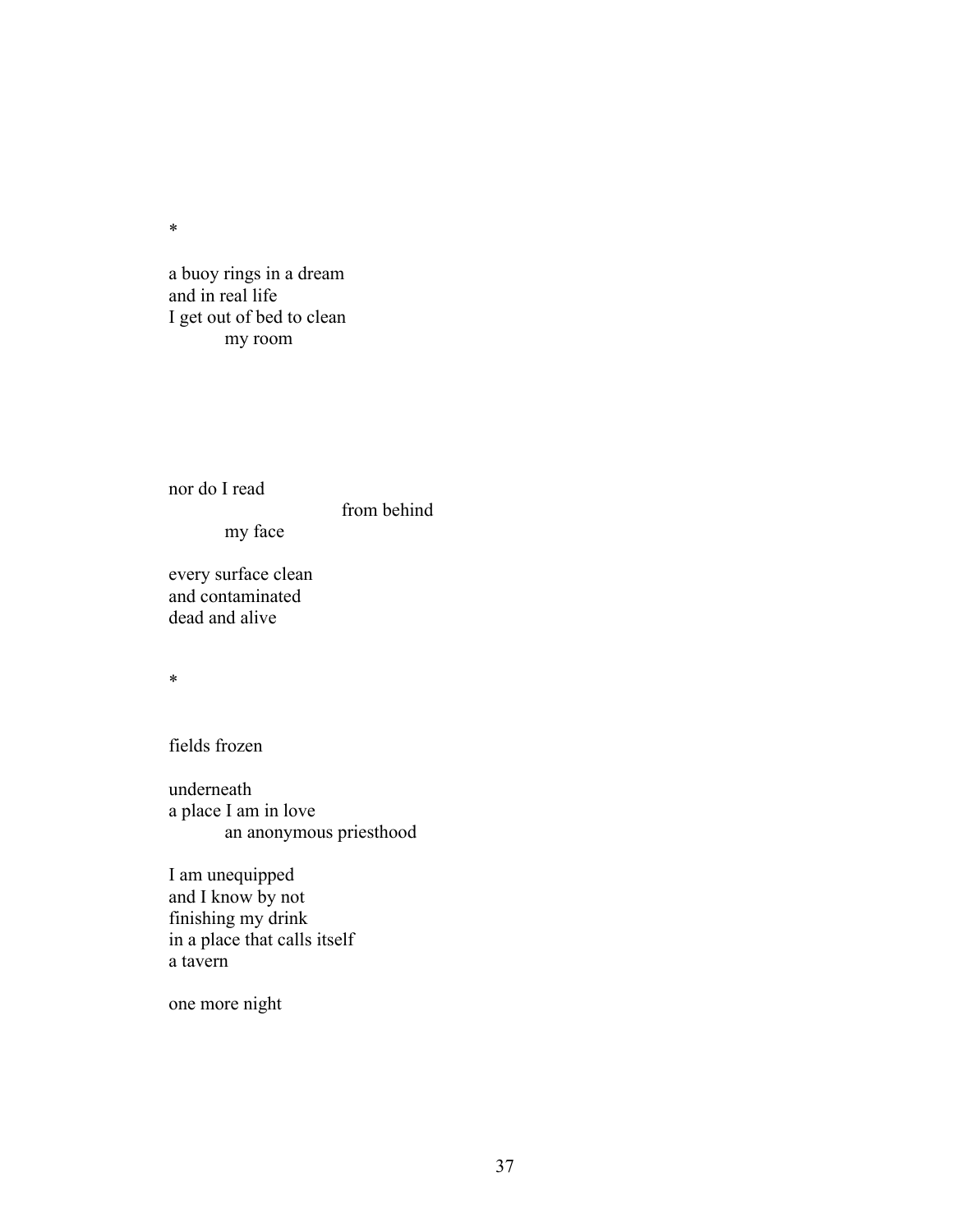*

a buoy rings in a dream  
and in real life  
I get out of bed to clean  
&nbsp;&nbsp;&nbsp;&nbsp;&nbsp;&nbsp;&nbsp;&nbsp;&nbsp;&nbsp;my room

nor do I read  
&nbsp;&nbsp;&nbsp;&nbsp;&nbsp;&nbsp;&nbsp;&nbsp;&nbsp;&nbsp;&nbsp;&nbsp;&nbsp;&nbsp;&nbsp;&nbsp;&nbsp;&nbsp;&nbsp;&nbsp;&nbsp;&nbsp;&nbsp;&nbsp;&nbsp;&nbsp;&nbsp;&nbsp;&nbsp;&nbsp;from behind  
&nbsp;&nbsp;&nbsp;&nbsp;&nbsp;&nbsp;&nbsp;&nbsp;&nbsp;&nbsp;my face

every surface clean  
and contaminated  
dead and alive

*

fields frozen

underneath  
a place I am in love  
&nbsp;&nbsp;&nbsp;&nbsp;&nbsp;&nbsp;&nbsp;&nbsp;&nbsp;&nbsp;an anonymous priesthood

I am unequipped  
and I know by not  
finishing my drink  
in a place that calls itself  
a tavern

one more night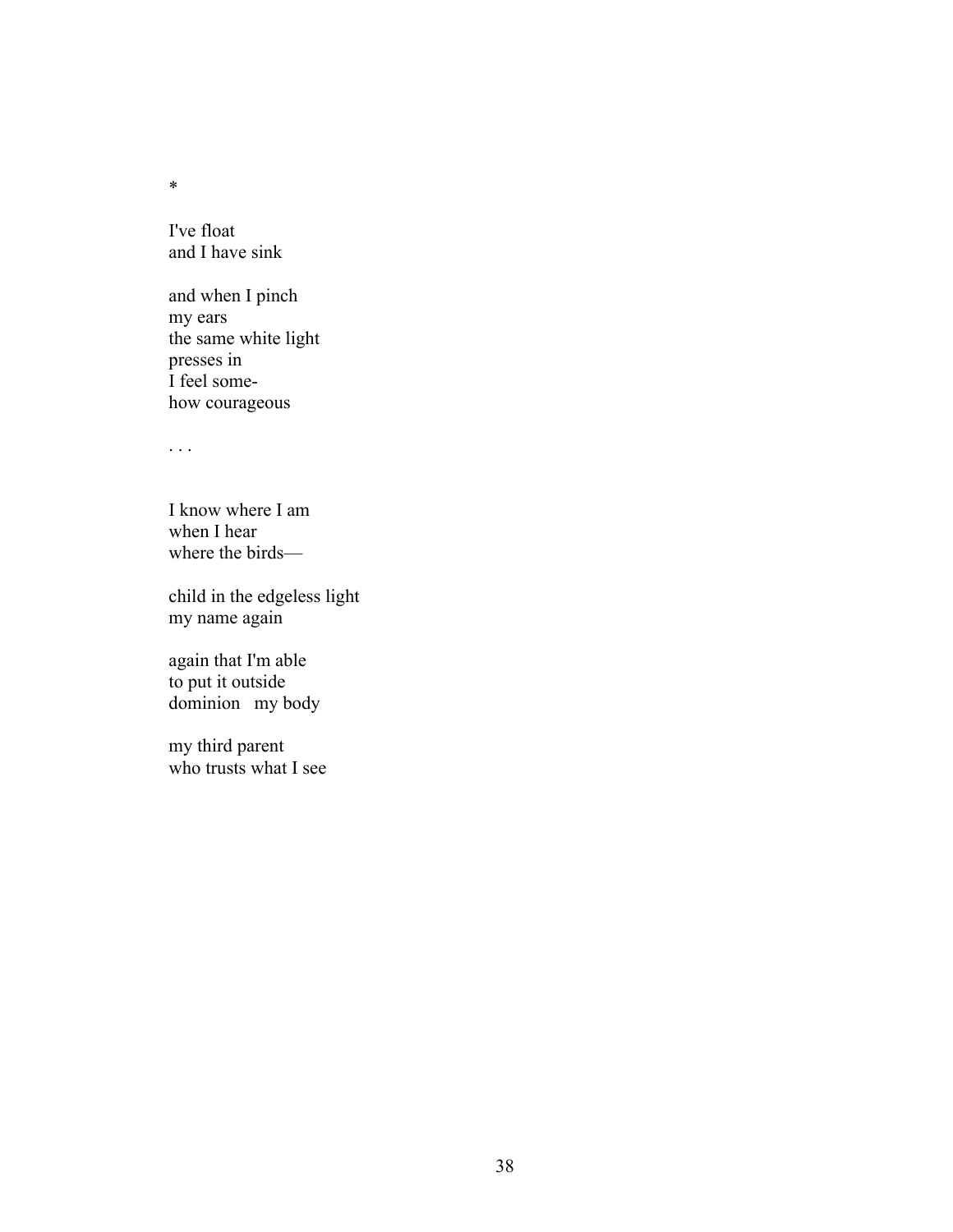*

I've float  
and I have sink

and when I pinch  
my ears  
the same white light  
presses in  
I feel some-  
how courageous

. . .

I know where I am  
when I hear  
where the birds—

child in the edgeless light  
my name again

again that I'm able  
to put it outside  
dominion   my body

my third parent  
who trusts what I see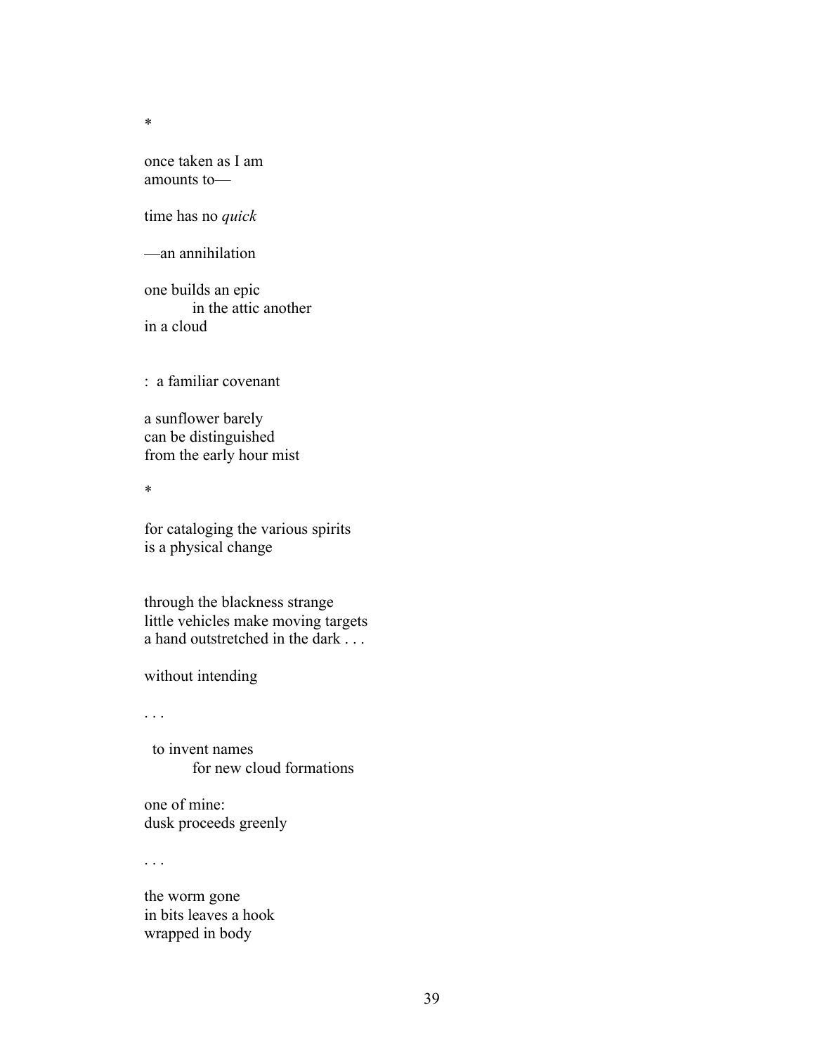*

once taken as I am
amounts to—

time has no *quick*

—an annihilation

one builds an epic
&emsp;&emsp;&emsp;in the attic another
in a cloud

:  a familiar covenant

a sunflower barely
can be distinguished
from the early hour mist

*

for cataloging the various spirits
is a physical change

through the blackness strange
little vehicles make moving targets
a hand outstretched in the dark . . .

without intending

. . .

&nbsp;&nbsp;to invent names
&emsp;&emsp;&emsp;for new cloud formations

one of mine:
dusk proceeds greenly

. . .

the worm gone
in bits leaves a hook
wrapped in body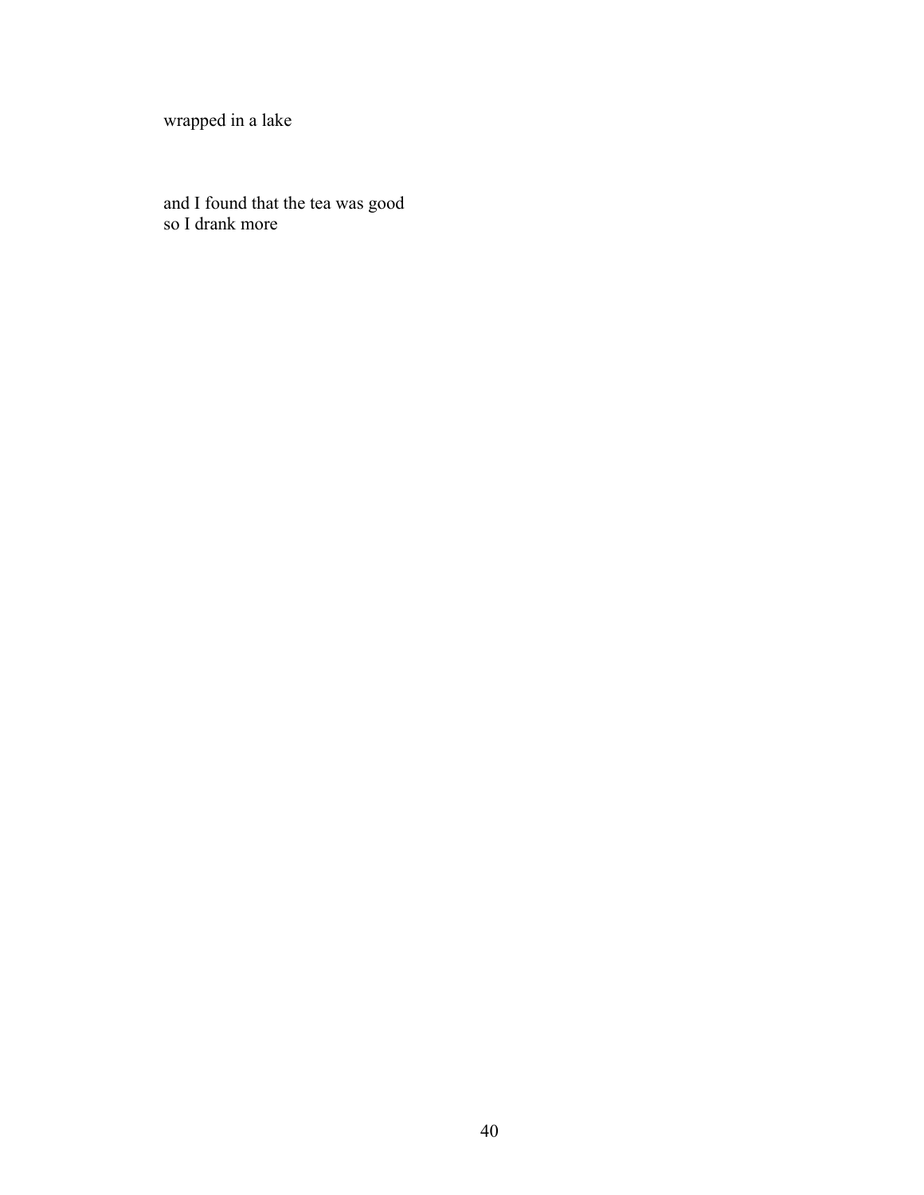wrapped in a lake

and I found that the tea was good
so I drank more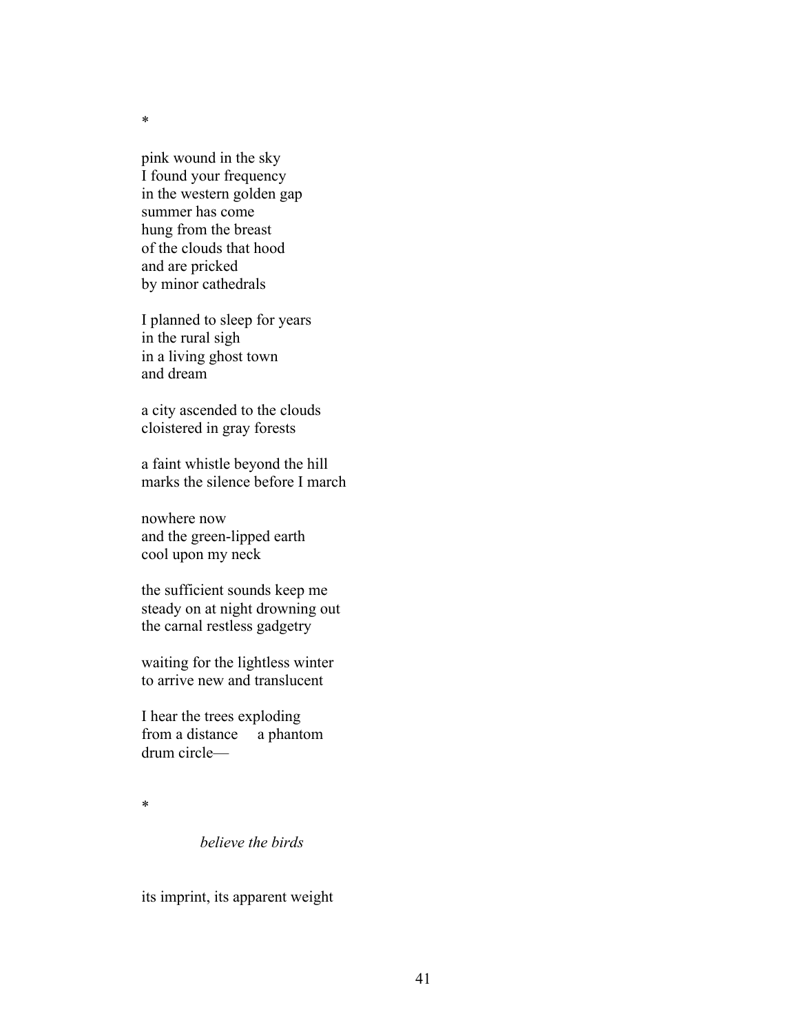*

pink wound in the sky  
I found your frequency  
in the western golden gap  
summer has come  
hung from the breast  
of the clouds that hood  
and are pricked  
by minor cathedrals

I planned to sleep for years  
in the rural sigh  
in a living ghost town  
and dream

a city ascended to the clouds  
cloistered in gray forests

a faint whistle beyond the hill  
marks the silence before I march

nowhere now  
and the green-lipped earth  
cool upon my neck

the sufficient sounds keep me  
steady on at night drowning out  
the carnal restless gadgetry

waiting for the lightless winter  
to arrive new and translucent

I hear the trees exploding  
from a distance     a phantom  
drum circle—

*

*believe the birds*

its imprint, its apparent weight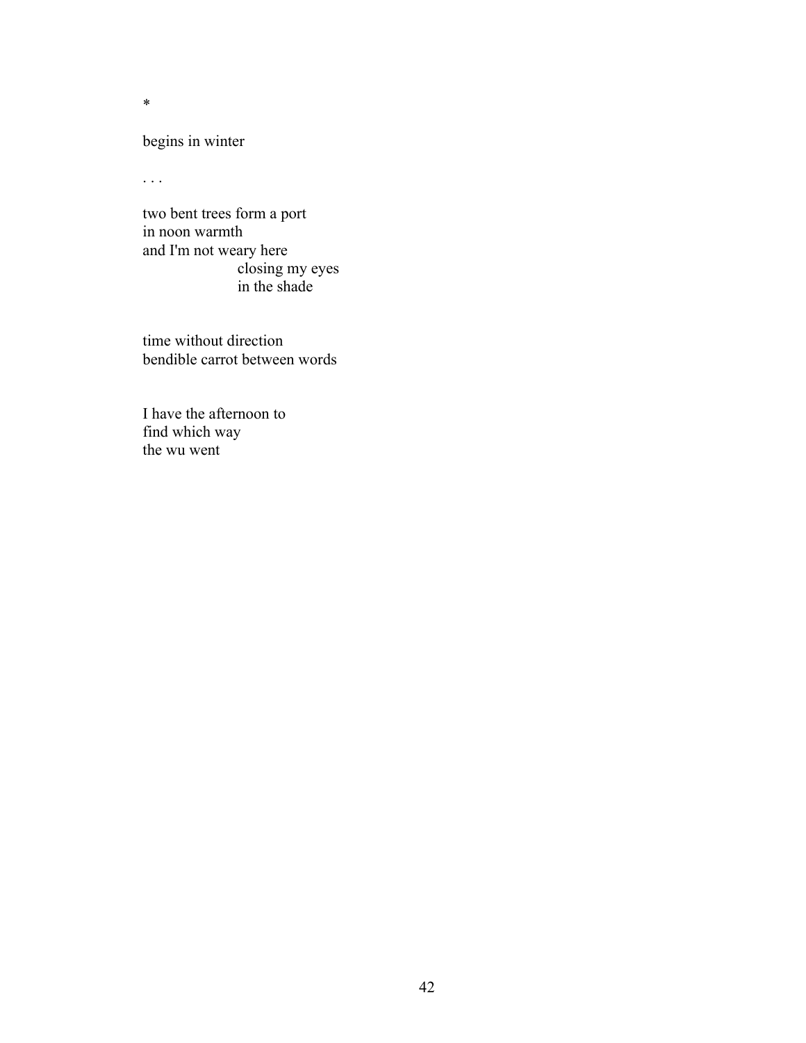*

begins in winter

. . .

two bent trees form a port
in noon warmth
and I'm not weary here
                    closing my eyes
                    in the shade

time without direction
bendible carrot between words

I have the afternoon to
find which way
the wu went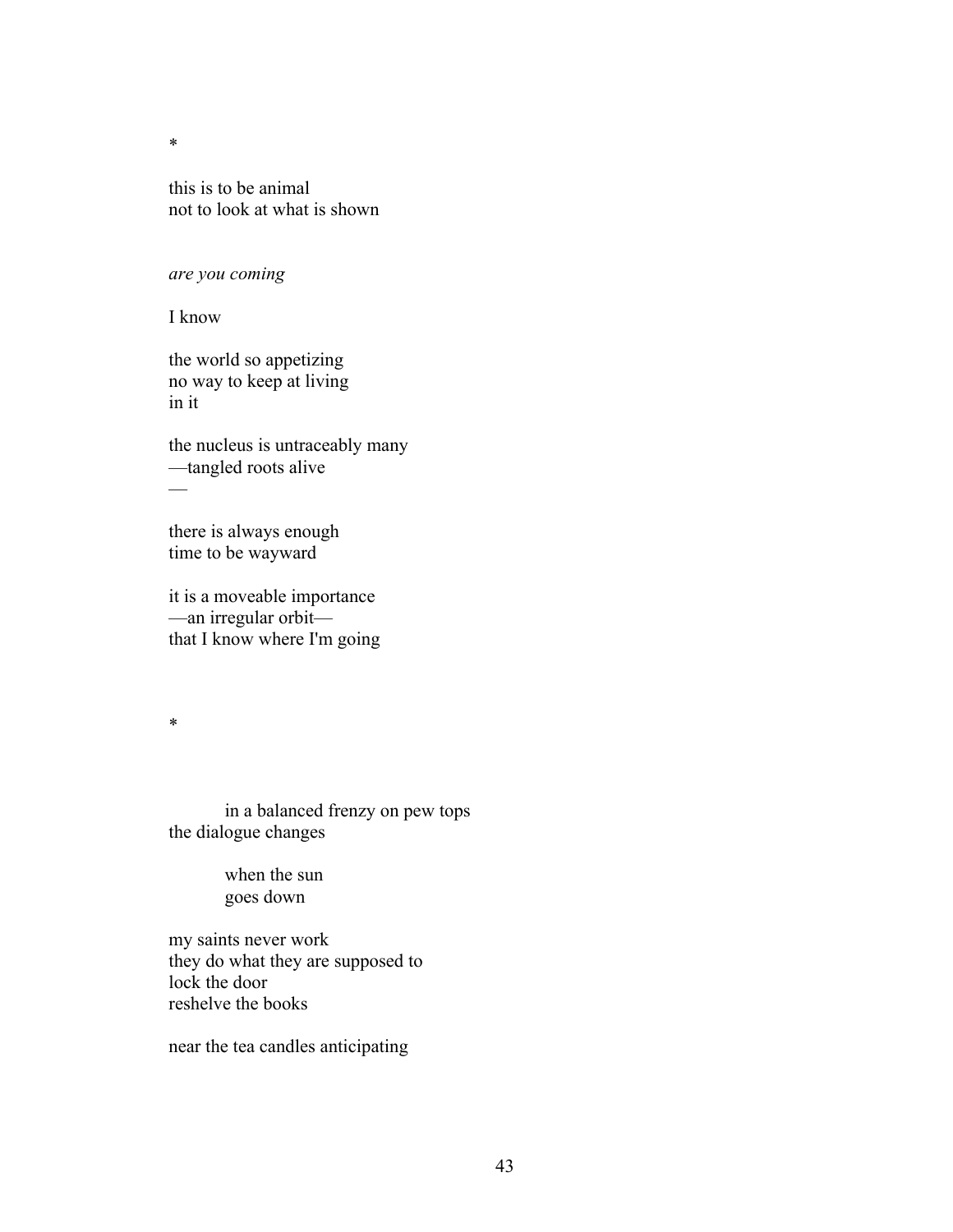*

this is to be animal  
not to look at what is shown

*are you coming*

I know

the world so appetizing  
no way to keep at living  
in it

the nucleus is untraceably many  
—tangled roots alive  
—

there is always enough  
time to be wayward

it is a moveable importance  
—an irregular orbit—  
that I know where I'm going

*

&emsp;&emsp;&emsp;in a balanced frenzy on pew tops  
the dialogue changes

&emsp;&emsp;&emsp;when the sun  
&emsp;&emsp;&emsp;goes down

my saints never work  
they do what they are supposed to  
lock the door  
reshelve the books

near the tea candles anticipating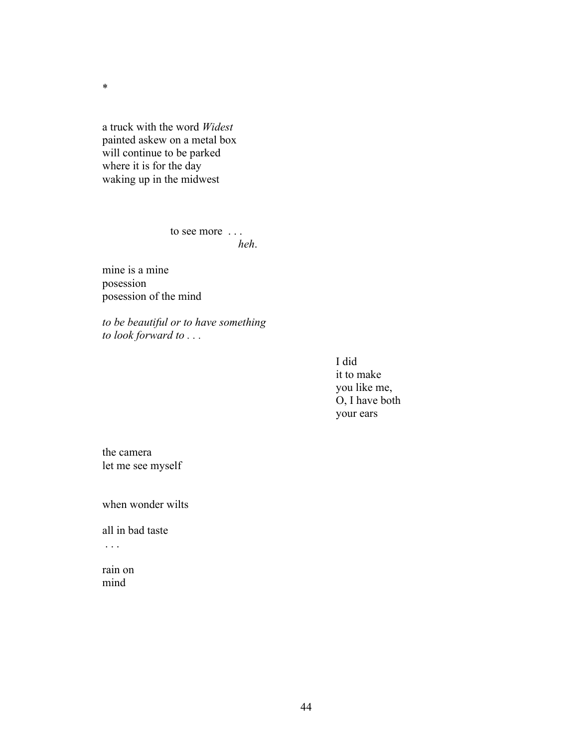*

a truck with the word *Widest*
painted askew on a metal box
will continue to be parked
where it is for the day
waking up in the midwest

to see more . . .
*heh*.

mine is a mine
posession
posession of the mind

*to be beautiful or to have something*
*to look forward to . . .*

I did
it to make
you like me,
O, I have both
your ears

the camera
let me see myself

when wonder wilts

all in bad taste
. . .

rain on
mind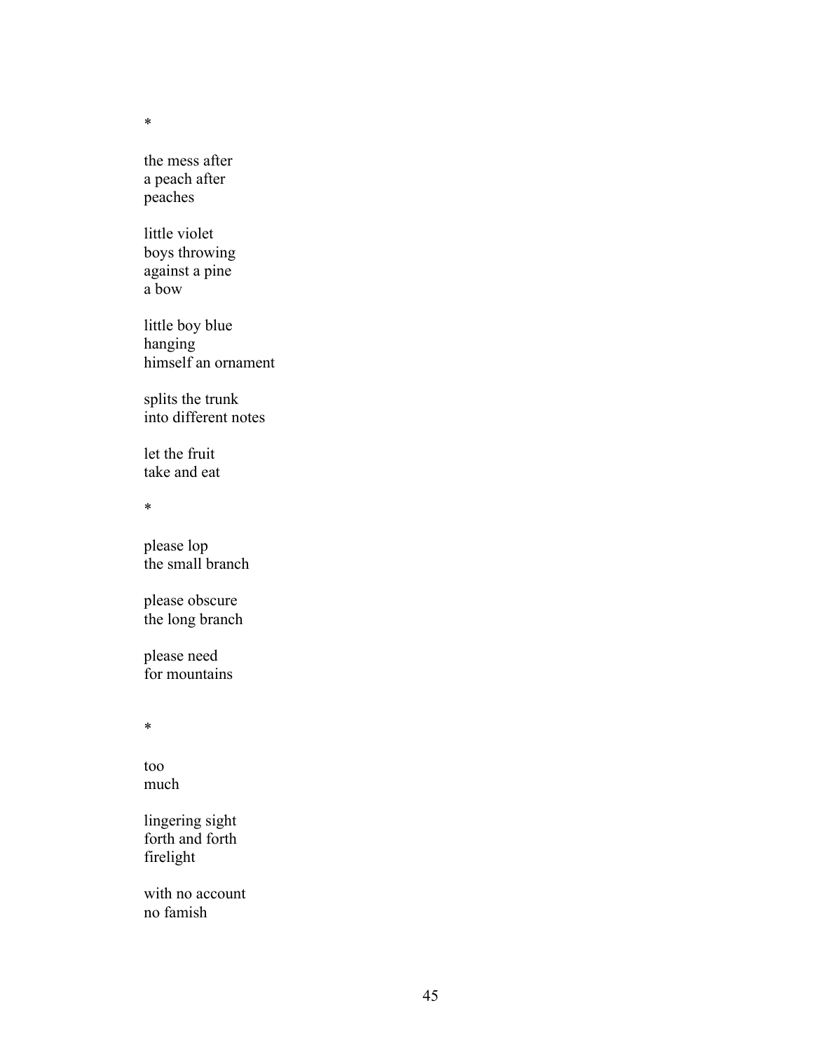*

the mess after  
a peach after  
peaches

little violet  
boys throwing  
against a pine  
a bow

little boy blue  
hanging  
himself an ornament

splits the trunk  
into different notes

let the fruit  
take and eat

*

please lop  
the small branch

please obscure  
the long branch

please need  
for mountains

*

too  
much

lingering sight  
forth and forth  
firelight

with no account  
no famish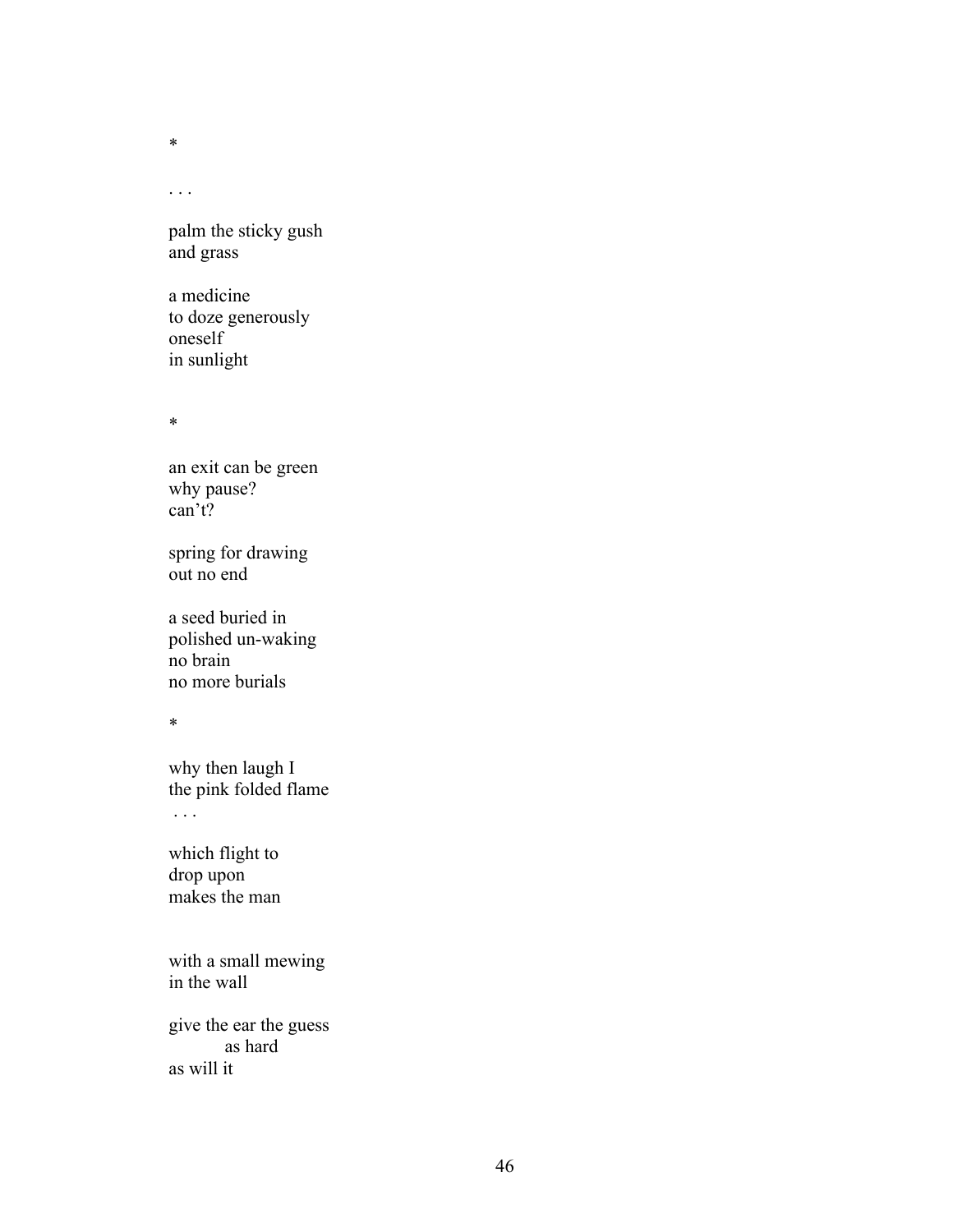*

. . .

palm the sticky gush  
and grass

a medicine  
to doze generously  
oneself  
in sunlight

*

an exit can be green  
why pause?  
can't?

spring for drawing  
out no end

a seed buried in  
polished un-waking  
no brain  
no more burials

*

why then laugh I  
the pink folded flame  
. . .

which flight to  
drop upon  
makes the man

with a small mewing  
in the wall

give the ear the guess  
&nbsp;&nbsp;&nbsp;&nbsp;&nbsp;&nbsp;&nbsp;&nbsp;&nbsp;&nbsp;&nbsp;as hard  
as will it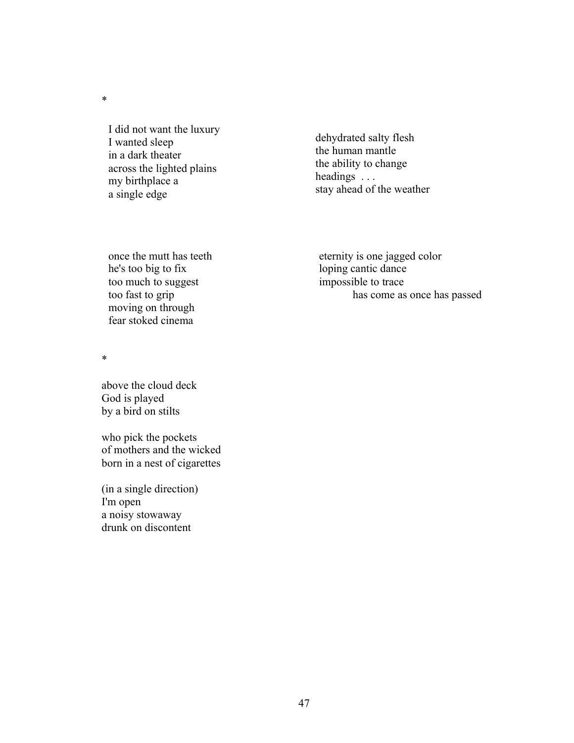*

I did not want the luxury
I wanted sleep
in a dark theater
across the lighted plains
my birthplace a
a single edge

dehydrated salty flesh
the human mantle
the ability to change
headings . . .
stay ahead of the weather

once the mutt has teeth
he's too big to fix
too much to suggest
too fast to grip
moving on through
fear stoked cinema

eternity is one jagged color
loping cantic dance
impossible to trace
        has come as once has passed

*

above the cloud deck
God is played
by a bird on stilts

who pick the pockets
of mothers and the wicked
born in a nest of cigarettes

(in a single direction)
I'm open
a noisy stowaway
drunk on discontent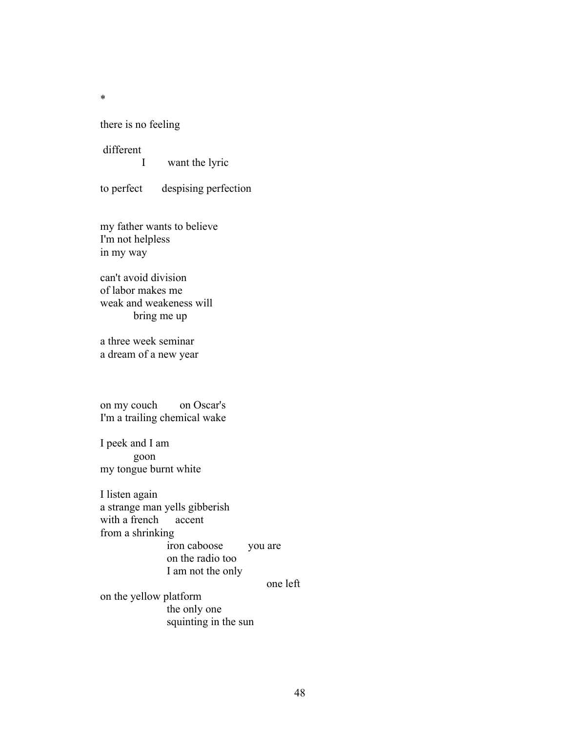*

there is no feeling

 different
            I       want the lyric

to perfect      despising perfection

my father wants to believe
I'm not helpless
in my way

can't avoid division
of labor makes me
weak and weakeness will
          bring me up

a three week seminar
a dream of a new year

on my couch       on Oscar's
I'm a trailing chemical wake

I peek and I am
          goon
my tongue burnt white

I listen again
a strange man yells gibberish
with a french      accent
from a shrinking
                    iron caboose        you are
                    on the radio too
                    I am not the only
                                                  one left
on the yellow platform
                    the only one
                    squinting in the sun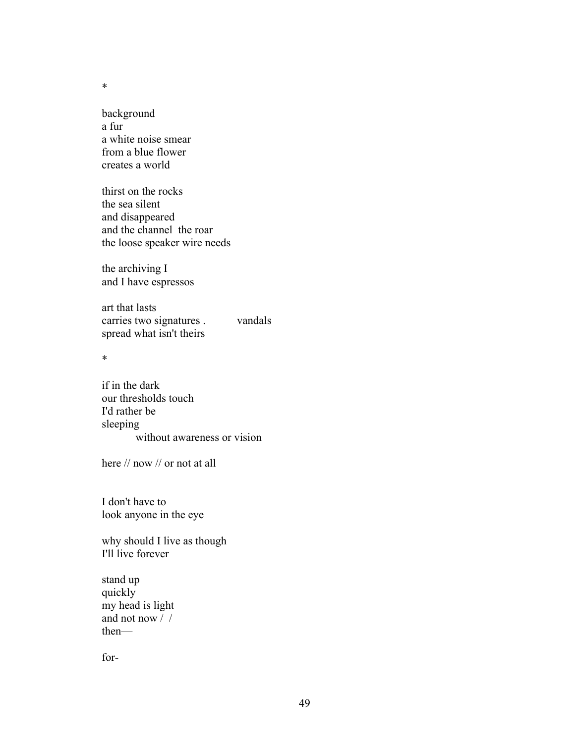*

background  
a fur  
a white noise smear  
from a blue flower  
creates a world

thirst on the rocks  
the sea silent  
and disappeared  
and the channel  the roar  
the loose speaker wire needs

the archiving I  
and I have espressos

art that lasts  
carries two signatures .          vandals  
spread what isn't theirs

*

if in the dark  
our thresholds touch  
I'd rather be  
sleeping  
          without awareness or vision

here // now // or not at all

I don't have to  
look anyone in the eye

why should I live as though  
I'll live forever

stand up  
quickly  
my head is light  
and not now /  /  
then—

for-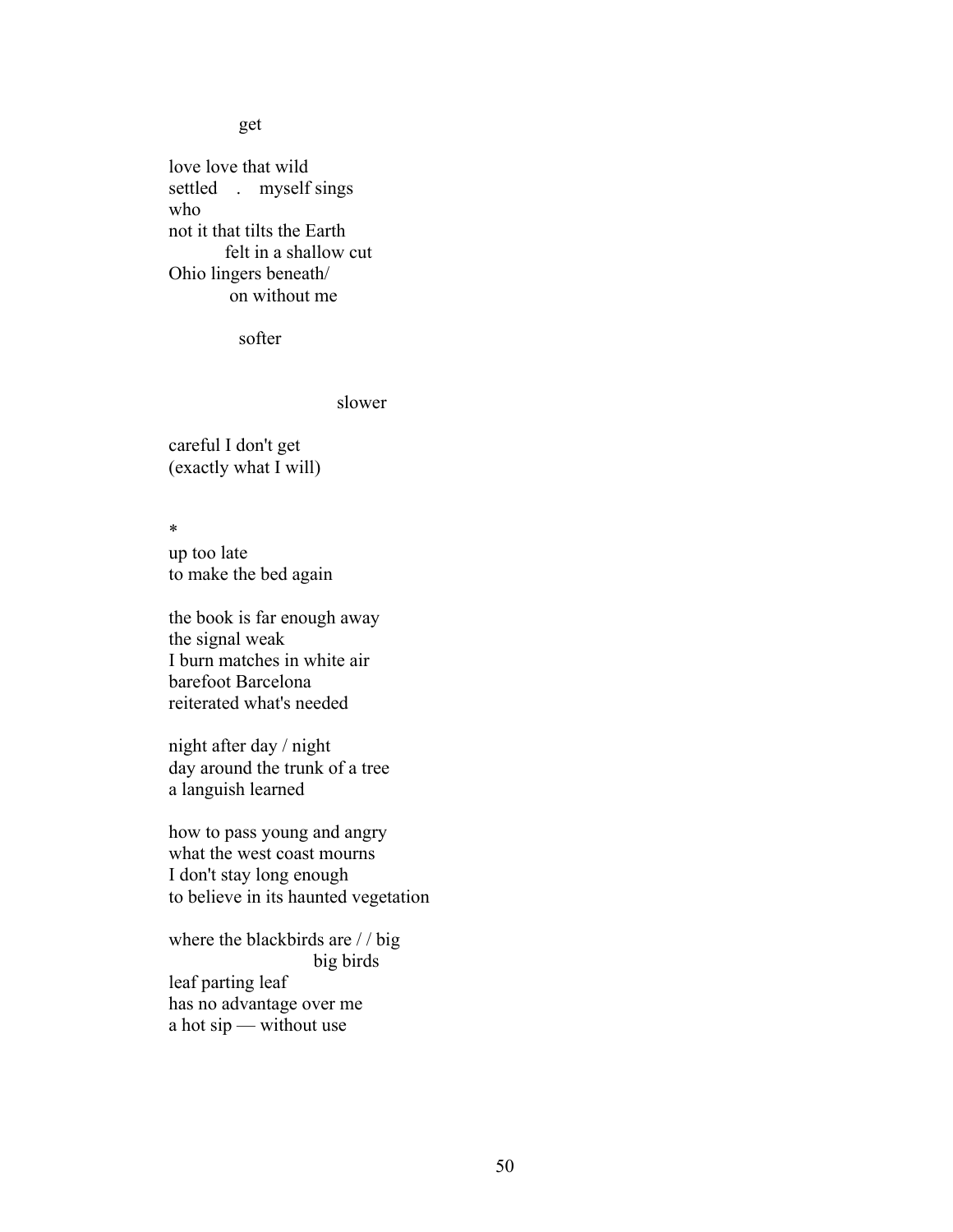get

love love that wild  
settled . myself sings  
who  
not it that tilts the Earth  
felt in a shallow cut  
Ohio lingers beneath/  
on without me

softer

slower

careful I don't get  
(exactly what I will)

*

up too late  
to make the bed again

the book is far enough away  
the signal weak  
I burn matches in white air  
barefoot Barcelona  
reiterated what's needed

night after day / night  
day around the trunk of a tree  
a languish learned

how to pass young and angry  
what the west coast mourns  
I don't stay long enough  
to believe in its haunted vegetation

where the blackbirds are / / big  
big birds  
leaf parting leaf  
has no advantage over me  
a hot sip — without use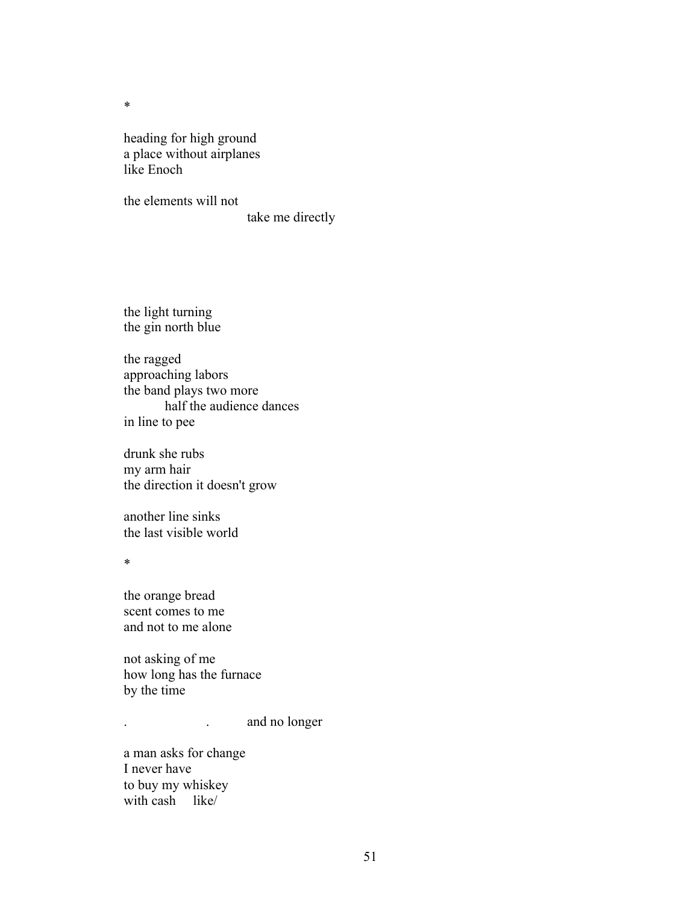*

heading for high ground
a place without airplanes
like Enoch

the elements will not
                                        take me directly

the light turning
the gin north blue

the ragged
approaching labors
the band plays two more
        half the audience dances
in line to pee

drunk she rubs
my arm hair
the direction it doesn't grow

another line sinks
the last visible world

*

the orange bread
scent comes to me
and not to me alone

not asking of me
how long has the furnace
by the time

.                    .          and no longer

a man asks for change
I never have
to buy my whiskey
with cash     like/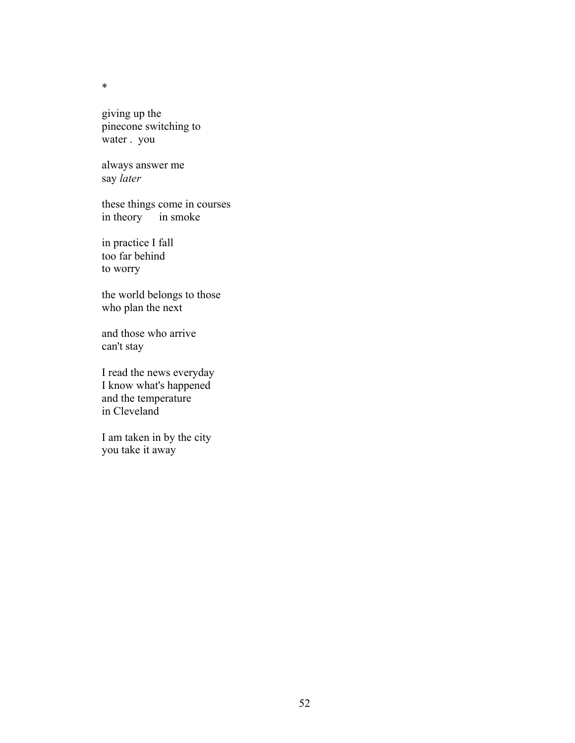*

giving up the  
pinecone switching to  
water .  you

always answer me  
say *later*

these things come in courses  
in theory      in smoke

in practice I fall  
too far behind  
to worry

the world belongs to those  
who plan the next

and those who arrive  
can't stay

I read the news everyday  
I know what's happened  
and the temperature  
in Cleveland

I am taken in by the city  
you take it away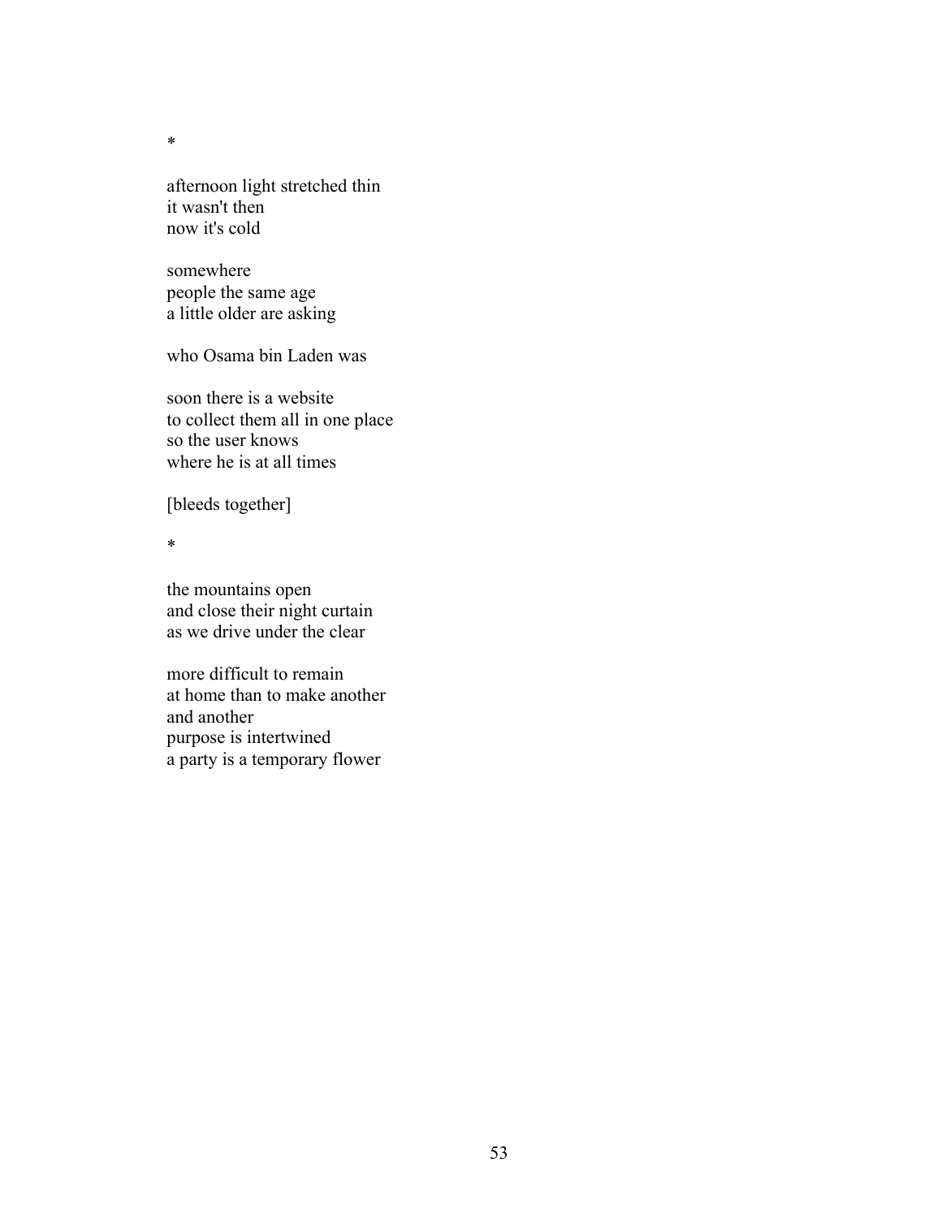*

afternoon light stretched thin  
it wasn't then  
now it's cold

somewhere  
people the same age  
a little older are asking

who Osama bin Laden was

soon there is a website  
to collect them all in one place  
so the user knows  
where he is at all times

[bleeds together]

*

the mountains open  
and close their night curtain  
as we drive under the clear

more difficult to remain  
at home than to make another  
and another  
purpose is intertwined  
a party is a temporary flower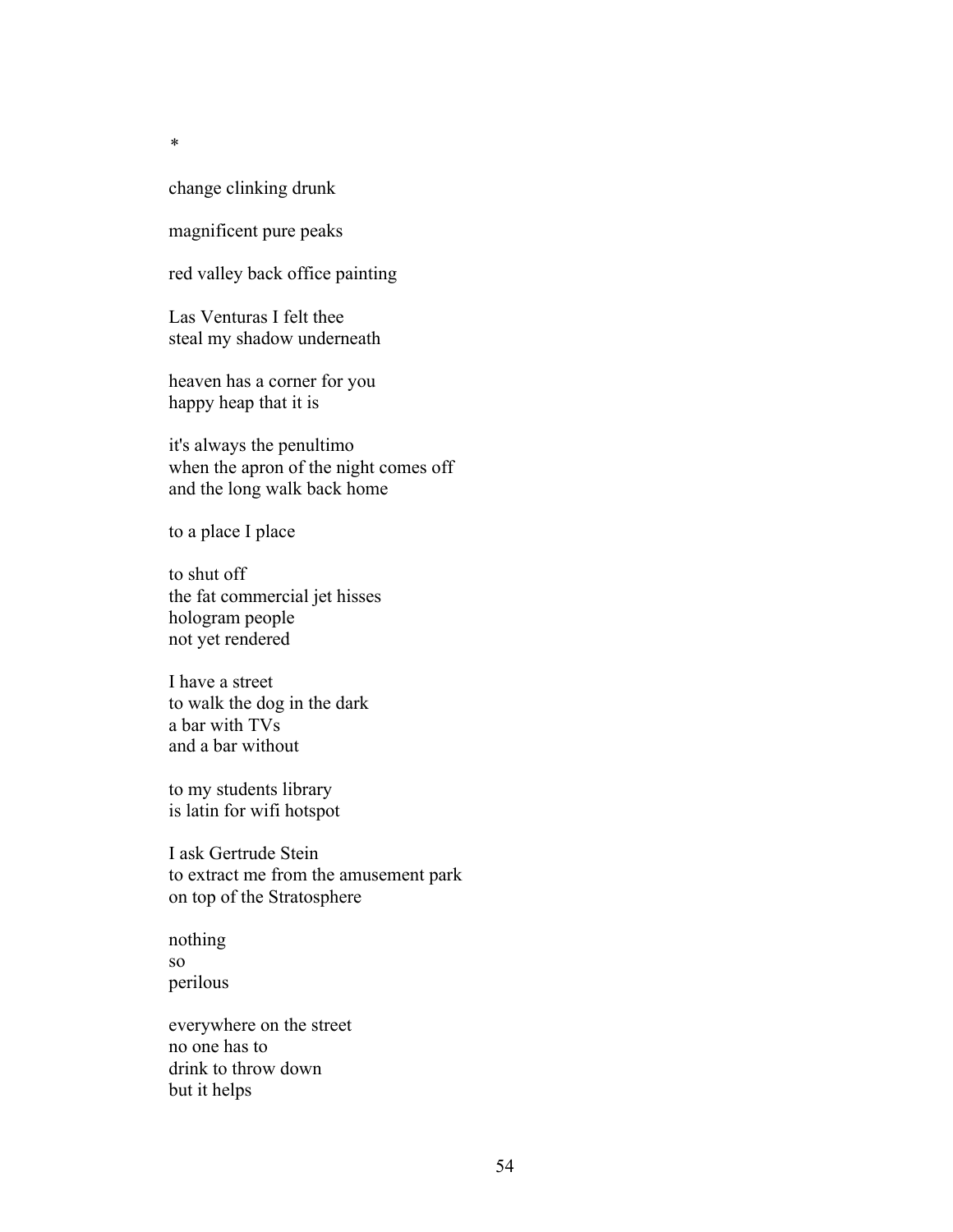*

change clinking drunk

magnificent pure peaks

red valley back office painting

Las Venturas I felt thee  
steal my shadow underneath

heaven has a corner for you  
happy heap that it is

it's always the penultimo  
when the apron of the night comes off  
and the long walk back home

to a place I place

to shut off  
the fat commercial jet hisses  
hologram people  
not yet rendered

I have a street  
to walk the dog in the dark  
a bar with TVs  
and a bar without

to my students library  
is latin for wifi hotspot

I ask Gertrude Stein  
to extract me from the amusement park  
on top of the Stratosphere

nothing  
so  
perilous

everywhere on the street  
no one has to  
drink to throw down  
but it helps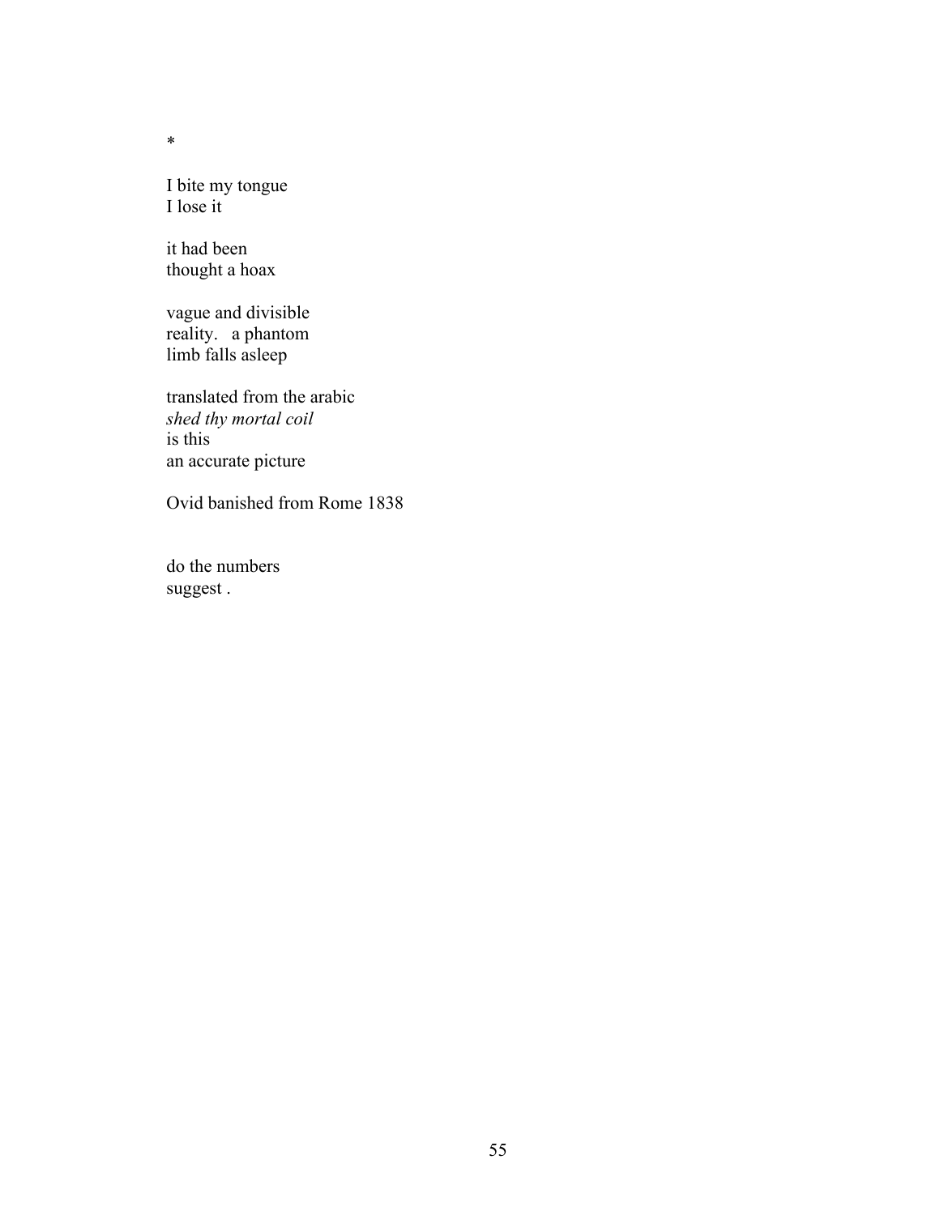*

I bite my tongue  
I lose it

it had been  
thought a hoax

vague and divisible  
reality.   a phantom  
limb falls asleep

translated from the arabic  
*shed thy mortal coil*  
is this  
an accurate picture

Ovid banished from Rome 1838

do the numbers  
suggest .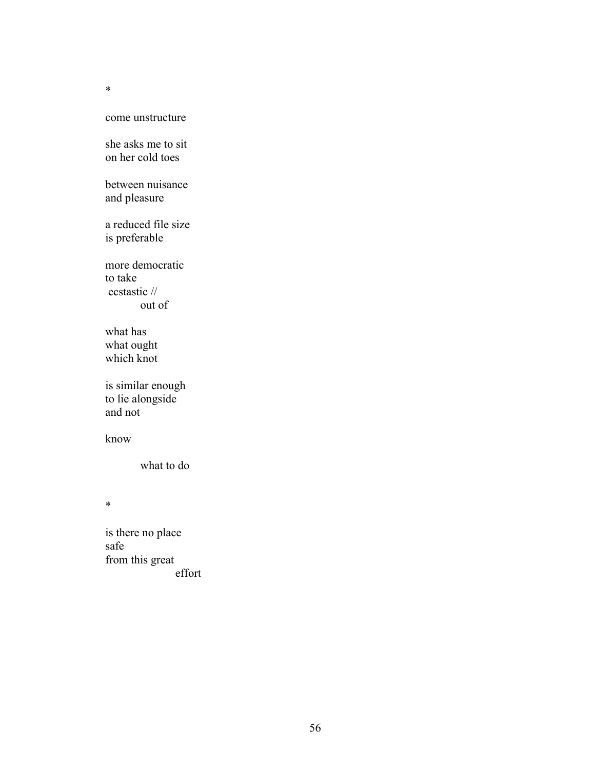*

come unstructure

she asks me to sit  
on her cold toes

between nuisance  
and pleasure

a reduced file size  
is preferable

more democratic  
to take  
&nbsp;ecstastic //  
&nbsp;&nbsp;&nbsp;&nbsp;&nbsp;&nbsp;&nbsp;&nbsp;&nbsp;&nbsp;out of

what has  
what ought  
which knot

is similar enough  
to lie alongside  
and not

know

&nbsp;&nbsp;&nbsp;&nbsp;&nbsp;&nbsp;&nbsp;&nbsp;&nbsp;&nbsp;what to do

*

is there no place  
safe  
from this great  
&nbsp;&nbsp;&nbsp;&nbsp;&nbsp;&nbsp;&nbsp;&nbsp;&nbsp;&nbsp;&nbsp;&nbsp;&nbsp;&nbsp;&nbsp;&nbsp;&nbsp;&nbsp;&nbsp;&nbsp;effort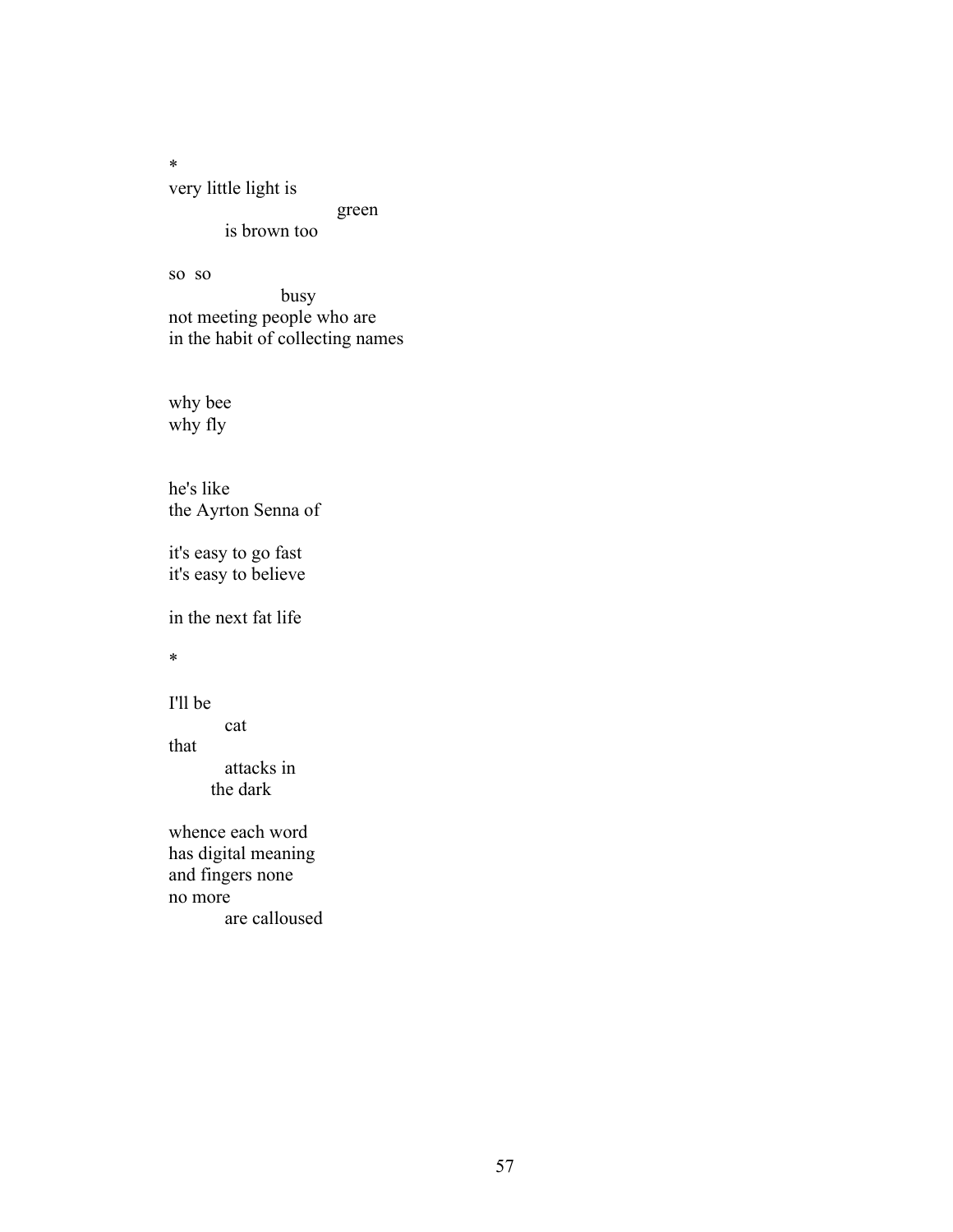*

very little light is
                                        green
            is brown too

so  so
                        busy
not meeting people who are
in the habit of collecting names

why bee
why fly

he's like
the Ayrton Senna of

it's easy to go fast
it's easy to believe

in the next fat life

*

I'll be
            cat
that
            attacks in
         the dark

whence each word
has digital meaning
and fingers none
no more
            are calloused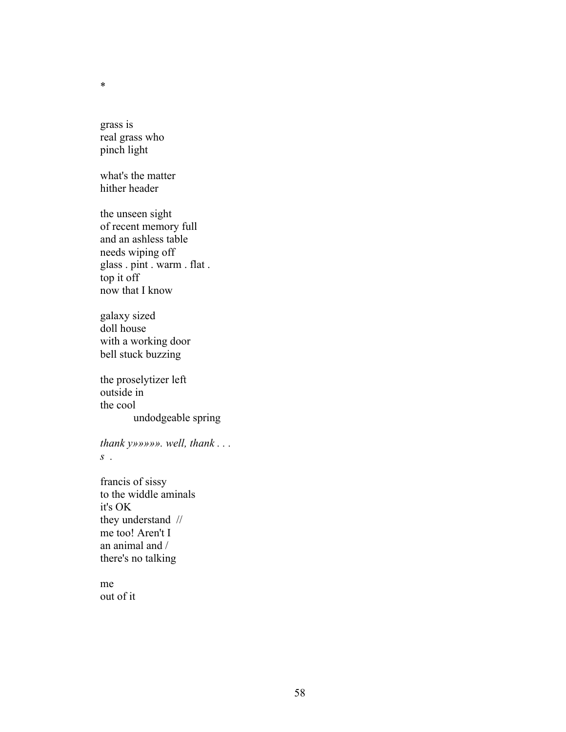*

grass is  
real grass who  
pinch light

what's the matter  
hither header

the unseen sight  
of recent memory full  
and an ashless table  
needs wiping off  
glass . pint . warm . flat .  
top it off  
now that I know

galaxy sized  
doll house  
with a working door  
bell stuck buzzing

the proselytizer left  
outside in  
the cool  
        undodgeable spring

*thank y»»»». well, thank . . .*  
*s* .

francis of sissy  
to the widdle aminals  
it's OK  
they understand //  
me too! Aren't I  
an animal and /  
there's no talking

me  
out of it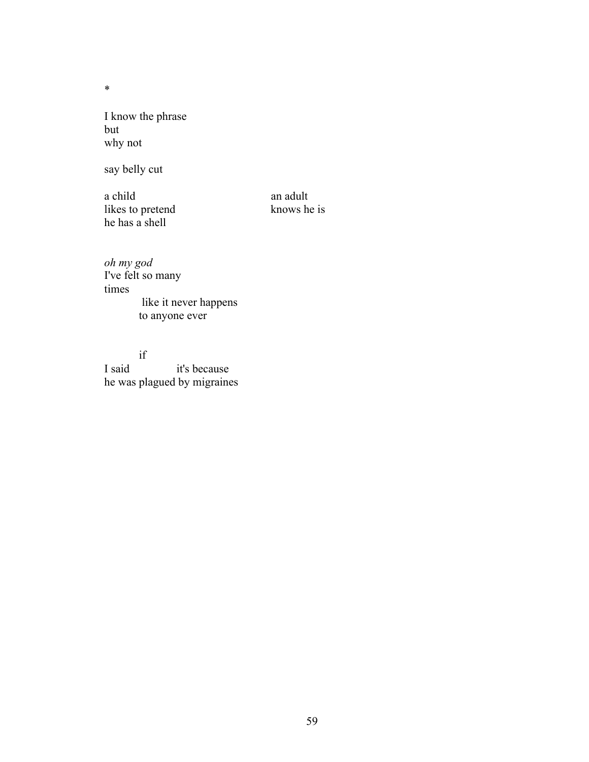*

I know the phrase  
but  
why not

say belly cut

a child  
likes to pretend  
he has a shell

an adult  
knows he is

*oh my god*  
I've felt so many  
times  
&nbsp;&nbsp;&nbsp;&nbsp;&nbsp;&nbsp;&nbsp;&nbsp;&nbsp;&nbsp;&nbsp;like it never happens  
&nbsp;&nbsp;&nbsp;&nbsp;&nbsp;&nbsp;&nbsp;&nbsp;&nbsp;&nbsp;to anyone ever

&nbsp;&nbsp;&nbsp;&nbsp;&nbsp;&nbsp;&nbsp;&nbsp;&nbsp;&nbsp;if  
I said &nbsp;&nbsp;&nbsp;&nbsp;&nbsp;&nbsp;&nbsp;&nbsp;&nbsp;&nbsp;&nbsp;&nbsp;it's because  
he was plagued by migraines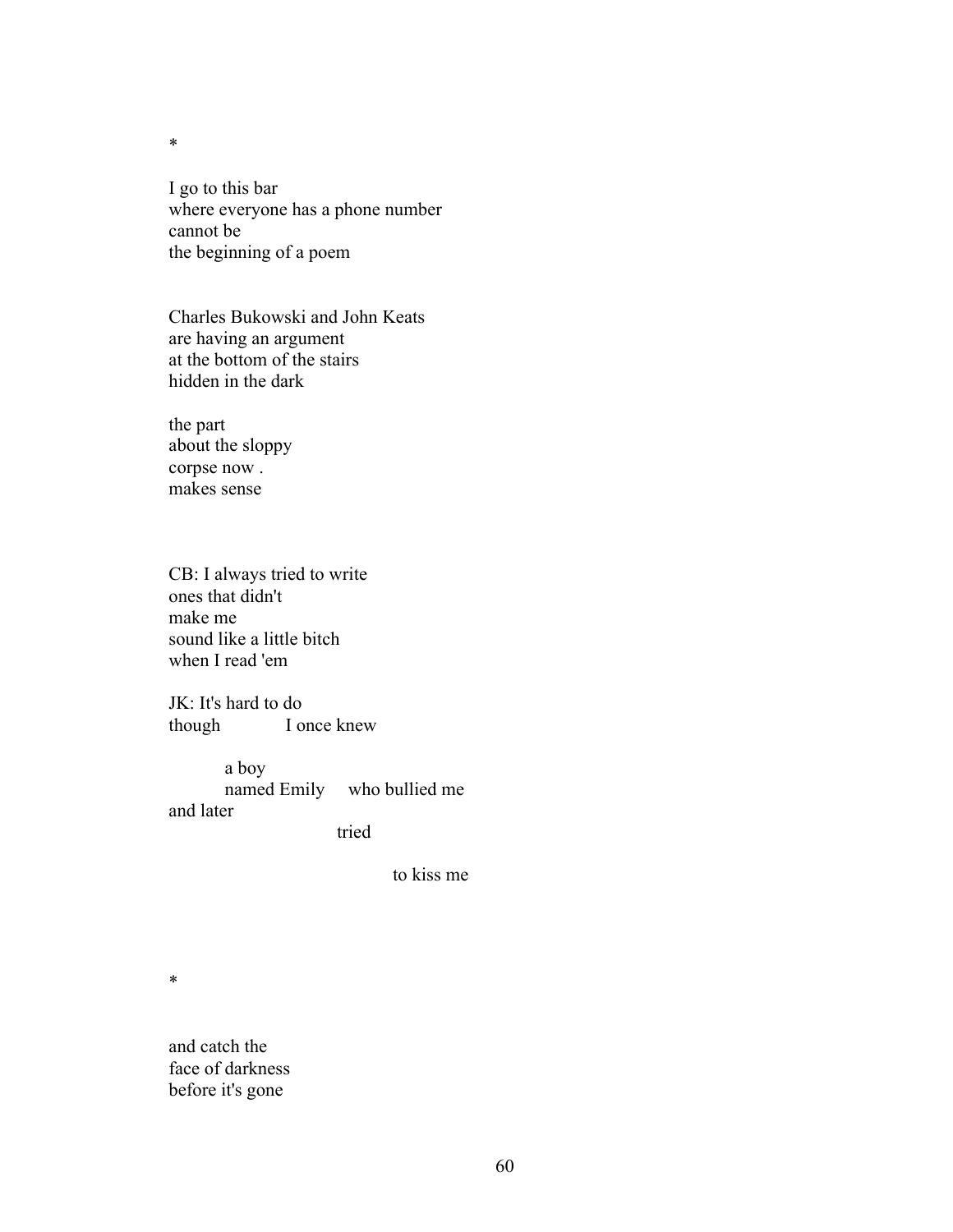*

I go to this bar  
where everyone has a phone number  
cannot be  
the beginning of a poem

Charles Bukowski and John Keats  
are having an argument  
at the bottom of the stairs  
hidden in the dark

the part  
about the sloppy  
corpse now .  
makes sense

CB: I always tried to write  
ones that didn't  
make me  
sound like a little bitch  
when I read 'em

JK: It's hard to do  
though &emsp;&emsp;&emsp; I once knew

&emsp;&emsp;&emsp;a boy  
&emsp;&emsp;&emsp;named Emily &emsp; who bullied me  
and later  
&emsp;&emsp;&emsp;&emsp;&emsp;&emsp;&emsp;&emsp;&emsp;&emsp;tried

&emsp;&emsp;&emsp;&emsp;&emsp;&emsp;&emsp;&emsp;&emsp;&emsp;&emsp;&emsp;&emsp;to kiss me

*

and catch the  
face of darkness  
before it's gone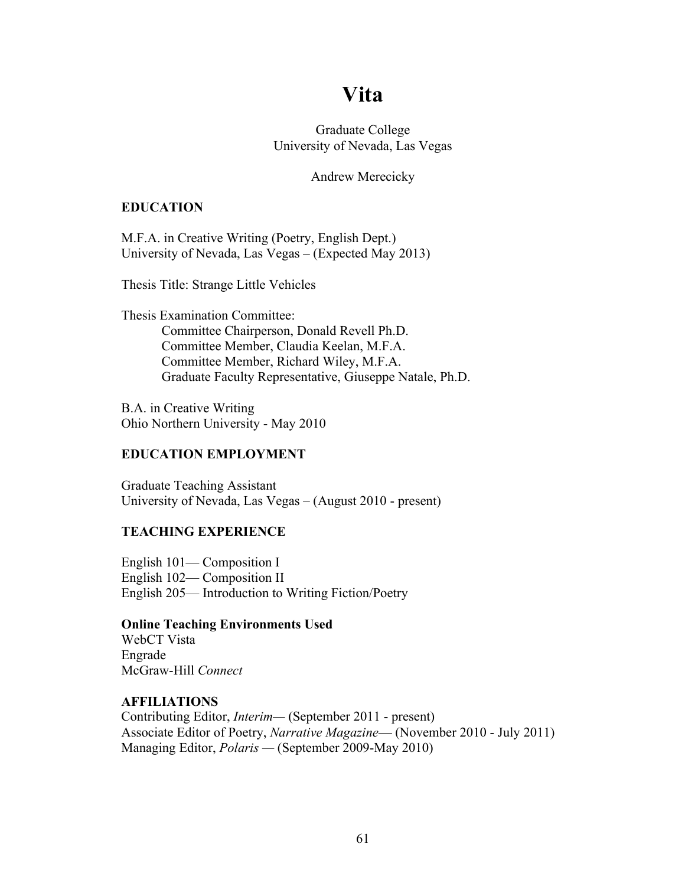# Vita

Graduate College
University of Nevada, Las Vegas

Andrew Merecicky

**EDUCATION**

M.F.A. in Creative Writing (Poetry, English Dept.)
University of Nevada, Las Vegas – (Expected May 2013)

Thesis Title: Strange Little Vehicles

Thesis Examination Committee:
- Committee Chairperson, Donald Revell Ph.D.
- Committee Member, Claudia Keelan, M.F.A.
- Committee Member, Richard Wiley, M.F.A.
- Graduate Faculty Representative, Giuseppe Natale, Ph.D.

B.A. in Creative Writing
Ohio Northern University - May 2010

**EDUCATION EMPLOYMENT**

Graduate Teaching Assistant
University of Nevada, Las Vegas – (August 2010 - present)

**TEACHING EXPERIENCE**

English 101— Composition I
English 102— Composition II
English 205— Introduction to Writing Fiction/Poetry

**Online Teaching Environments Used**
WebCT Vista
Engrade
McGraw-Hill *Connect*

**AFFILIATIONS**
Contributing Editor, *Interim*— (September 2011 - present)
Associate Editor of Poetry, *Narrative Magazine*— (November 2010 - July 2011)
Managing Editor, *Polaris* — (September 2009-May 2010)